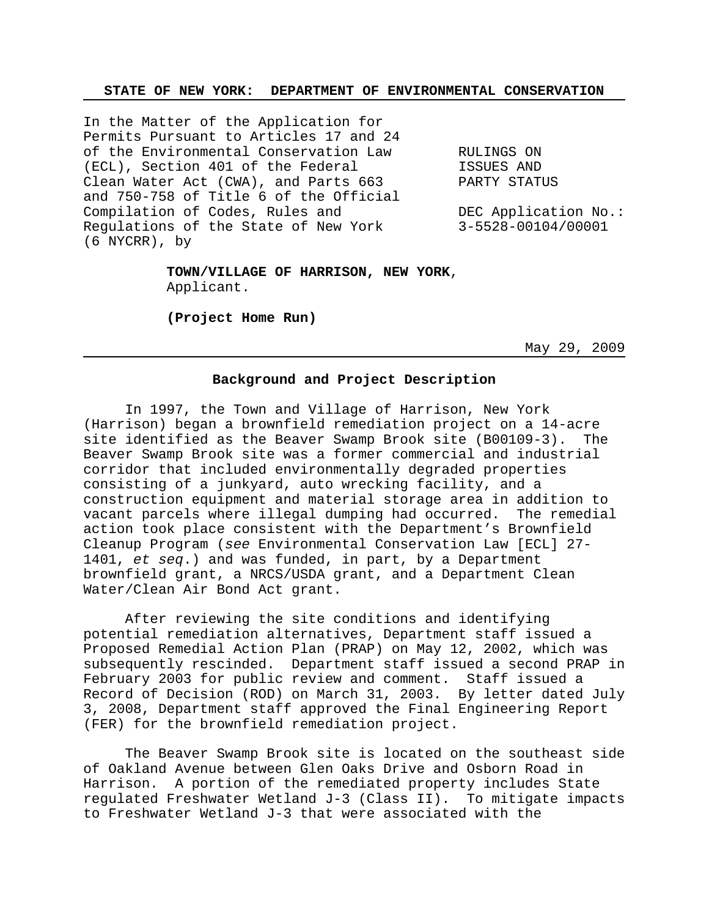**STATE OF NEW YORK: DEPARTMENT OF ENVIRONMENTAL CONSERVATION**

In the Matter of the Application for Permits Pursuant to Articles 17 and 24 of the Environmental Conservation Law (ECL), Section 401 of the Federal Clean Water Act (CWA), and Parts 663 and 750-758 of Title 6 of the Official Compilation of Codes, Rules and Regulations of the State of New York (6 NYCRR), by

**TOWN/VILLAGE OF HARRISON, NEW YORK**,
Applicant.

**(Project Home Run)**

RULINGS ON ISSUES AND PARTY STATUS

DEC Application No.: 3-5528-00104/00001

May 29, 2009

## Background and Project Description

In 1997, the Town and Village of Harrison, New York (Harrison) began a brownfield remediation project on a 14-acre site identified as the Beaver Swamp Brook site (B00109-3). The Beaver Swamp Brook site was a former commercial and industrial corridor that included environmentally degraded properties consisting of a junkyard, auto wrecking facility, and a construction equipment and material storage area in addition to vacant parcels where illegal dumping had occurred. The remedial action took place consistent with the Department's Brownfield Cleanup Program (*see* Environmental Conservation Law [ECL] 27-1401, *et seq*.) and was funded, in part, by a Department brownfield grant, a NRCS/USDA grant, and a Department Clean Water/Clean Air Bond Act grant.

After reviewing the site conditions and identifying potential remediation alternatives, Department staff issued a Proposed Remedial Action Plan (PRAP) on May 12, 2002, which was subsequently rescinded. Department staff issued a second PRAP in February 2003 for public review and comment. Staff issued a Record of Decision (ROD) on March 31, 2003. By letter dated July 3, 2008, Department staff approved the Final Engineering Report (FER) for the brownfield remediation project.

The Beaver Swamp Brook site is located on the southeast side of Oakland Avenue between Glen Oaks Drive and Osborn Road in Harrison. A portion of the remediated property includes State regulated Freshwater Wetland J-3 (Class II). To mitigate impacts to Freshwater Wetland J-3 that were associated with the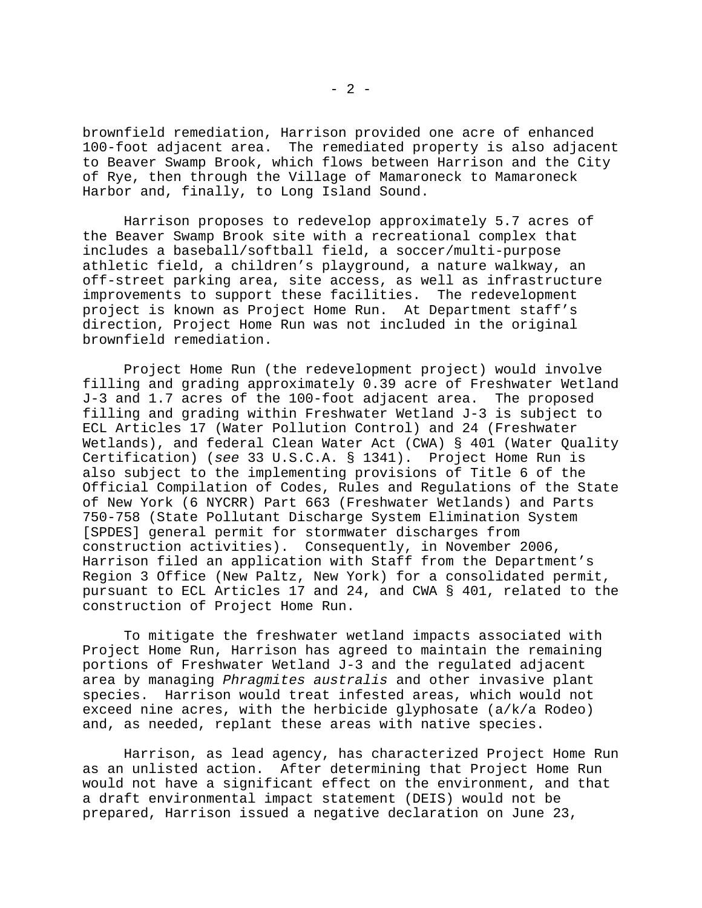brownfield remediation, Harrison provided one acre of enhanced 100-foot adjacent area. The remediated property is also adjacent to Beaver Swamp Brook, which flows between Harrison and the City of Rye, then through the Village of Mamaroneck to Mamaroneck Harbor and, finally, to Long Island Sound.

Harrison proposes to redevelop approximately 5.7 acres of the Beaver Swamp Brook site with a recreational complex that includes a baseball/softball field, a soccer/multi-purpose athletic field, a children's playground, a nature walkway, an off-street parking area, site access, as well as infrastructure improvements to support these facilities. The redevelopment project is known as Project Home Run. At Department staff's direction, Project Home Run was not included in the original brownfield remediation.

Project Home Run (the redevelopment project) would involve filling and grading approximately 0.39 acre of Freshwater Wetland J-3 and 1.7 acres of the 100-foot adjacent area. The proposed filling and grading within Freshwater Wetland J-3 is subject to ECL Articles 17 (Water Pollution Control) and 24 (Freshwater Wetlands), and federal Clean Water Act (CWA) § 401 (Water Quality Certification) (*see* 33 U.S.C.A. § 1341). Project Home Run is also subject to the implementing provisions of Title 6 of the Official Compilation of Codes, Rules and Regulations of the State of New York (6 NYCRR) Part 663 (Freshwater Wetlands) and Parts 750-758 (State Pollutant Discharge System Elimination System [SPDES] general permit for stormwater discharges from construction activities). Consequently, in November 2006, Harrison filed an application with Staff from the Department's Region 3 Office (New Paltz, New York) for a consolidated permit, pursuant to ECL Articles 17 and 24, and CWA § 401, related to the construction of Project Home Run.

To mitigate the freshwater wetland impacts associated with Project Home Run, Harrison has agreed to maintain the remaining portions of Freshwater Wetland J-3 and the regulated adjacent area by managing *Phragmites australis* and other invasive plant species. Harrison would treat infested areas, which would not exceed nine acres, with the herbicide glyphosate (a/k/a Rodeo) and, as needed, replant these areas with native species.

Harrison, as lead agency, has characterized Project Home Run as an unlisted action. After determining that Project Home Run would not have a significant effect on the environment, and that a draft environmental impact statement (DEIS) would not be prepared, Harrison issued a negative declaration on June 23,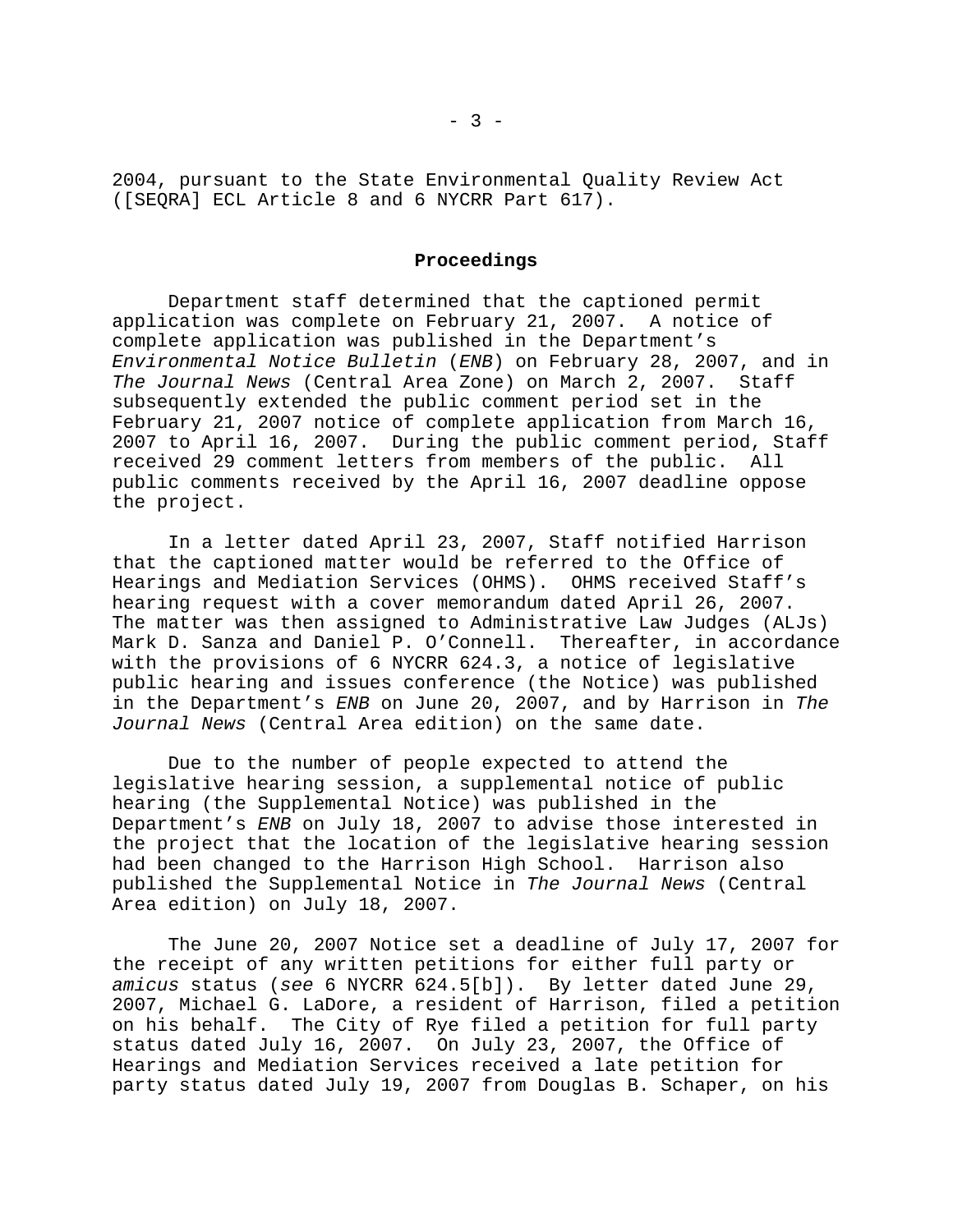2004, pursuant to the State Environmental Quality Review Act ([SEQRA] ECL Article 8 and 6 NYCRR Part 617).

## Proceedings

Department staff determined that the captioned permit application was complete on February 21, 2007. A notice of complete application was published in the Department's *Environmental Notice Bulletin* (*ENB*) on February 28, 2007, and in *The Journal News* (Central Area Zone) on March 2, 2007. Staff subsequently extended the public comment period set in the February 21, 2007 notice of complete application from March 16, 2007 to April 16, 2007. During the public comment period, Staff received 29 comment letters from members of the public. All public comments received by the April 16, 2007 deadline oppose the project.

In a letter dated April 23, 2007, Staff notified Harrison that the captioned matter would be referred to the Office of Hearings and Mediation Services (OHMS). OHMS received Staff's hearing request with a cover memorandum dated April 26, 2007. The matter was then assigned to Administrative Law Judges (ALJs) Mark D. Sanza and Daniel P. O'Connell. Thereafter, in accordance with the provisions of 6 NYCRR 624.3, a notice of legislative public hearing and issues conference (the Notice) was published in the Department's *ENB* on June 20, 2007, and by Harrison in *The Journal News* (Central Area edition) on the same date.

Due to the number of people expected to attend the legislative hearing session, a supplemental notice of public hearing (the Supplemental Notice) was published in the Department's *ENB* on July 18, 2007 to advise those interested in the project that the location of the legislative hearing session had been changed to the Harrison High School. Harrison also published the Supplemental Notice in *The Journal News* (Central Area edition) on July 18, 2007.

The June 20, 2007 Notice set a deadline of July 17, 2007 for the receipt of any written petitions for either full party or *amicus* status (*see* 6 NYCRR 624.5[b]). By letter dated June 29, 2007, Michael G. LaDore, a resident of Harrison, filed a petition on his behalf. The City of Rye filed a petition for full party status dated July 16, 2007. On July 23, 2007, the Office of Hearings and Mediation Services received a late petition for party status dated July 19, 2007 from Douglas B. Schaper, on his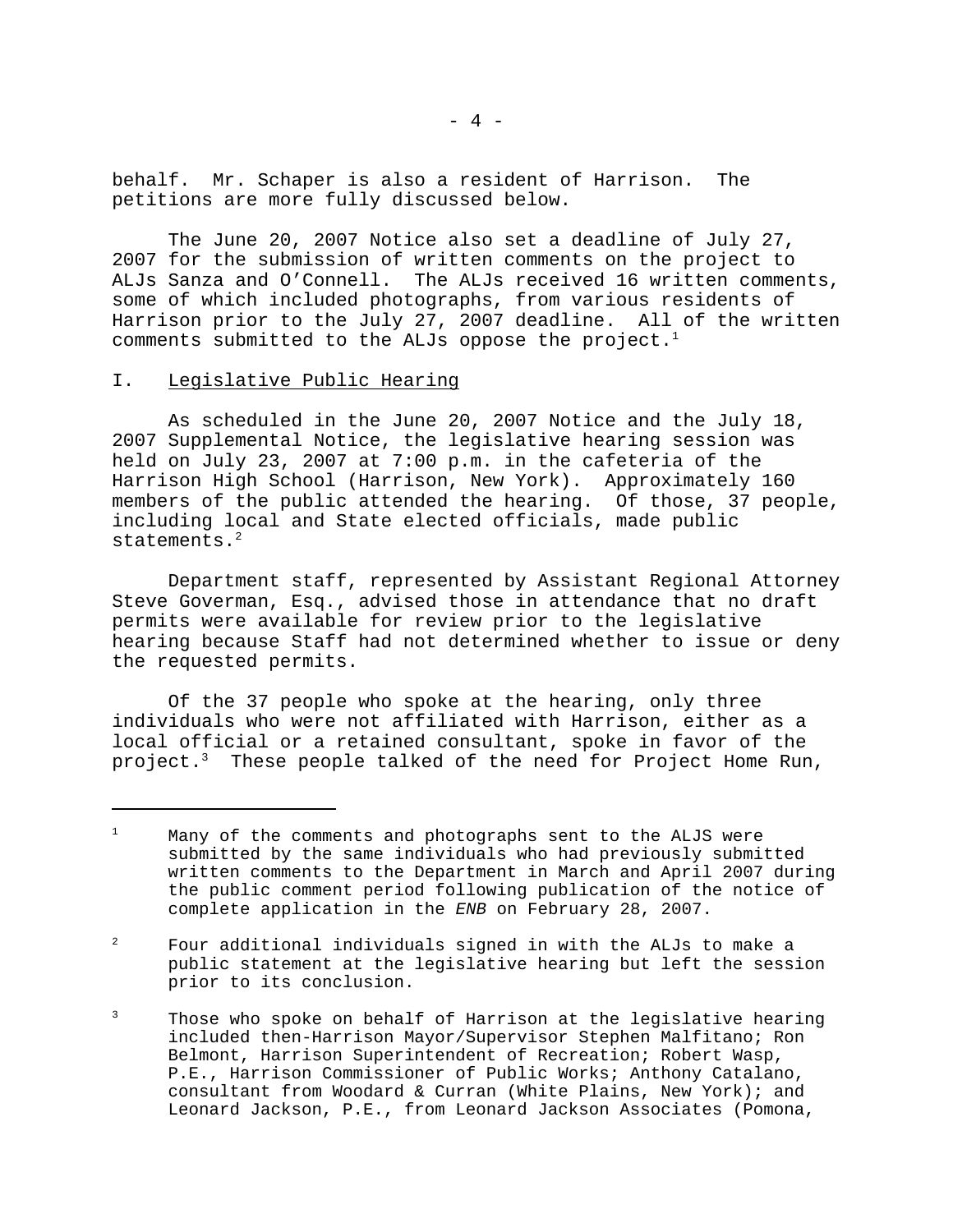behalf. Mr. Schaper is also a resident of Harrison. The petitions are more fully discussed below.

The June 20, 2007 Notice also set a deadline of July 27, 2007 for the submission of written comments on the project to ALJs Sanza and O'Connell. The ALJs received 16 written comments, some of which included photographs, from various residents of Harrison prior to the July 27, 2007 deadline. All of the written comments submitted to the ALJs oppose the project.[1]

## I. Legislative Public Hearing

As scheduled in the June 20, 2007 Notice and the July 18, 2007 Supplemental Notice, the legislative hearing session was held on July 23, 2007 at 7:00 p.m. in the cafeteria of the Harrison High School (Harrison, New York). Approximately 160 members of the public attended the hearing. Of those, 37 people, including local and State elected officials, made public statements.[2]

Department staff, represented by Assistant Regional Attorney Steve Goverman, Esq., advised those in attendance that no draft permits were available for review prior to the legislative hearing because Staff had not determined whether to issue or deny the requested permits.

Of the 37 people who spoke at the hearing, only three individuals who were not affiliated with Harrison, either as a local official or a retained consultant, spoke in favor of the project.[3] These people talked of the need for Project Home Run,

---

[1] Many of the comments and photographs sent to the ALJS were submitted by the same individuals who had previously submitted written comments to the Department in March and April 2007 during the public comment period following publication of the notice of complete application in the *ENB* on February 28, 2007.

[2] Four additional individuals signed in with the ALJs to make a public statement at the legislative hearing but left the session prior to its conclusion.

[3] Those who spoke on behalf of Harrison at the legislative hearing included then-Harrison Mayor/Supervisor Stephen Malfitano; Ron Belmont, Harrison Superintendent of Recreation; Robert Wasp, P.E., Harrison Commissioner of Public Works; Anthony Catalano, consultant from Woodard & Curran (White Plains, New York); and Leonard Jackson, P.E., from Leonard Jackson Associates (Pomona,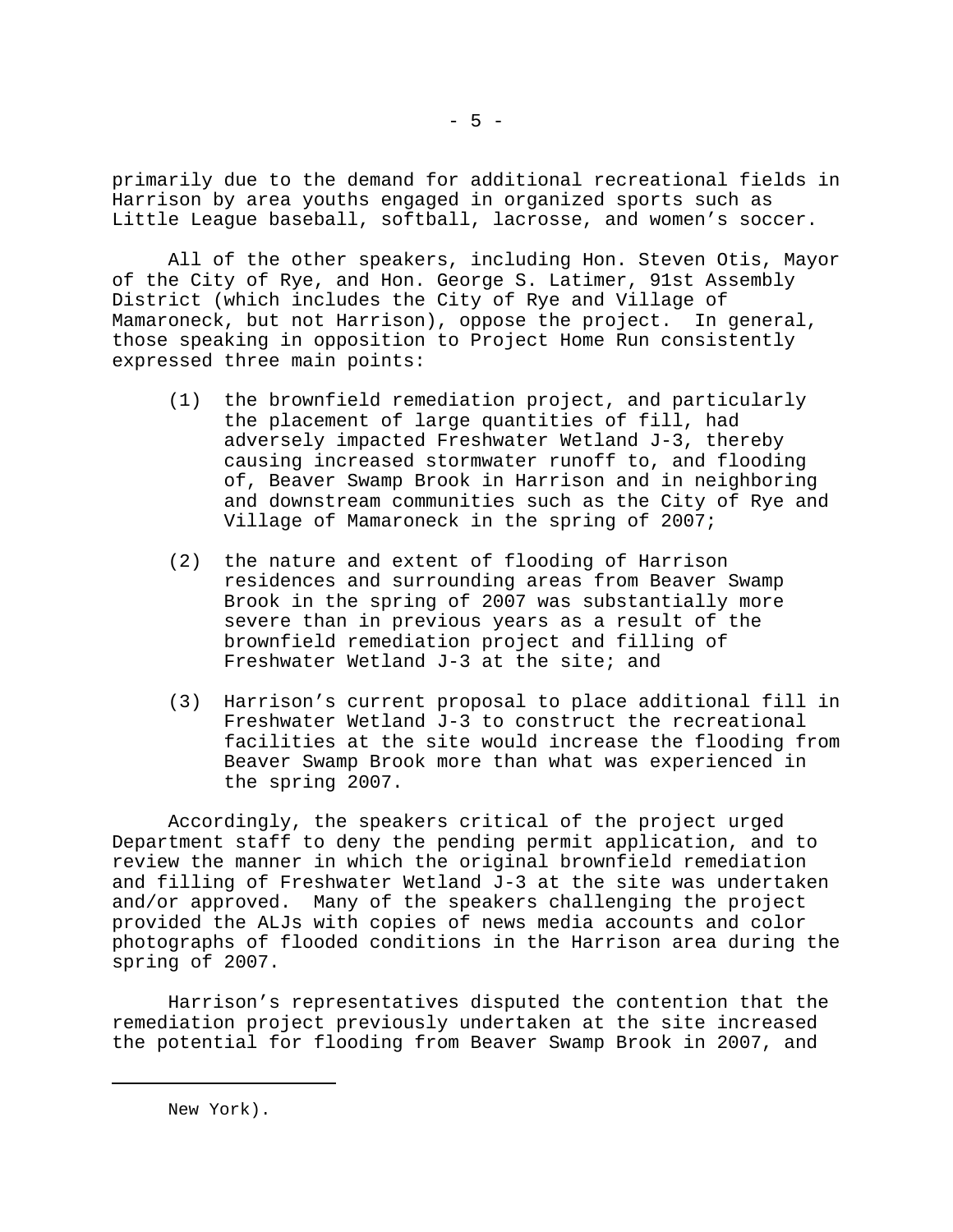primarily due to the demand for additional recreational fields in Harrison by area youths engaged in organized sports such as Little League baseball, softball, lacrosse, and women's soccer.

All of the other speakers, including Hon. Steven Otis, Mayor of the City of Rye, and Hon. George S. Latimer, 91st Assembly District (which includes the City of Rye and Village of Mamaroneck, but not Harrison), oppose the project. In general, those speaking in opposition to Project Home Run consistently expressed three main points:

(1) the brownfield remediation project, and particularly the placement of large quantities of fill, had adversely impacted Freshwater Wetland J-3, thereby causing increased stormwater runoff to, and flooding of, Beaver Swamp Brook in Harrison and in neighboring and downstream communities such as the City of Rye and Village of Mamaroneck in the spring of 2007;

(2) the nature and extent of flooding of Harrison residences and surrounding areas from Beaver Swamp Brook in the spring of 2007 was substantially more severe than in previous years as a result of the brownfield remediation project and filling of Freshwater Wetland J-3 at the site; and

(3) Harrison's current proposal to place additional fill in Freshwater Wetland J-3 to construct the recreational facilities at the site would increase the flooding from Beaver Swamp Brook more than what was experienced in the spring 2007.

Accordingly, the speakers critical of the project urged Department staff to deny the pending permit application, and to review the manner in which the original brownfield remediation and filling of Freshwater Wetland J-3 at the site was undertaken and/or approved. Many of the speakers challenging the project provided the ALJs with copies of news media accounts and color photographs of flooded conditions in the Harrison area during the spring of 2007.

Harrison's representatives disputed the contention that the remediation project previously undertaken at the site increased the potential for flooding from Beaver Swamp Brook in 2007, and

---

New York).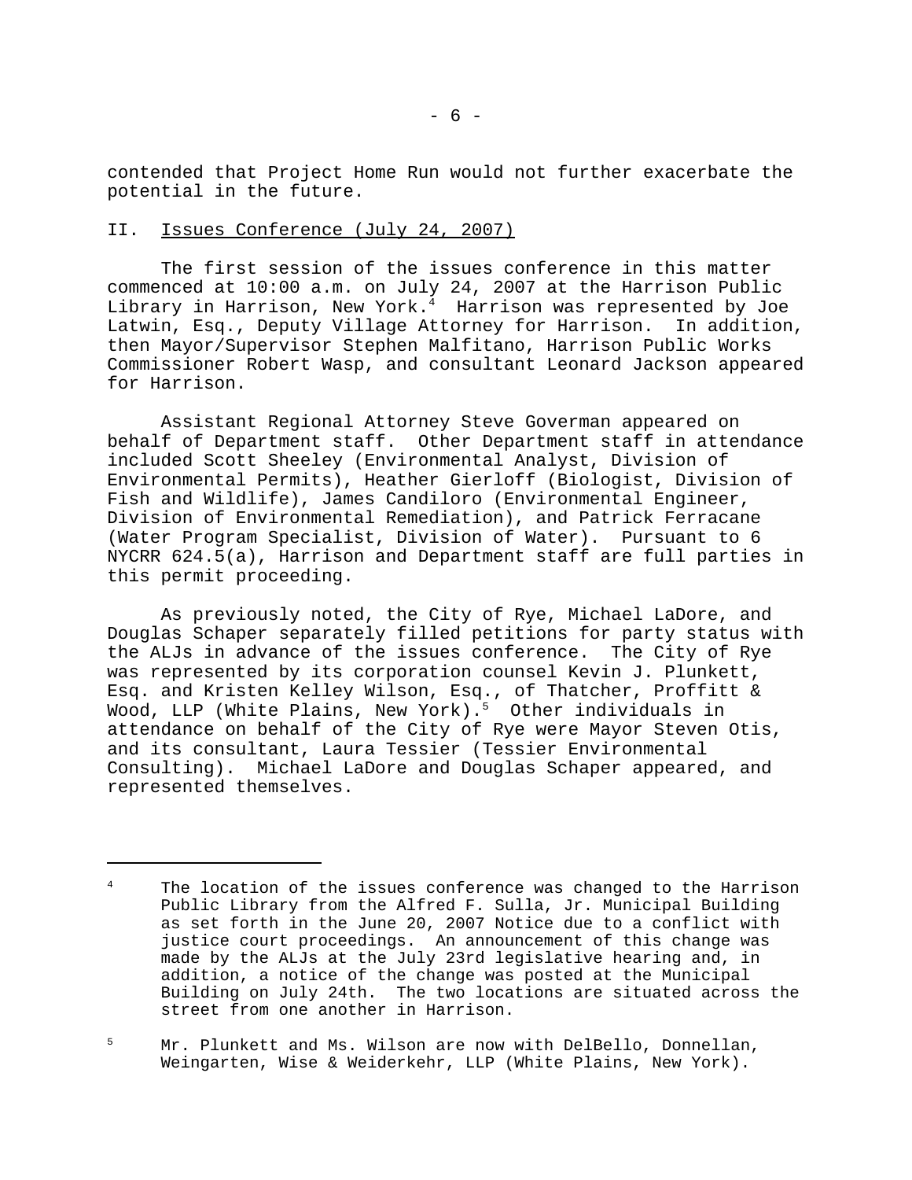contended that Project Home Run would not further exacerbate the potential in the future.

## II. Issues Conference (July 24, 2007)

The first session of the issues conference in this matter commenced at 10:00 a.m. on July 24, 2007 at the Harrison Public Library in Harrison, New York.[4] Harrison was represented by Joe Latwin, Esq., Deputy Village Attorney for Harrison. In addition, then Mayor/Supervisor Stephen Malfitano, Harrison Public Works Commissioner Robert Wasp, and consultant Leonard Jackson appeared for Harrison.

Assistant Regional Attorney Steve Goverman appeared on behalf of Department staff. Other Department staff in attendance included Scott Sheeley (Environmental Analyst, Division of Environmental Permits), Heather Gierloff (Biologist, Division of Fish and Wildlife), James Candiloro (Environmental Engineer, Division of Environmental Remediation), and Patrick Ferracane (Water Program Specialist, Division of Water). Pursuant to 6 NYCRR 624.5(a), Harrison and Department staff are full parties in this permit proceeding.

As previously noted, the City of Rye, Michael LaDore, and Douglas Schaper separately filled petitions for party status with the ALJs in advance of the issues conference. The City of Rye was represented by its corporation counsel Kevin J. Plunkett, Esq. and Kristen Kelley Wilson, Esq., of Thatcher, Proffitt & Wood, LLP (White Plains, New York).[5] Other individuals in attendance on behalf of the City of Rye were Mayor Steven Otis, and its consultant, Laura Tessier (Tessier Environmental Consulting). Michael LaDore and Douglas Schaper appeared, and represented themselves.

---

[4] The location of the issues conference was changed to the Harrison Public Library from the Alfred F. Sulla, Jr. Municipal Building as set forth in the June 20, 2007 Notice due to a conflict with justice court proceedings. An announcement of this change was made by the ALJs at the July 23rd legislative hearing and, in addition, a notice of the change was posted at the Municipal Building on July 24th. The two locations are situated across the street from one another in Harrison.

[5] Mr. Plunkett and Ms. Wilson are now with DelBello, Donnellan, Weingarten, Wise & Weiderkehr, LLP (White Plains, New York).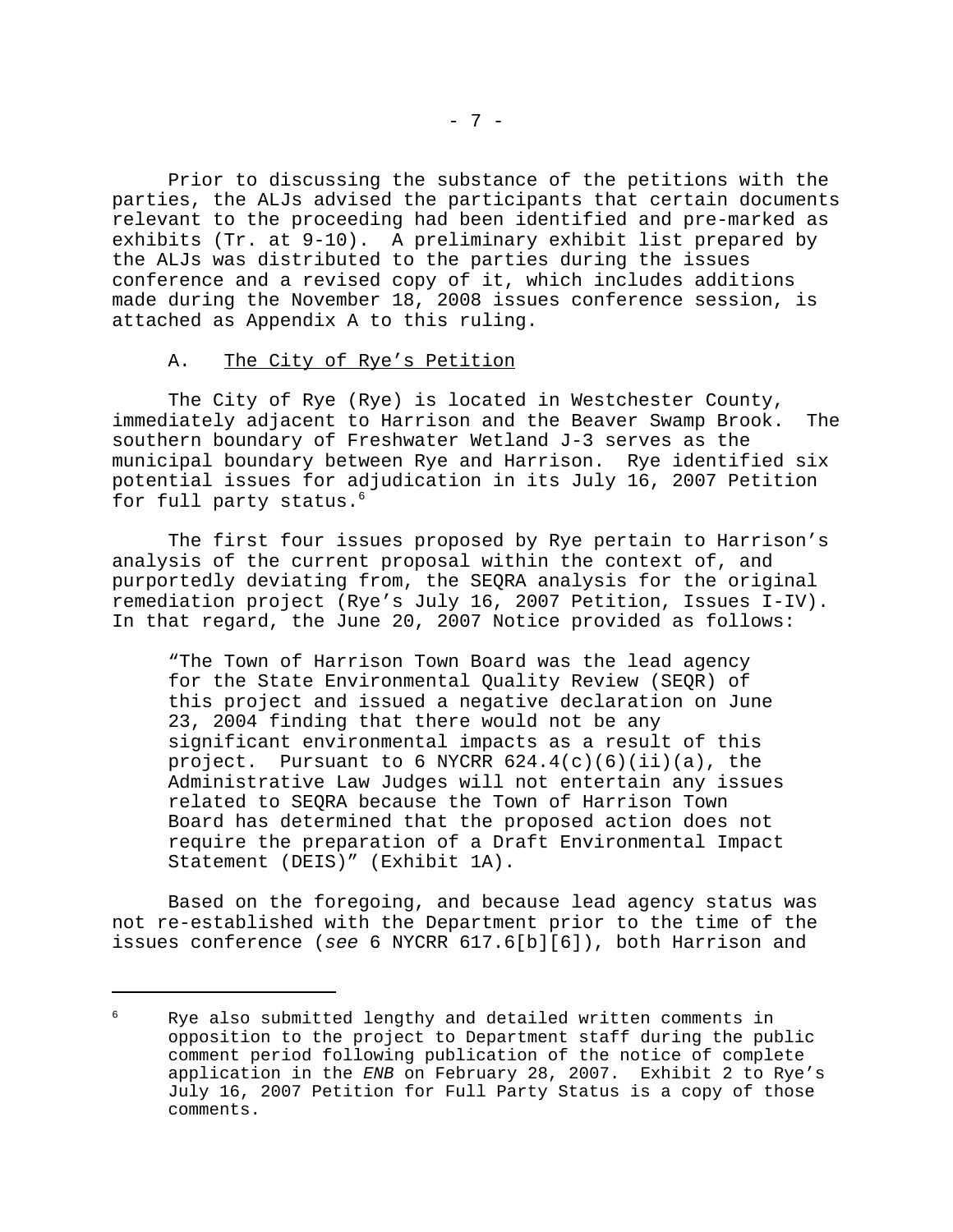Prior to discussing the substance of the petitions with the parties, the ALJs advised the participants that certain documents relevant to the proceeding had been identified and pre-marked as exhibits (Tr. at 9-10). A preliminary exhibit list prepared by the ALJs was distributed to the parties during the issues conference and a revised copy of it, which includes additions made during the November 18, 2008 issues conference session, is attached as Appendix A to this ruling.

### A. The City of Rye's Petition

The City of Rye (Rye) is located in Westchester County, immediately adjacent to Harrison and the Beaver Swamp Brook. The southern boundary of Freshwater Wetland J-3 serves as the municipal boundary between Rye and Harrison. Rye identified six potential issues for adjudication in its July 16, 2007 Petition for full party status.[6]

The first four issues proposed by Rye pertain to Harrison's analysis of the current proposal within the context of, and purportedly deviating from, the SEQRA analysis for the original remediation project (Rye's July 16, 2007 Petition, Issues I-IV). In that regard, the June 20, 2007 Notice provided as follows:

> "The Town of Harrison Town Board was the lead agency for the State Environmental Quality Review (SEQR) of this project and issued a negative declaration on June 23, 2004 finding that there would not be any significant environmental impacts as a result of this project. Pursuant to 6 NYCRR 624.4(c)(6)(ii)(a), the Administrative Law Judges will not entertain any issues related to SEQRA because the Town of Harrison Town Board has determined that the proposed action does not require the preparation of a Draft Environmental Impact Statement (DEIS)" (Exhibit 1A).

Based on the foregoing, and because lead agency status was not re-established with the Department prior to the time of the issues conference (*see* 6 NYCRR 617.6[b][6]), both Harrison and

---

[6] Rye also submitted lengthy and detailed written comments in opposition to the project to Department staff during the public comment period following publication of the notice of complete application in the *ENB* on February 28, 2007. Exhibit 2 to Rye's July 16, 2007 Petition for Full Party Status is a copy of those comments.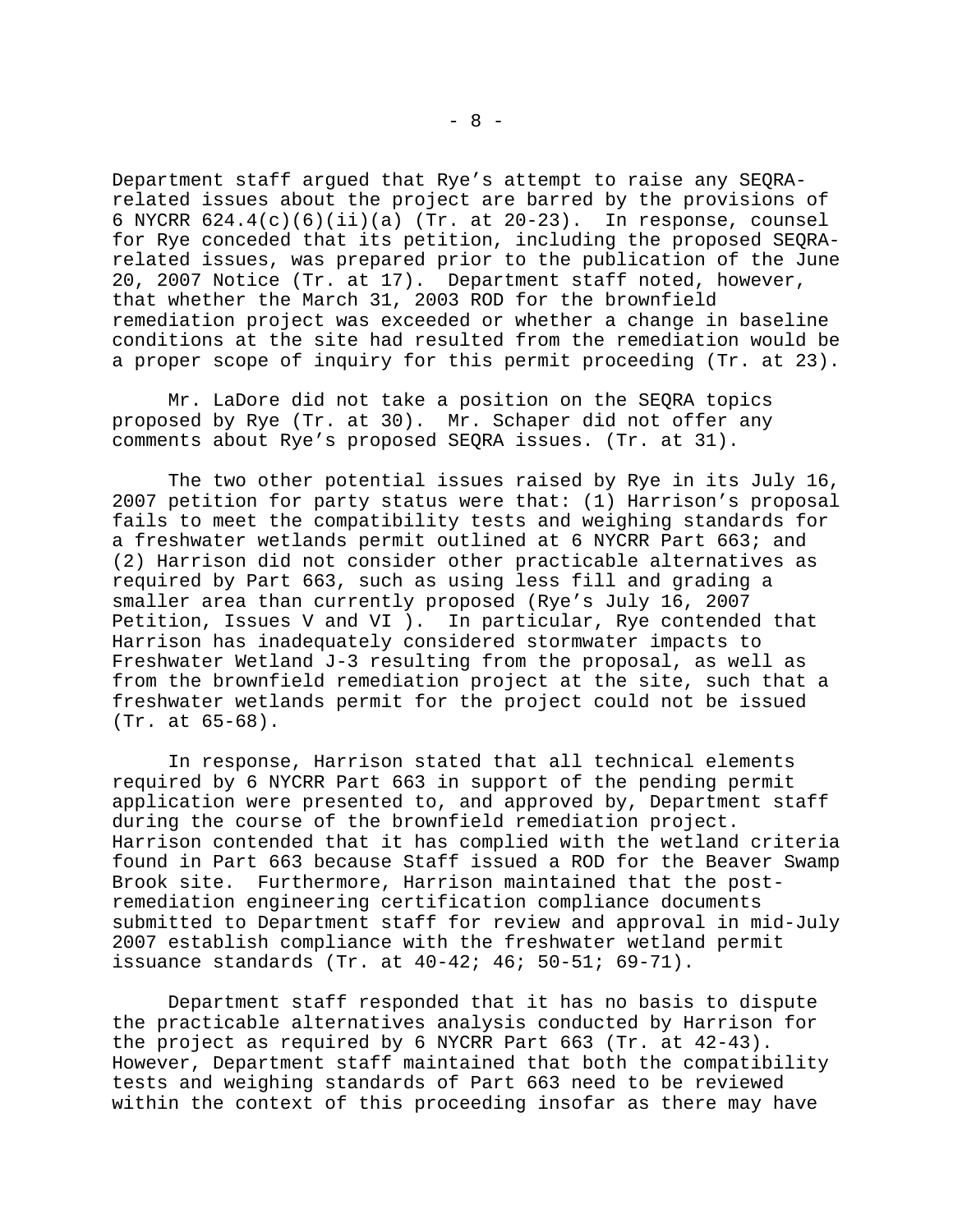Department staff argued that Rye's attempt to raise any SEQRA-related issues about the project are barred by the provisions of 6 NYCRR 624.4(c)(6)(ii)(a) (Tr. at 20-23). In response, counsel for Rye conceded that its petition, including the proposed SEQRA-related issues, was prepared prior to the publication of the June 20, 2007 Notice (Tr. at 17). Department staff noted, however, that whether the March 31, 2003 ROD for the brownfield remediation project was exceeded or whether a change in baseline conditions at the site had resulted from the remediation would be a proper scope of inquiry for this permit proceeding (Tr. at 23).

Mr. LaDore did not take a position on the SEQRA topics proposed by Rye (Tr. at 30). Mr. Schaper did not offer any comments about Rye's proposed SEQRA issues. (Tr. at 31).

The two other potential issues raised by Rye in its July 16, 2007 petition for party status were that: (1) Harrison's proposal fails to meet the compatibility tests and weighing standards for a freshwater wetlands permit outlined at 6 NYCRR Part 663; and (2) Harrison did not consider other practicable alternatives as required by Part 663, such as using less fill and grading a smaller area than currently proposed (Rye's July 16, 2007 Petition, Issues V and VI ). In particular, Rye contended that Harrison has inadequately considered stormwater impacts to Freshwater Wetland J-3 resulting from the proposal, as well as from the brownfield remediation project at the site, such that a freshwater wetlands permit for the project could not be issued (Tr. at 65-68).

In response, Harrison stated that all technical elements required by 6 NYCRR Part 663 in support of the pending permit application were presented to, and approved by, Department staff during the course of the brownfield remediation project. Harrison contended that it has complied with the wetland criteria found in Part 663 because Staff issued a ROD for the Beaver Swamp Brook site. Furthermore, Harrison maintained that the post-remediation engineering certification compliance documents submitted to Department staff for review and approval in mid-July 2007 establish compliance with the freshwater wetland permit issuance standards (Tr. at 40-42; 46; 50-51; 69-71).

Department staff responded that it has no basis to dispute the practicable alternatives analysis conducted by Harrison for the project as required by 6 NYCRR Part 663 (Tr. at 42-43). However, Department staff maintained that both the compatibility tests and weighing standards of Part 663 need to be reviewed within the context of this proceeding insofar as there may have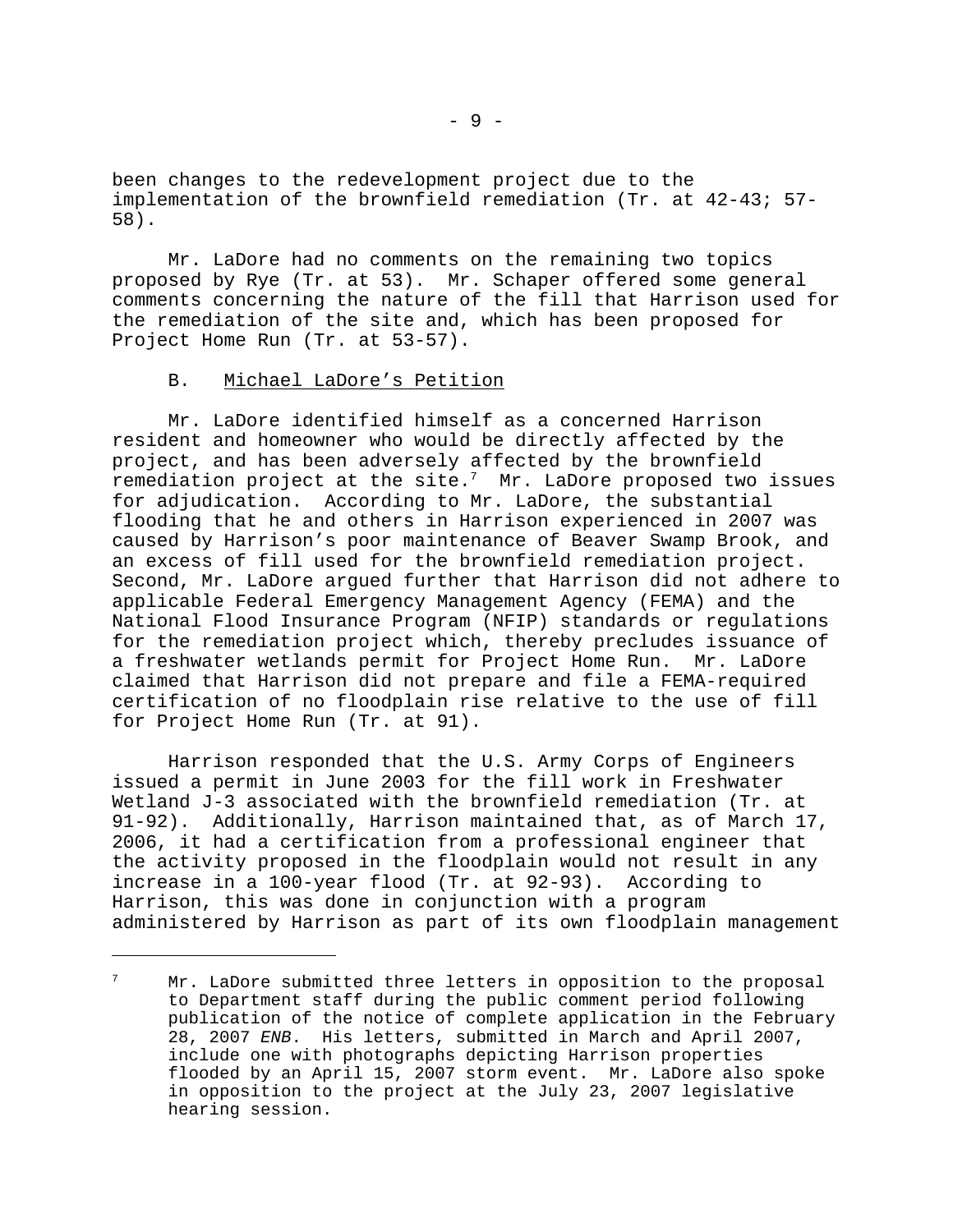been changes to the redevelopment project due to the implementation of the brownfield remediation (Tr. at 42-43; 57-58).

Mr. LaDore had no comments on the remaining two topics proposed by Rye (Tr. at 53). Mr. Schaper offered some general comments concerning the nature of the fill that Harrison used for the remediation of the site and, which has been proposed for Project Home Run (Tr. at 53-57).

### B. Michael LaDore's Petition

Mr. LaDore identified himself as a concerned Harrison resident and homeowner who would be directly affected by the project, and has been adversely affected by the brownfield remediation project at the site.[7] Mr. LaDore proposed two issues for adjudication. According to Mr. LaDore, the substantial flooding that he and others in Harrison experienced in 2007 was caused by Harrison's poor maintenance of Beaver Swamp Brook, and an excess of fill used for the brownfield remediation project. Second, Mr. LaDore argued further that Harrison did not adhere to applicable Federal Emergency Management Agency (FEMA) and the National Flood Insurance Program (NFIP) standards or regulations for the remediation project which, thereby precludes issuance of a freshwater wetlands permit for Project Home Run. Mr. LaDore claimed that Harrison did not prepare and file a FEMA-required certification of no floodplain rise relative to the use of fill for Project Home Run (Tr. at 91).

Harrison responded that the U.S. Army Corps of Engineers issued a permit in June 2003 for the fill work in Freshwater Wetland J-3 associated with the brownfield remediation (Tr. at 91-92). Additionally, Harrison maintained that, as of March 17, 2006, it had a certification from a professional engineer that the activity proposed in the floodplain would not result in any increase in a 100-year flood (Tr. at 92-93). According to Harrison, this was done in conjunction with a program administered by Harrison as part of its own floodplain management

---

[7] Mr. LaDore submitted three letters in opposition to the proposal to Department staff during the public comment period following publication of the notice of complete application in the February 28, 2007 *ENB*. His letters, submitted in March and April 2007, include one with photographs depicting Harrison properties flooded by an April 15, 2007 storm event. Mr. LaDore also spoke in opposition to the project at the July 23, 2007 legislative hearing session.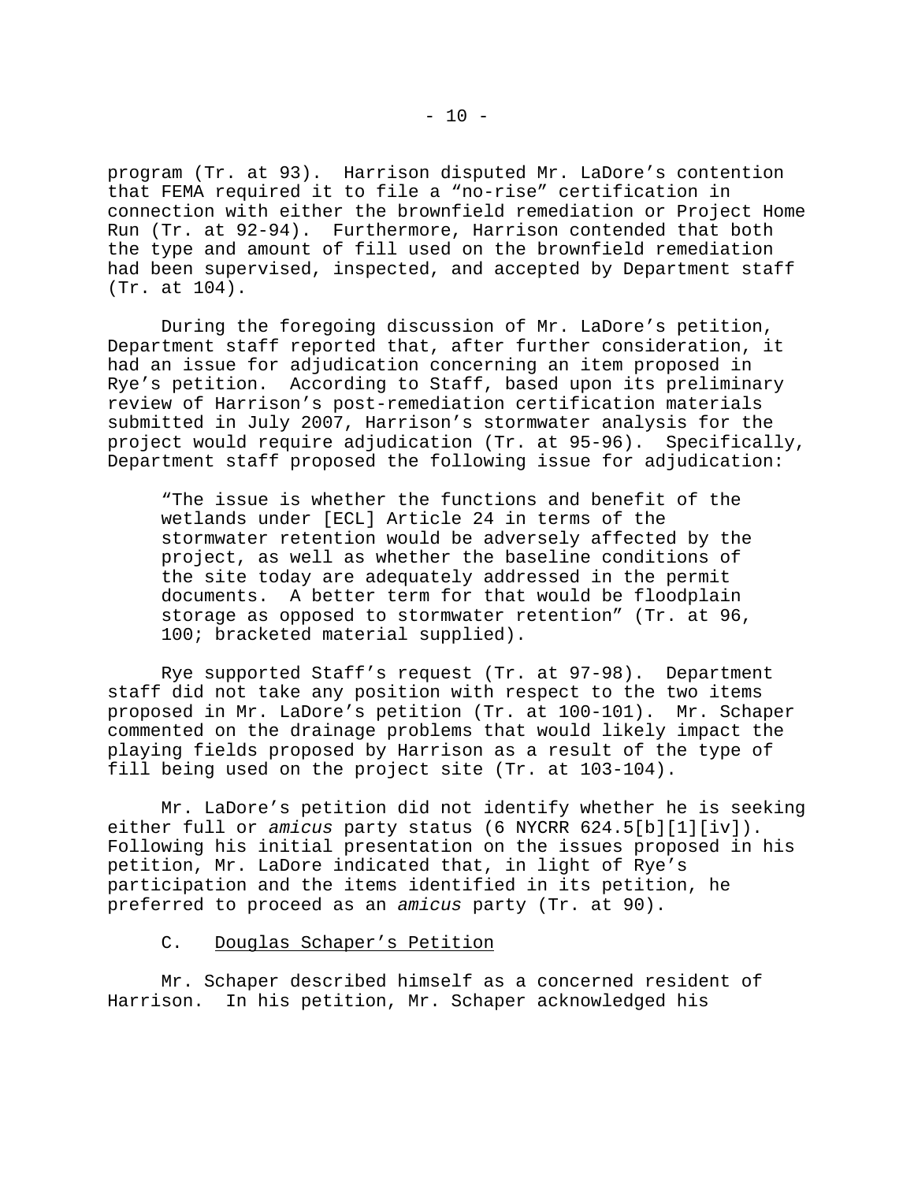program (Tr. at 93). Harrison disputed Mr. LaDore's contention that FEMA required it to file a "no-rise" certification in connection with either the brownfield remediation or Project Home Run (Tr. at 92-94). Furthermore, Harrison contended that both the type and amount of fill used on the brownfield remediation had been supervised, inspected, and accepted by Department staff (Tr. at 104).

During the foregoing discussion of Mr. LaDore's petition, Department staff reported that, after further consideration, it had an issue for adjudication concerning an item proposed in Rye's petition. According to Staff, based upon its preliminary review of Harrison's post-remediation certification materials submitted in July 2007, Harrison's stormwater analysis for the project would require adjudication (Tr. at 95-96). Specifically, Department staff proposed the following issue for adjudication:

> "The issue is whether the functions and benefit of the wetlands under [ECL] Article 24 in terms of the stormwater retention would be adversely affected by the project, as well as whether the baseline conditions of the site today are adequately addressed in the permit documents. A better term for that would be floodplain storage as opposed to stormwater retention" (Tr. at 96, 100; bracketed material supplied).

Rye supported Staff's request (Tr. at 97-98). Department staff did not take any position with respect to the two items proposed in Mr. LaDore's petition (Tr. at 100-101). Mr. Schaper commented on the drainage problems that would likely impact the playing fields proposed by Harrison as a result of the type of fill being used on the project site (Tr. at 103-104).

Mr. LaDore's petition did not identify whether he is seeking either full or *amicus* party status (6 NYCRR 624.5[b][1][iv]). Following his initial presentation on the issues proposed in his petition, Mr. LaDore indicated that, in light of Rye's participation and the items identified in its petition, he preferred to proceed as an *amicus* party (Tr. at 90).

C. <u>Douglas Schaper's Petition</u>

Mr. Schaper described himself as a concerned resident of Harrison. In his petition, Mr. Schaper acknowledged his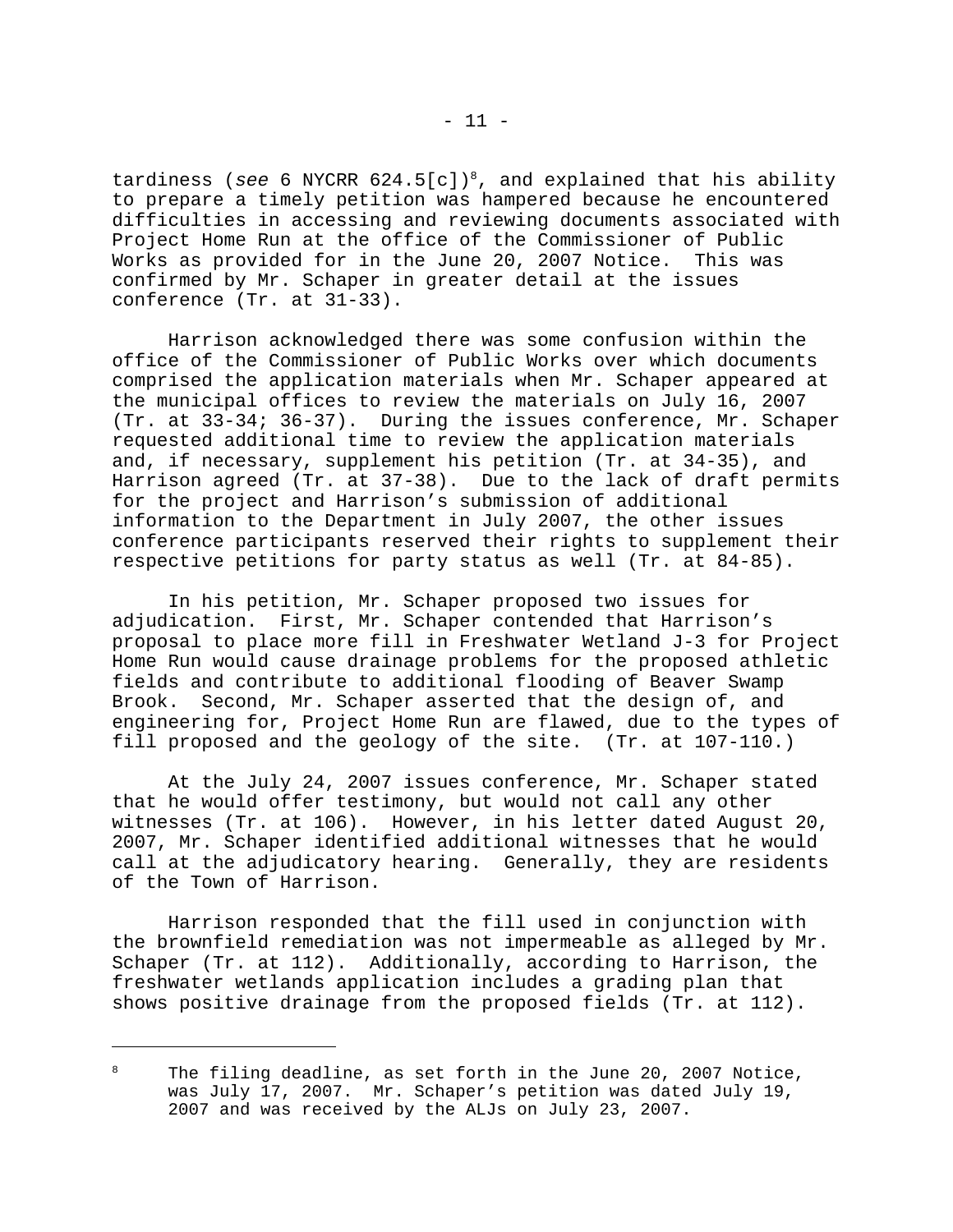tardiness (*see* 6 NYCRR 624.5[c])[8], and explained that his ability to prepare a timely petition was hampered because he encountered difficulties in accessing and reviewing documents associated with Project Home Run at the office of the Commissioner of Public Works as provided for in the June 20, 2007 Notice. This was confirmed by Mr. Schaper in greater detail at the issues conference (Tr. at 31-33).

Harrison acknowledged there was some confusion within the office of the Commissioner of Public Works over which documents comprised the application materials when Mr. Schaper appeared at the municipal offices to review the materials on July 16, 2007 (Tr. at 33-34; 36-37). During the issues conference, Mr. Schaper requested additional time to review the application materials and, if necessary, supplement his petition (Tr. at 34-35), and Harrison agreed (Tr. at 37-38). Due to the lack of draft permits for the project and Harrison's submission of additional information to the Department in July 2007, the other issues conference participants reserved their rights to supplement their respective petitions for party status as well (Tr. at 84-85).

In his petition, Mr. Schaper proposed two issues for adjudication. First, Mr. Schaper contended that Harrison's proposal to place more fill in Freshwater Wetland J-3 for Project Home Run would cause drainage problems for the proposed athletic fields and contribute to additional flooding of Beaver Swamp Brook. Second, Mr. Schaper asserted that the design of, and engineering for, Project Home Run are flawed, due to the types of fill proposed and the geology of the site. (Tr. at 107-110.)

At the July 24, 2007 issues conference, Mr. Schaper stated that he would offer testimony, but would not call any other witnesses (Tr. at 106). However, in his letter dated August 20, 2007, Mr. Schaper identified additional witnesses that he would call at the adjudicatory hearing. Generally, they are residents of the Town of Harrison.

Harrison responded that the fill used in conjunction with the brownfield remediation was not impermeable as alleged by Mr. Schaper (Tr. at 112). Additionally, according to Harrison, the freshwater wetlands application includes a grading plan that shows positive drainage from the proposed fields (Tr. at 112).

---

[8] The filing deadline, as set forth in the June 20, 2007 Notice, was July 17, 2007. Mr. Schaper's petition was dated July 19, 2007 and was received by the ALJs on July 23, 2007.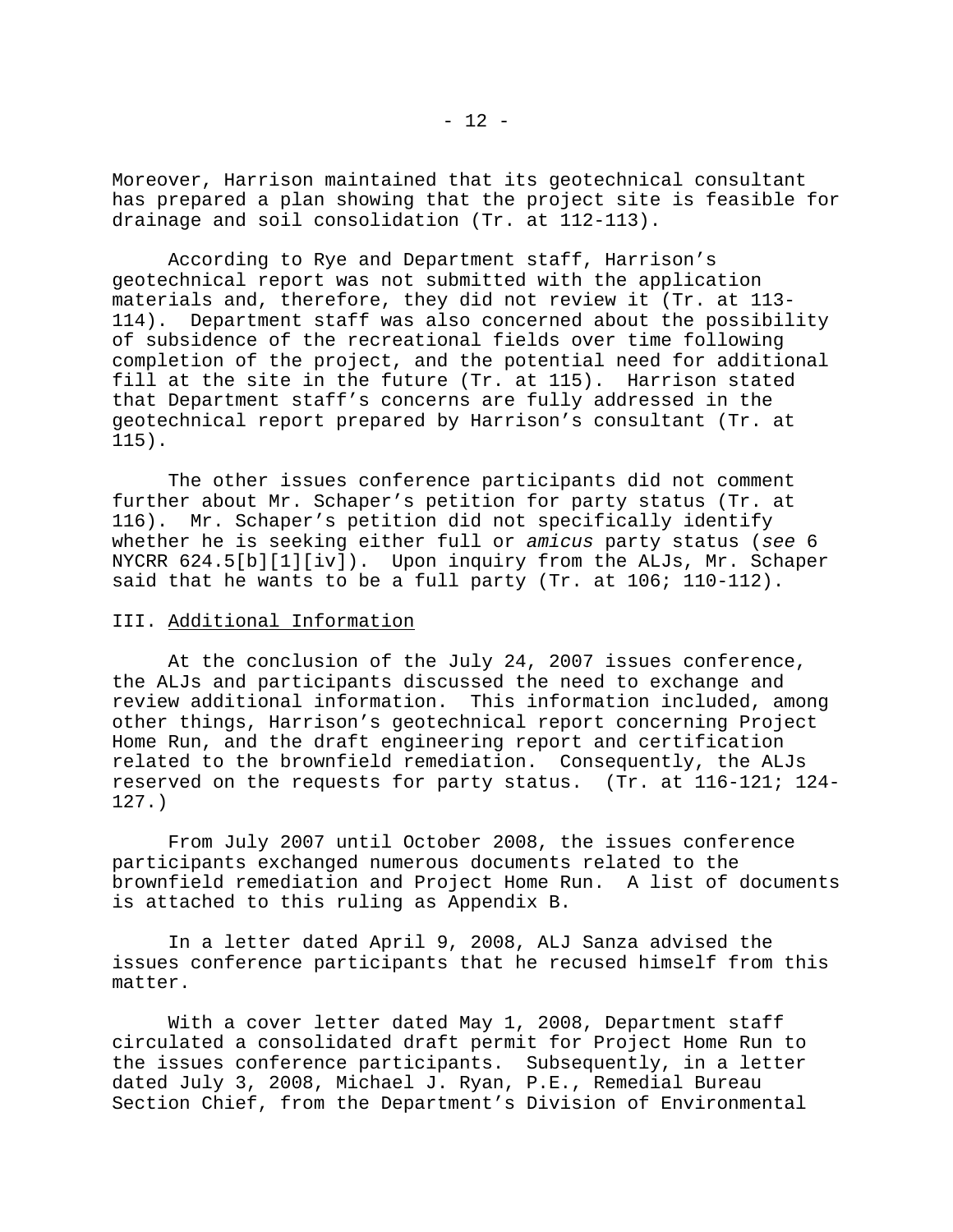Moreover, Harrison maintained that its geotechnical consultant has prepared a plan showing that the project site is feasible for drainage and soil consolidation (Tr. at 112-113).

According to Rye and Department staff, Harrison's geotechnical report was not submitted with the application materials and, therefore, they did not review it (Tr. at 113-114). Department staff was also concerned about the possibility of subsidence of the recreational fields over time following completion of the project, and the potential need for additional fill at the site in the future (Tr. at 115). Harrison stated that Department staff's concerns are fully addressed in the geotechnical report prepared by Harrison's consultant (Tr. at 115).

The other issues conference participants did not comment further about Mr. Schaper's petition for party status (Tr. at 116). Mr. Schaper's petition did not specifically identify whether he is seeking either full or *amicus* party status (*see* 6 NYCRR 624.5[b][1][iv]). Upon inquiry from the ALJs, Mr. Schaper said that he wants to be a full party (Tr. at 106; 110-112).

## III. Additional Information

At the conclusion of the July 24, 2007 issues conference, the ALJs and participants discussed the need to exchange and review additional information. This information included, among other things, Harrison's geotechnical report concerning Project Home Run, and the draft engineering report and certification related to the brownfield remediation. Consequently, the ALJs reserved on the requests for party status. (Tr. at 116-121; 124-127.)

From July 2007 until October 2008, the issues conference participants exchanged numerous documents related to the brownfield remediation and Project Home Run. A list of documents is attached to this ruling as Appendix B.

In a letter dated April 9, 2008, ALJ Sanza advised the issues conference participants that he recused himself from this matter.

With a cover letter dated May 1, 2008, Department staff circulated a consolidated draft permit for Project Home Run to the issues conference participants. Subsequently, in a letter dated July 3, 2008, Michael J. Ryan, P.E., Remedial Bureau Section Chief, from the Department's Division of Environmental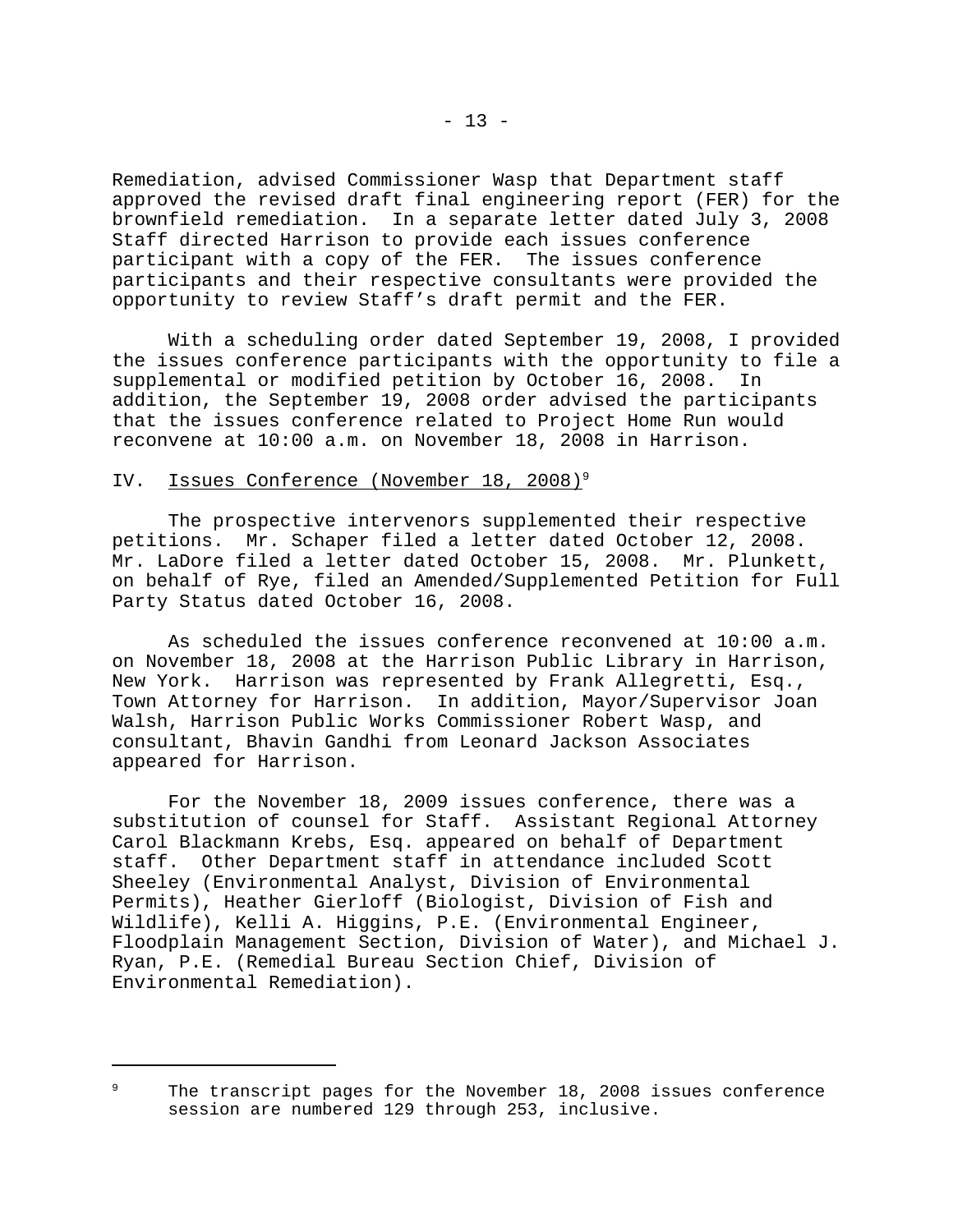Remediation, advised Commissioner Wasp that Department staff approved the revised draft final engineering report (FER) for the brownfield remediation. In a separate letter dated July 3, 2008 Staff directed Harrison to provide each issues conference participant with a copy of the FER. The issues conference participants and their respective consultants were provided the opportunity to review Staff's draft permit and the FER.

With a scheduling order dated September 19, 2008, I provided the issues conference participants with the opportunity to file a supplemental or modified petition by October 16, 2008. In addition, the September 19, 2008 order advised the participants that the issues conference related to Project Home Run would reconvene at 10:00 a.m. on November 18, 2008 in Harrison.

## IV. Issues Conference (November 18, 2008)[9]

The prospective intervenors supplemented their respective petitions. Mr. Schaper filed a letter dated October 12, 2008. Mr. LaDore filed a letter dated October 15, 2008. Mr. Plunkett, on behalf of Rye, filed an Amended/Supplemented Petition for Full Party Status dated October 16, 2008.

As scheduled the issues conference reconvened at 10:00 a.m. on November 18, 2008 at the Harrison Public Library in Harrison, New York. Harrison was represented by Frank Allegretti, Esq., Town Attorney for Harrison. In addition, Mayor/Supervisor Joan Walsh, Harrison Public Works Commissioner Robert Wasp, and consultant, Bhavin Gandhi from Leonard Jackson Associates appeared for Harrison.

For the November 18, 2009 issues conference, there was a substitution of counsel for Staff. Assistant Regional Attorney Carol Blackmann Krebs, Esq. appeared on behalf of Department staff. Other Department staff in attendance included Scott Sheeley (Environmental Analyst, Division of Environmental Permits), Heather Gierloff (Biologist, Division of Fish and Wildlife), Kelli A. Higgins, P.E. (Environmental Engineer, Floodplain Management Section, Division of Water), and Michael J. Ryan, P.E. (Remedial Bureau Section Chief, Division of Environmental Remediation).

---

[9] The transcript pages for the November 18, 2008 issues conference session are numbered 129 through 253, inclusive.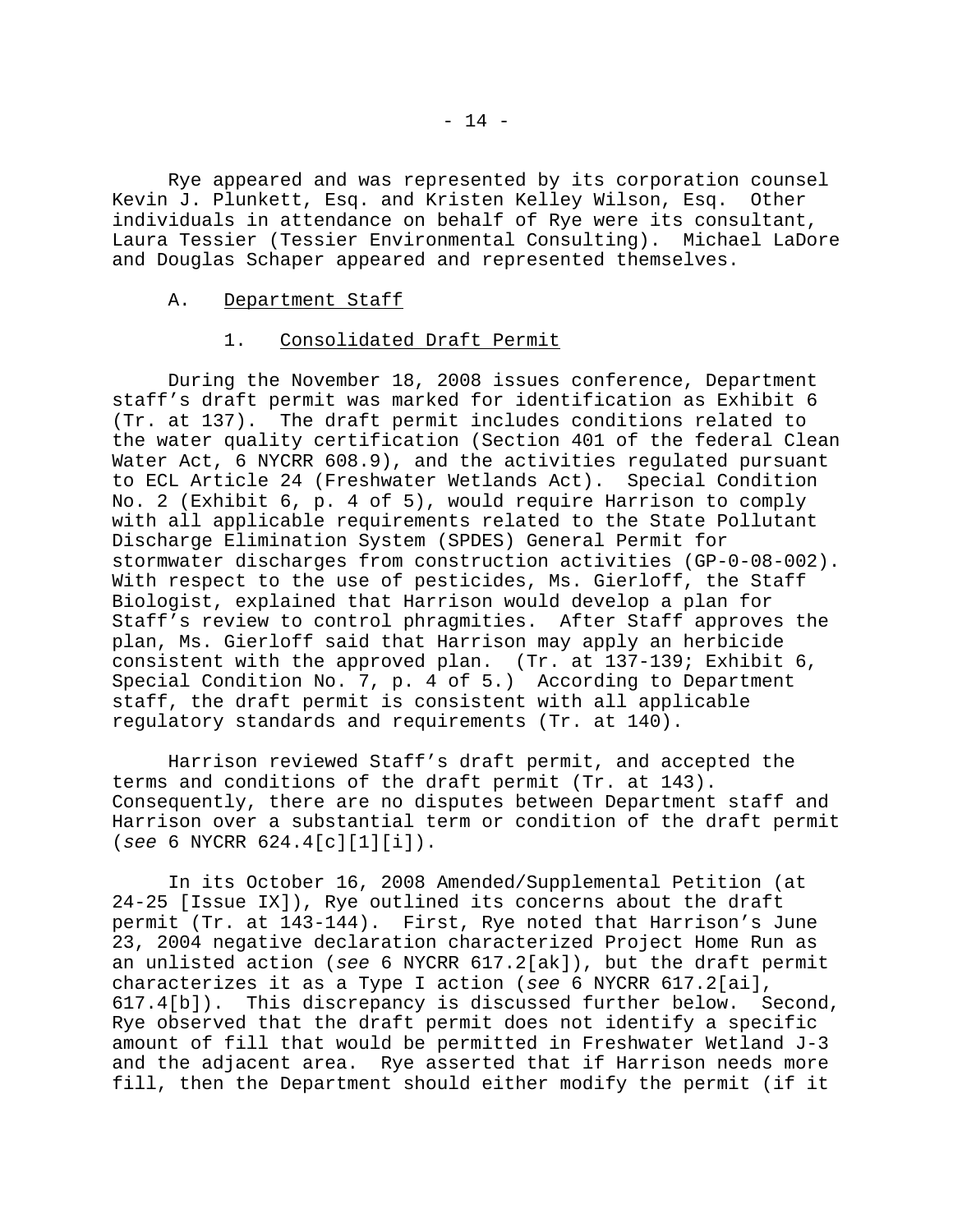Rye appeared and was represented by its corporation counsel Kevin J. Plunkett, Esq. and Kristen Kelley Wilson, Esq. Other individuals in attendance on behalf of Rye were its consultant, Laura Tessier (Tessier Environmental Consulting). Michael LaDore and Douglas Schaper appeared and represented themselves.

### A. Department Staff

#### 1. Consolidated Draft Permit

During the November 18, 2008 issues conference, Department staff's draft permit was marked for identification as Exhibit 6 (Tr. at 137). The draft permit includes conditions related to the water quality certification (Section 401 of the federal Clean Water Act, 6 NYCRR 608.9), and the activities regulated pursuant to ECL Article 24 (Freshwater Wetlands Act). Special Condition No. 2 (Exhibit 6, p. 4 of 5), would require Harrison to comply with all applicable requirements related to the State Pollutant Discharge Elimination System (SPDES) General Permit for stormwater discharges from construction activities (GP-0-08-002). With respect to the use of pesticides, Ms. Gierloff, the Staff Biologist, explained that Harrison would develop a plan for Staff's review to control phragmities. After Staff approves the plan, Ms. Gierloff said that Harrison may apply an herbicide consistent with the approved plan. (Tr. at 137-139; Exhibit 6, Special Condition No. 7, p. 4 of 5.) According to Department staff, the draft permit is consistent with all applicable regulatory standards and requirements (Tr. at 140).

Harrison reviewed Staff's draft permit, and accepted the terms and conditions of the draft permit (Tr. at 143). Consequently, there are no disputes between Department staff and Harrison over a substantial term or condition of the draft permit (*see* 6 NYCRR 624.4[c][1][i]).

In its October 16, 2008 Amended/Supplemental Petition (at 24-25 [Issue IX]), Rye outlined its concerns about the draft permit (Tr. at 143-144). First, Rye noted that Harrison's June 23, 2004 negative declaration characterized Project Home Run as an unlisted action (*see* 6 NYCRR 617.2[ak]), but the draft permit characterizes it as a Type I action (*see* 6 NYCRR 617.2[ai], 617.4[b]). This discrepancy is discussed further below. Second, Rye observed that the draft permit does not identify a specific amount of fill that would be permitted in Freshwater Wetland J-3 and the adjacent area. Rye asserted that if Harrison needs more fill, then the Department should either modify the permit (if it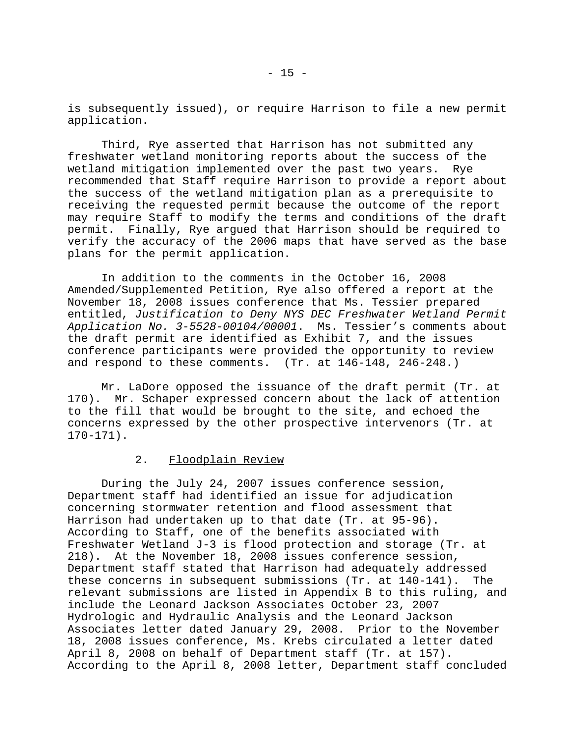is subsequently issued), or require Harrison to file a new permit application.

Third, Rye asserted that Harrison has not submitted any freshwater wetland monitoring reports about the success of the wetland mitigation implemented over the past two years. Rye recommended that Staff require Harrison to provide a report about the success of the wetland mitigation plan as a prerequisite to receiving the requested permit because the outcome of the report may require Staff to modify the terms and conditions of the draft permit. Finally, Rye argued that Harrison should be required to verify the accuracy of the 2006 maps that have served as the base plans for the permit application.

In addition to the comments in the October 16, 2008 Amended/Supplemented Petition, Rye also offered a report at the November 18, 2008 issues conference that Ms. Tessier prepared entitled, *Justification to Deny NYS DEC Freshwater Wetland Permit Application No. 3-5528-00104/00001*. Ms. Tessier's comments about the draft permit are identified as Exhibit 7, and the issues conference participants were provided the opportunity to review and respond to these comments. (Tr. at 146-148, 246-248.)

Mr. LaDore opposed the issuance of the draft permit (Tr. at 170). Mr. Schaper expressed concern about the lack of attention to the fill that would be brought to the site, and echoed the concerns expressed by the other prospective intervenors (Tr. at 170-171).

### 2. Floodplain Review

During the July 24, 2007 issues conference session, Department staff had identified an issue for adjudication concerning stormwater retention and flood assessment that Harrison had undertaken up to that date (Tr. at 95-96). According to Staff, one of the benefits associated with Freshwater Wetland J-3 is flood protection and storage (Tr. at 218). At the November 18, 2008 issues conference session, Department staff stated that Harrison had adequately addressed these concerns in subsequent submissions (Tr. at 140-141). The relevant submissions are listed in Appendix B to this ruling, and include the Leonard Jackson Associates October 23, 2007 Hydrologic and Hydraulic Analysis and the Leonard Jackson Associates letter dated January 29, 2008. Prior to the November 18, 2008 issues conference, Ms. Krebs circulated a letter dated April 8, 2008 on behalf of Department staff (Tr. at 157). According to the April 8, 2008 letter, Department staff concluded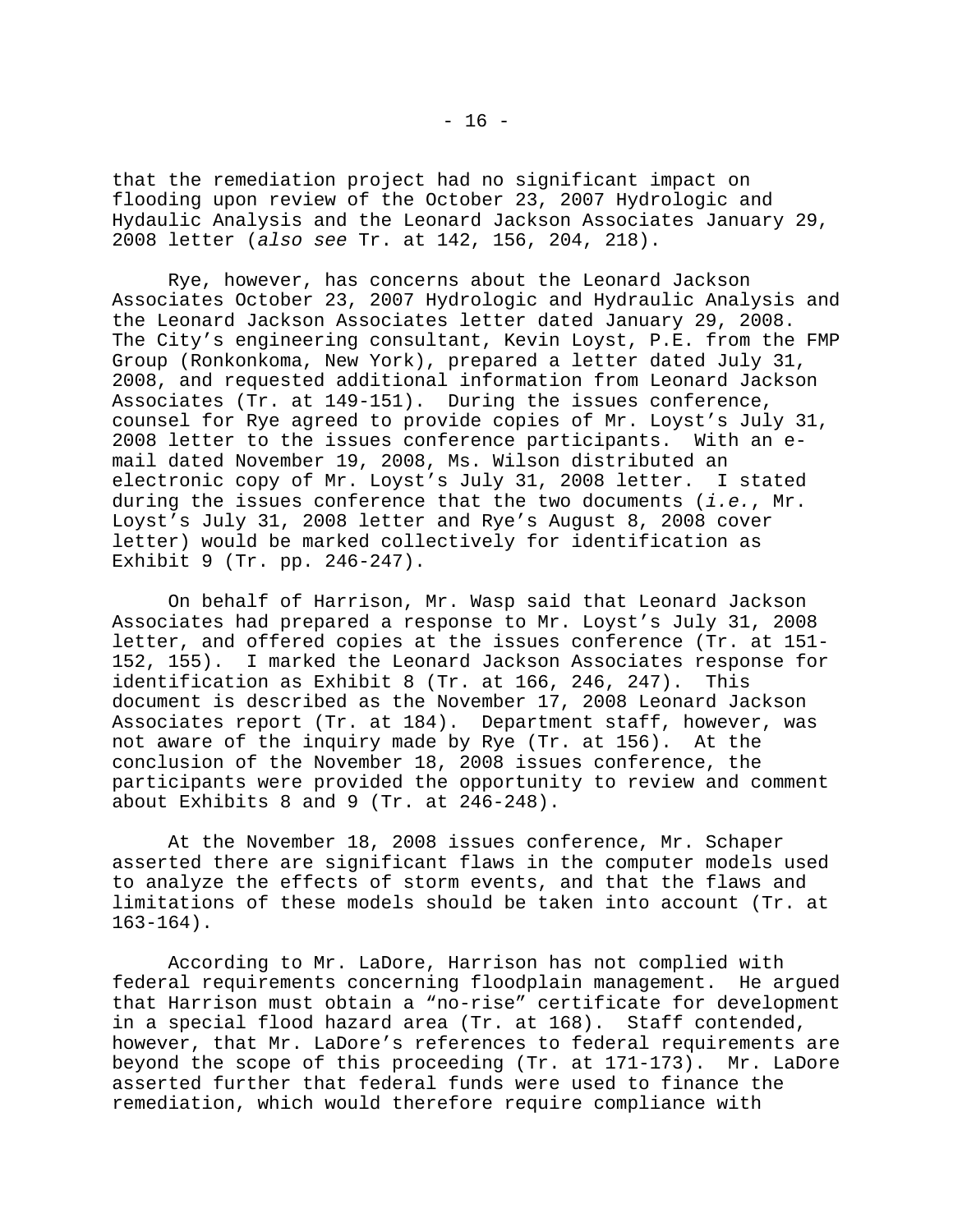that the remediation project had no significant impact on flooding upon review of the October 23, 2007 Hydrologic and Hydaulic Analysis and the Leonard Jackson Associates January 29, 2008 letter (*also see* Tr. at 142, 156, 204, 218).

Rye, however, has concerns about the Leonard Jackson Associates October 23, 2007 Hydrologic and Hydraulic Analysis and the Leonard Jackson Associates letter dated January 29, 2008. The City's engineering consultant, Kevin Loyst, P.E. from the FMP Group (Ronkonkoma, New York), prepared a letter dated July 31, 2008, and requested additional information from Leonard Jackson Associates (Tr. at 149-151). During the issues conference, counsel for Rye agreed to provide copies of Mr. Loyst's July 31, 2008 letter to the issues conference participants. With an e-mail dated November 19, 2008, Ms. Wilson distributed an electronic copy of Mr. Loyst's July 31, 2008 letter. I stated during the issues conference that the two documents (*i.e.*, Mr. Loyst's July 31, 2008 letter and Rye's August 8, 2008 cover letter) would be marked collectively for identification as Exhibit 9 (Tr. pp. 246-247).

On behalf of Harrison, Mr. Wasp said that Leonard Jackson Associates had prepared a response to Mr. Loyst's July 31, 2008 letter, and offered copies at the issues conference (Tr. at 151-152, 155). I marked the Leonard Jackson Associates response for identification as Exhibit 8 (Tr. at 166, 246, 247). This document is described as the November 17, 2008 Leonard Jackson Associates report (Tr. at 184). Department staff, however, was not aware of the inquiry made by Rye (Tr. at 156). At the conclusion of the November 18, 2008 issues conference, the participants were provided the opportunity to review and comment about Exhibits 8 and 9 (Tr. at 246-248).

At the November 18, 2008 issues conference, Mr. Schaper asserted there are significant flaws in the computer models used to analyze the effects of storm events, and that the flaws and limitations of these models should be taken into account (Tr. at 163-164).

According to Mr. LaDore, Harrison has not complied with federal requirements concerning floodplain management. He argued that Harrison must obtain a "no-rise" certificate for development in a special flood hazard area (Tr. at 168). Staff contended, however, that Mr. LaDore's references to federal requirements are beyond the scope of this proceeding (Tr. at 171-173). Mr. LaDore asserted further that federal funds were used to finance the remediation, which would therefore require compliance with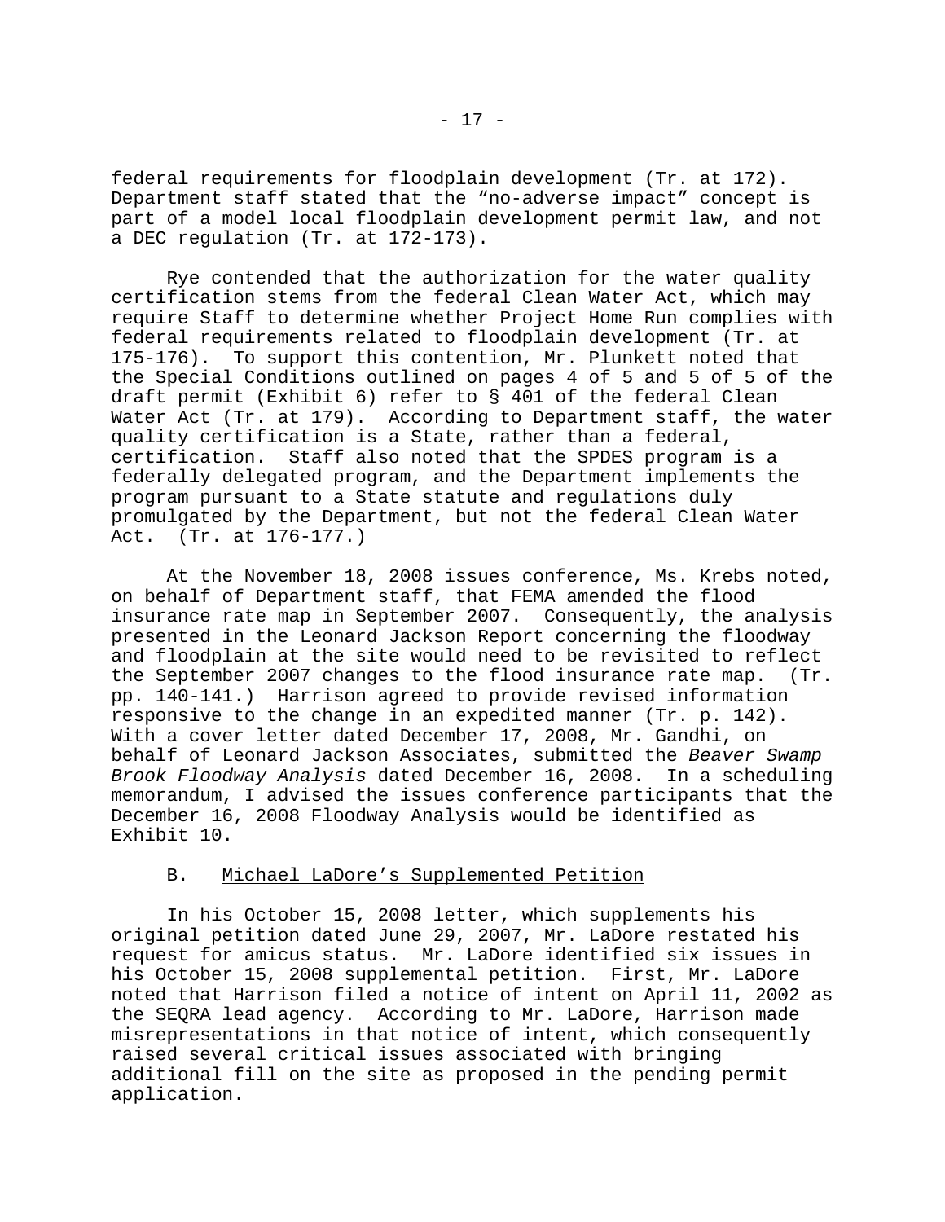federal requirements for floodplain development (Tr. at 172). Department staff stated that the "no-adverse impact" concept is part of a model local floodplain development permit law, and not a DEC regulation (Tr. at 172-173).

Rye contended that the authorization for the water quality certification stems from the federal Clean Water Act, which may require Staff to determine whether Project Home Run complies with federal requirements related to floodplain development (Tr. at 175-176). To support this contention, Mr. Plunkett noted that the Special Conditions outlined on pages 4 of 5 and 5 of 5 of the draft permit (Exhibit 6) refer to § 401 of the federal Clean Water Act (Tr. at 179). According to Department staff, the water quality certification is a State, rather than a federal, certification. Staff also noted that the SPDES program is a federally delegated program, and the Department implements the program pursuant to a State statute and regulations duly promulgated by the Department, but not the federal Clean Water Act. (Tr. at 176-177.)

At the November 18, 2008 issues conference, Ms. Krebs noted, on behalf of Department staff, that FEMA amended the flood insurance rate map in September 2007. Consequently, the analysis presented in the Leonard Jackson Report concerning the floodway and floodplain at the site would need to be revisited to reflect the September 2007 changes to the flood insurance rate map. (Tr. pp. 140-141.) Harrison agreed to provide revised information responsive to the change in an expedited manner (Tr. p. 142). With a cover letter dated December 17, 2008, Mr. Gandhi, on behalf of Leonard Jackson Associates, submitted the *Beaver Swamp Brook Floodway Analysis* dated December 16, 2008. In a scheduling memorandum, I advised the issues conference participants that the December 16, 2008 Floodway Analysis would be identified as Exhibit 10.

### B. Michael LaDore's Supplemented Petition

In his October 15, 2008 letter, which supplements his original petition dated June 29, 2007, Mr. LaDore restated his request for amicus status. Mr. LaDore identified six issues in his October 15, 2008 supplemental petition. First, Mr. LaDore noted that Harrison filed a notice of intent on April 11, 2002 as the SEQRA lead agency. According to Mr. LaDore, Harrison made misrepresentations in that notice of intent, which consequently raised several critical issues associated with bringing additional fill on the site as proposed in the pending permit application.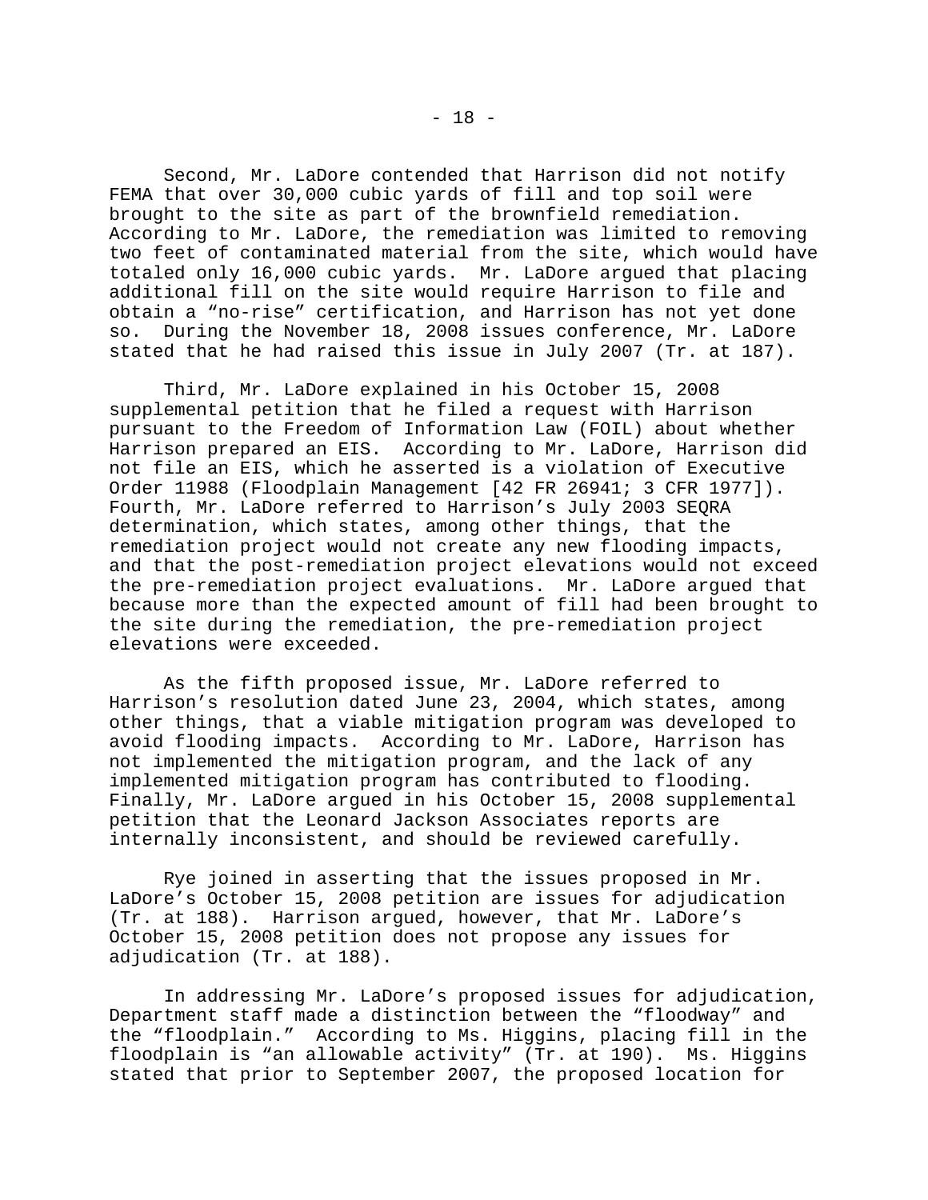Second, Mr. LaDore contended that Harrison did not notify FEMA that over 30,000 cubic yards of fill and top soil were brought to the site as part of the brownfield remediation. According to Mr. LaDore, the remediation was limited to removing two feet of contaminated material from the site, which would have totaled only 16,000 cubic yards. Mr. LaDore argued that placing additional fill on the site would require Harrison to file and obtain a "no-rise" certification, and Harrison has not yet done so. During the November 18, 2008 issues conference, Mr. LaDore stated that he had raised this issue in July 2007 (Tr. at 187).

Third, Mr. LaDore explained in his October 15, 2008 supplemental petition that he filed a request with Harrison pursuant to the Freedom of Information Law (FOIL) about whether Harrison prepared an EIS. According to Mr. LaDore, Harrison did not file an EIS, which he asserted is a violation of Executive Order 11988 (Floodplain Management [42 FR 26941; 3 CFR 1977]). Fourth, Mr. LaDore referred to Harrison's July 2003 SEQRA determination, which states, among other things, that the remediation project would not create any new flooding impacts, and that the post-remediation project elevations would not exceed the pre-remediation project evaluations. Mr. LaDore argued that because more than the expected amount of fill had been brought to the site during the remediation, the pre-remediation project elevations were exceeded.

As the fifth proposed issue, Mr. LaDore referred to Harrison's resolution dated June 23, 2004, which states, among other things, that a viable mitigation program was developed to avoid flooding impacts. According to Mr. LaDore, Harrison has not implemented the mitigation program, and the lack of any implemented mitigation program has contributed to flooding. Finally, Mr. LaDore argued in his October 15, 2008 supplemental petition that the Leonard Jackson Associates reports are internally inconsistent, and should be reviewed carefully.

Rye joined in asserting that the issues proposed in Mr. LaDore's October 15, 2008 petition are issues for adjudication (Tr. at 188). Harrison argued, however, that Mr. LaDore's October 15, 2008 petition does not propose any issues for adjudication (Tr. at 188).

In addressing Mr. LaDore's proposed issues for adjudication, Department staff made a distinction between the "floodway" and the "floodplain." According to Ms. Higgins, placing fill in the floodplain is "an allowable activity" (Tr. at 190). Ms. Higgins stated that prior to September 2007, the proposed location for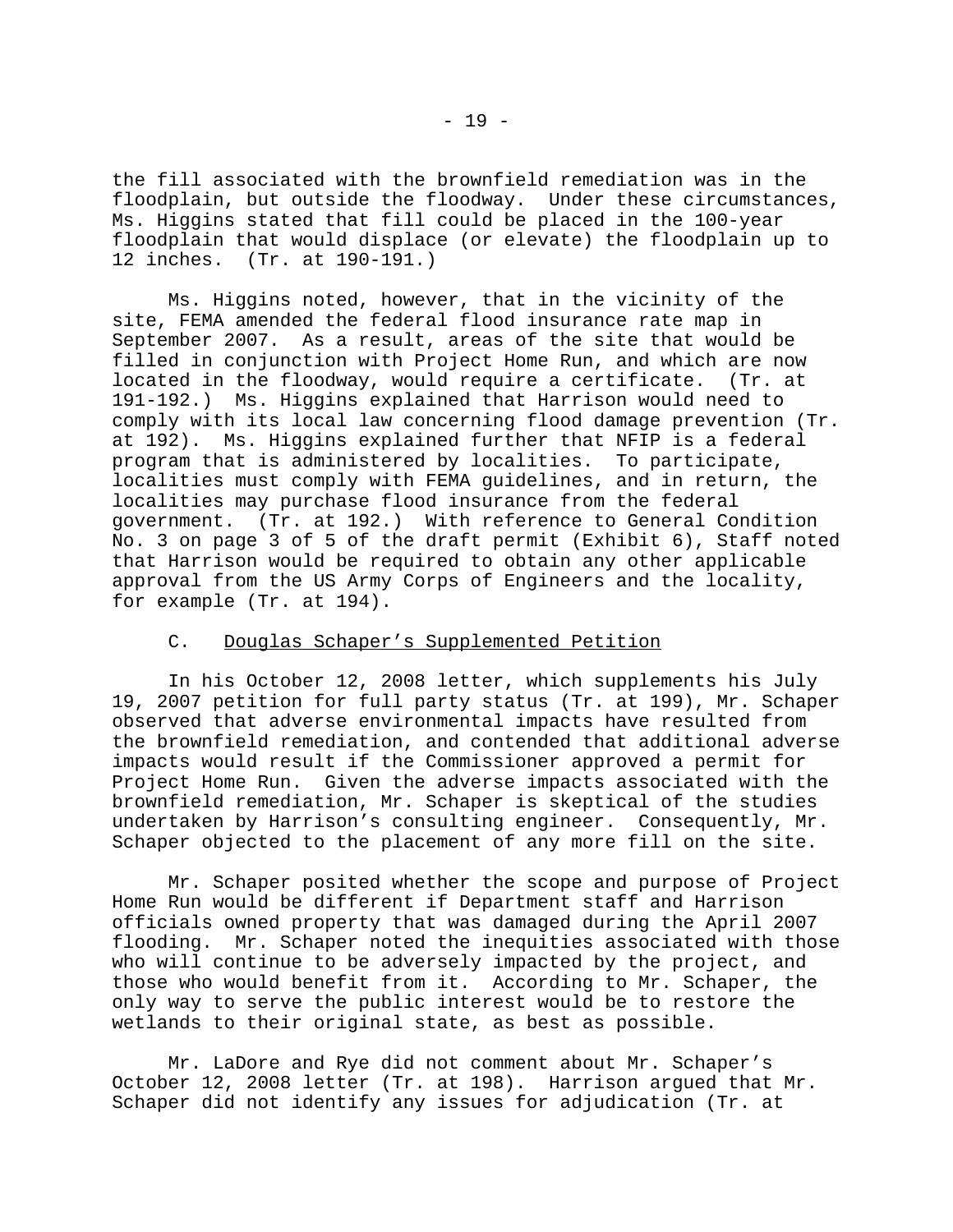the fill associated with the brownfield remediation was in the floodplain, but outside the floodway. Under these circumstances, Ms. Higgins stated that fill could be placed in the 100-year floodplain that would displace (or elevate) the floodplain up to 12 inches. (Tr. at 190-191.)

Ms. Higgins noted, however, that in the vicinity of the site, FEMA amended the federal flood insurance rate map in September 2007. As a result, areas of the site that would be filled in conjunction with Project Home Run, and which are now located in the floodway, would require a certificate. (Tr. at 191-192.) Ms. Higgins explained that Harrison would need to comply with its local law concerning flood damage prevention (Tr. at 192). Ms. Higgins explained further that NFIP is a federal program that is administered by localities. To participate, localities must comply with FEMA guidelines, and in return, the localities may purchase flood insurance from the federal government. (Tr. at 192.) With reference to General Condition No. 3 on page 3 of 5 of the draft permit (Exhibit 6), Staff noted that Harrison would be required to obtain any other applicable approval from the US Army Corps of Engineers and the locality, for example (Tr. at 194).

### C. Douglas Schaper's Supplemented Petition

In his October 12, 2008 letter, which supplements his July 19, 2007 petition for full party status (Tr. at 199), Mr. Schaper observed that adverse environmental impacts have resulted from the brownfield remediation, and contended that additional adverse impacts would result if the Commissioner approved a permit for Project Home Run. Given the adverse impacts associated with the brownfield remediation, Mr. Schaper is skeptical of the studies undertaken by Harrison's consulting engineer. Consequently, Mr. Schaper objected to the placement of any more fill on the site.

Mr. Schaper posited whether the scope and purpose of Project Home Run would be different if Department staff and Harrison officials owned property that was damaged during the April 2007 flooding. Mr. Schaper noted the inequities associated with those who will continue to be adversely impacted by the project, and those who would benefit from it. According to Mr. Schaper, the only way to serve the public interest would be to restore the wetlands to their original state, as best as possible.

Mr. LaDore and Rye did not comment about Mr. Schaper's October 12, 2008 letter (Tr. at 198). Harrison argued that Mr. Schaper did not identify any issues for adjudication (Tr. at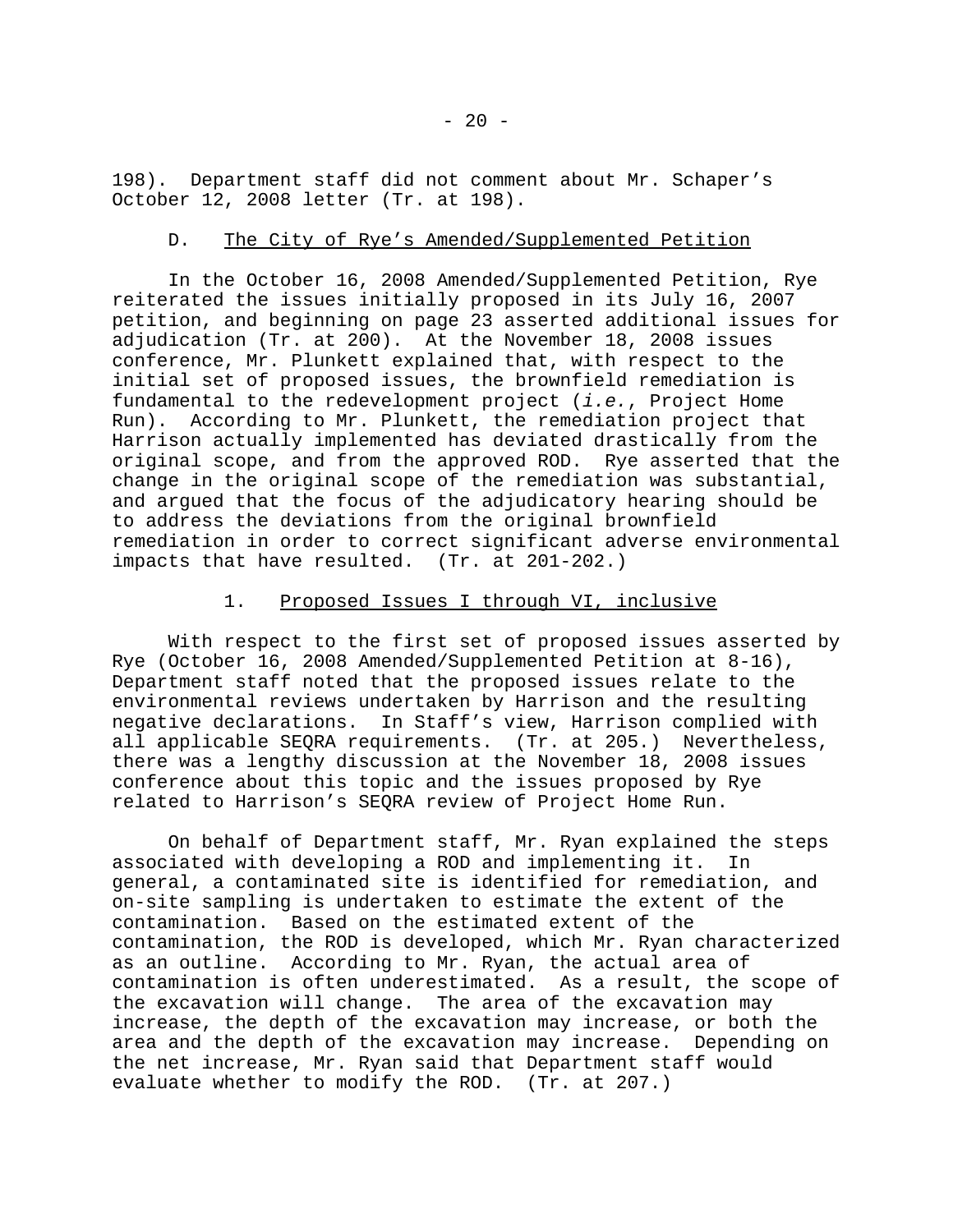198). Department staff did not comment about Mr. Schaper's October 12, 2008 letter (Tr. at 198).

### D. The City of Rye's Amended/Supplemented Petition

In the October 16, 2008 Amended/Supplemented Petition, Rye reiterated the issues initially proposed in its July 16, 2007 petition, and beginning on page 23 asserted additional issues for adjudication (Tr. at 200). At the November 18, 2008 issues conference, Mr. Plunkett explained that, with respect to the initial set of proposed issues, the brownfield remediation is fundamental to the redevelopment project (*i.e.*, Project Home Run). According to Mr. Plunkett, the remediation project that Harrison actually implemented has deviated drastically from the original scope, and from the approved ROD. Rye asserted that the change in the original scope of the remediation was substantial, and argued that the focus of the adjudicatory hearing should be to address the deviations from the original brownfield remediation in order to correct significant adverse environmental impacts that have resulted. (Tr. at 201-202.)

#### 1. Proposed Issues I through VI, inclusive

With respect to the first set of proposed issues asserted by Rye (October 16, 2008 Amended/Supplemented Petition at 8-16), Department staff noted that the proposed issues relate to the environmental reviews undertaken by Harrison and the resulting negative declarations. In Staff's view, Harrison complied with all applicable SEQRA requirements. (Tr. at 205.) Nevertheless, there was a lengthy discussion at the November 18, 2008 issues conference about this topic and the issues proposed by Rye related to Harrison's SEQRA review of Project Home Run.

On behalf of Department staff, Mr. Ryan explained the steps associated with developing a ROD and implementing it. In general, a contaminated site is identified for remediation, and on-site sampling is undertaken to estimate the extent of the contamination. Based on the estimated extent of the contamination, the ROD is developed, which Mr. Ryan characterized as an outline. According to Mr. Ryan, the actual area of contamination is often underestimated. As a result, the scope of the excavation will change. The area of the excavation may increase, the depth of the excavation may increase, or both the area and the depth of the excavation may increase. Depending on the net increase, Mr. Ryan said that Department staff would evaluate whether to modify the ROD. (Tr. at 207.)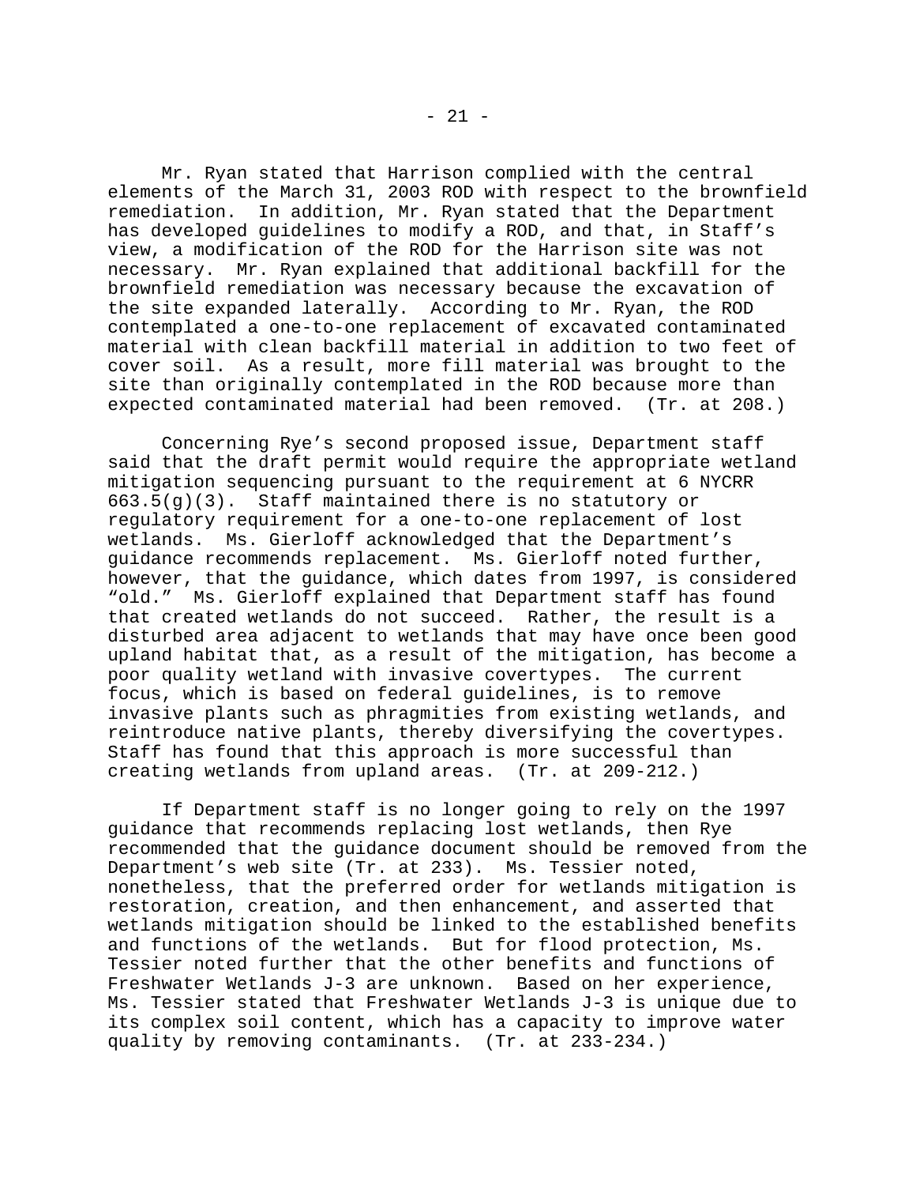Mr. Ryan stated that Harrison complied with the central elements of the March 31, 2003 ROD with respect to the brownfield remediation. In addition, Mr. Ryan stated that the Department has developed guidelines to modify a ROD, and that, in Staff's view, a modification of the ROD for the Harrison site was not necessary. Mr. Ryan explained that additional backfill for the brownfield remediation was necessary because the excavation of the site expanded laterally. According to Mr. Ryan, the ROD contemplated a one-to-one replacement of excavated contaminated material with clean backfill material in addition to two feet of cover soil. As a result, more fill material was brought to the site than originally contemplated in the ROD because more than expected contaminated material had been removed. (Tr. at 208.)

Concerning Rye's second proposed issue, Department staff said that the draft permit would require the appropriate wetland mitigation sequencing pursuant to the requirement at 6 NYCRR 663.5(g)(3). Staff maintained there is no statutory or regulatory requirement for a one-to-one replacement of lost wetlands. Ms. Gierloff acknowledged that the Department's guidance recommends replacement. Ms. Gierloff noted further, however, that the guidance, which dates from 1997, is considered "old." Ms. Gierloff explained that Department staff has found that created wetlands do not succeed. Rather, the result is a disturbed area adjacent to wetlands that may have once been good upland habitat that, as a result of the mitigation, has become a poor quality wetland with invasive covertypes. The current focus, which is based on federal guidelines, is to remove invasive plants such as phragmities from existing wetlands, and reintroduce native plants, thereby diversifying the covertypes. Staff has found that this approach is more successful than creating wetlands from upland areas. (Tr. at 209-212.)

If Department staff is no longer going to rely on the 1997 guidance that recommends replacing lost wetlands, then Rye recommended that the guidance document should be removed from the Department's web site (Tr. at 233). Ms. Tessier noted, nonetheless, that the preferred order for wetlands mitigation is restoration, creation, and then enhancement, and asserted that wetlands mitigation should be linked to the established benefits and functions of the wetlands. But for flood protection, Ms. Tessier noted further that the other benefits and functions of Freshwater Wetlands J-3 are unknown. Based on her experience, Ms. Tessier stated that Freshwater Wetlands J-3 is unique due to its complex soil content, which has a capacity to improve water quality by removing contaminants. (Tr. at 233-234.)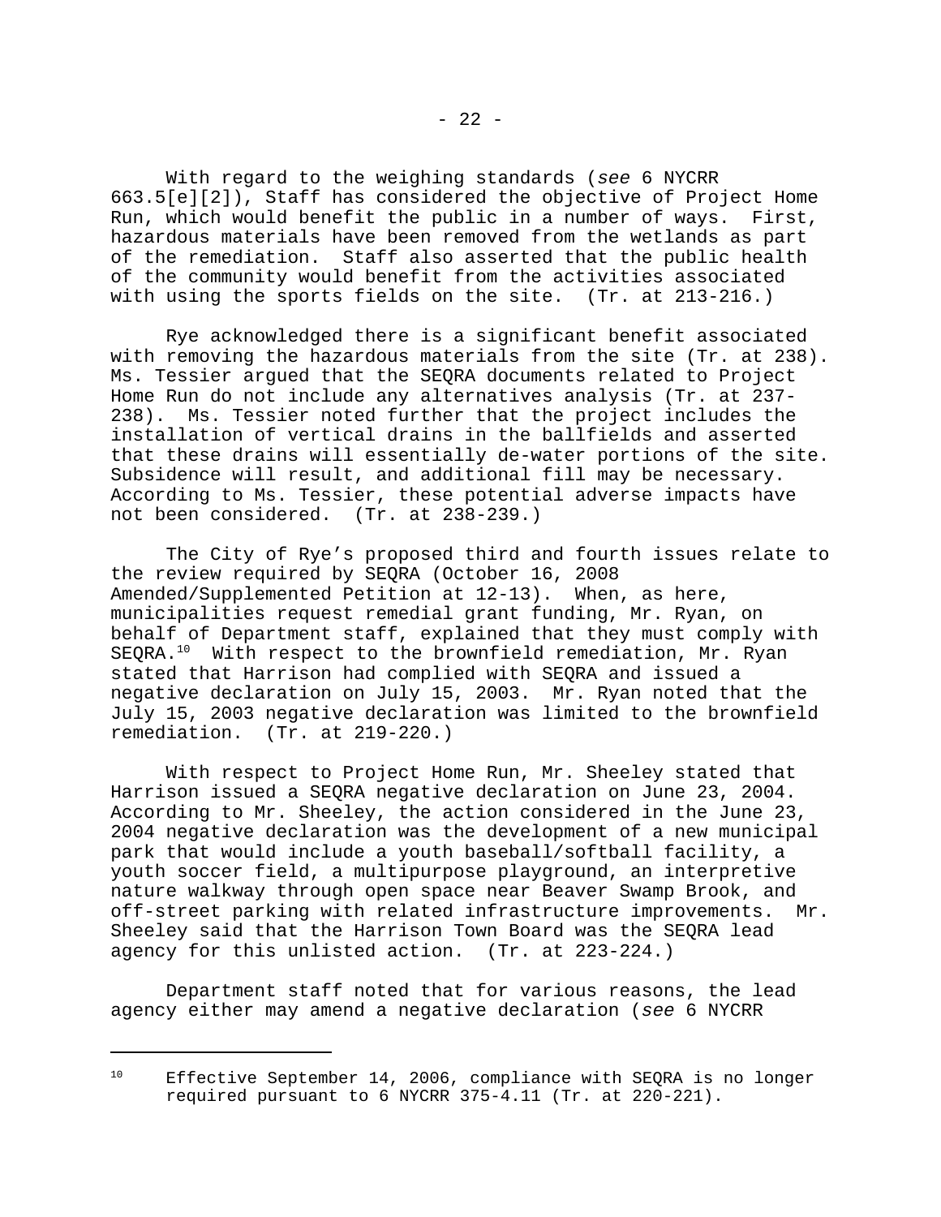With regard to the weighing standards (*see* 6 NYCRR 663.5[e][2]), Staff has considered the objective of Project Home Run, which would benefit the public in a number of ways. First, hazardous materials have been removed from the wetlands as part of the remediation. Staff also asserted that the public health of the community would benefit from the activities associated with using the sports fields on the site. (Tr. at 213-216.)

Rye acknowledged there is a significant benefit associated with removing the hazardous materials from the site (Tr. at 238). Ms. Tessier argued that the SEQRA documents related to Project Home Run do not include any alternatives analysis (Tr. at 237-238). Ms. Tessier noted further that the project includes the installation of vertical drains in the ballfields and asserted that these drains will essentially de-water portions of the site. Subsidence will result, and additional fill may be necessary. According to Ms. Tessier, these potential adverse impacts have not been considered. (Tr. at 238-239.)

The City of Rye's proposed third and fourth issues relate to the review required by SEQRA (October 16, 2008 Amended/Supplemented Petition at 12-13). When, as here, municipalities request remedial grant funding, Mr. Ryan, on behalf of Department staff, explained that they must comply with SEQRA.[10] With respect to the brownfield remediation, Mr. Ryan stated that Harrison had complied with SEQRA and issued a negative declaration on July 15, 2003. Mr. Ryan noted that the July 15, 2003 negative declaration was limited to the brownfield remediation. (Tr. at 219-220.)

With respect to Project Home Run, Mr. Sheeley stated that Harrison issued a SEQRA negative declaration on June 23, 2004. According to Mr. Sheeley, the action considered in the June 23, 2004 negative declaration was the development of a new municipal park that would include a youth baseball/softball facility, a youth soccer field, a multipurpose playground, an interpretive nature walkway through open space near Beaver Swamp Brook, and off-street parking with related infrastructure improvements. Mr. Sheeley said that the Harrison Town Board was the SEQRA lead agency for this unlisted action. (Tr. at 223-224.)

Department staff noted that for various reasons, the lead agency either may amend a negative declaration (*see* 6 NYCRR

---

[10] Effective September 14, 2006, compliance with SEQRA is no longer required pursuant to 6 NYCRR 375-4.11 (Tr. at 220-221).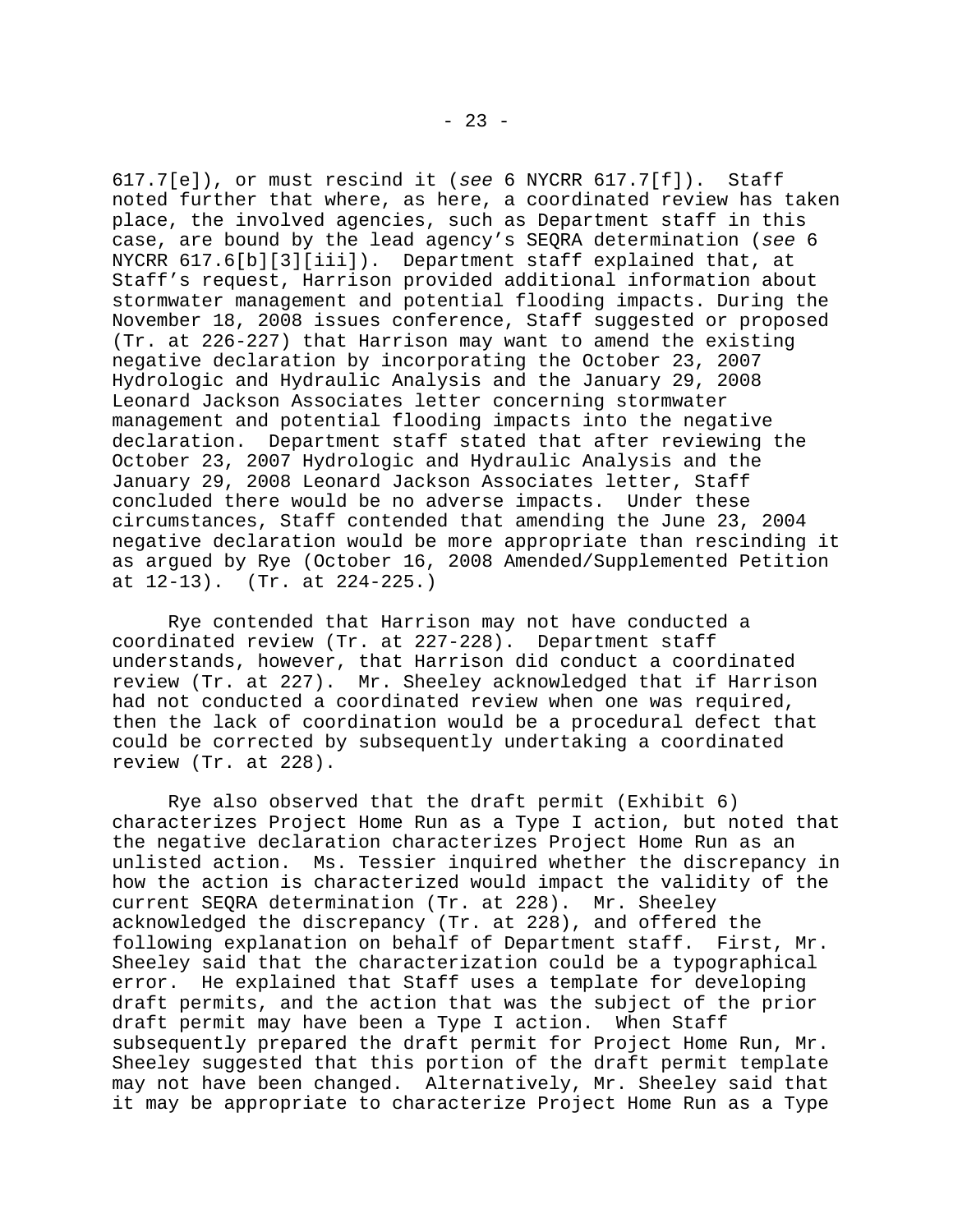617.7[e]), or must rescind it (*see* 6 NYCRR 617.7[f]). Staff noted further that where, as here, a coordinated review has taken place, the involved agencies, such as Department staff in this case, are bound by the lead agency's SEQRA determination (*see* 6 NYCRR 617.6[b][3][iii]). Department staff explained that, at Staff's request, Harrison provided additional information about stormwater management and potential flooding impacts. During the November 18, 2008 issues conference, Staff suggested or proposed (Tr. at 226-227) that Harrison may want to amend the existing negative declaration by incorporating the October 23, 2007 Hydrologic and Hydraulic Analysis and the January 29, 2008 Leonard Jackson Associates letter concerning stormwater management and potential flooding impacts into the negative declaration. Department staff stated that after reviewing the October 23, 2007 Hydrologic and Hydraulic Analysis and the January 29, 2008 Leonard Jackson Associates letter, Staff concluded there would be no adverse impacts. Under these circumstances, Staff contended that amending the June 23, 2004 negative declaration would be more appropriate than rescinding it as argued by Rye (October 16, 2008 Amended/Supplemented Petition at 12-13). (Tr. at 224-225.)

Rye contended that Harrison may not have conducted a coordinated review (Tr. at 227-228). Department staff understands, however, that Harrison did conduct a coordinated review (Tr. at 227). Mr. Sheeley acknowledged that if Harrison had not conducted a coordinated review when one was required, then the lack of coordination would be a procedural defect that could be corrected by subsequently undertaking a coordinated review (Tr. at 228).

Rye also observed that the draft permit (Exhibit 6) characterizes Project Home Run as a Type I action, but noted that the negative declaration characterizes Project Home Run as an unlisted action. Ms. Tessier inquired whether the discrepancy in how the action is characterized would impact the validity of the current SEQRA determination (Tr. at 228). Mr. Sheeley acknowledged the discrepancy (Tr. at 228), and offered the following explanation on behalf of Department staff. First, Mr. Sheeley said that the characterization could be a typographical error. He explained that Staff uses a template for developing draft permits, and the action that was the subject of the prior draft permit may have been a Type I action. When Staff subsequently prepared the draft permit for Project Home Run, Mr. Sheeley suggested that this portion of the draft permit template may not have been changed. Alternatively, Mr. Sheeley said that it may be appropriate to characterize Project Home Run as a Type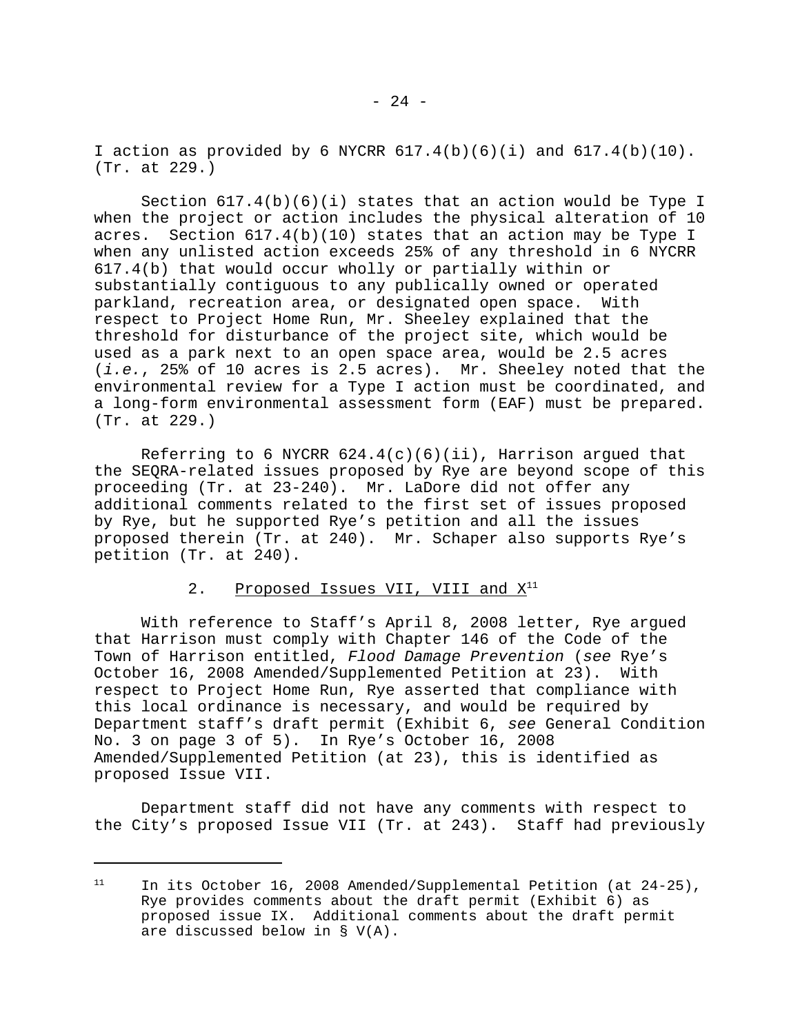I action as provided by 6 NYCRR 617.4(b)(6)(i) and 617.4(b)(10). (Tr. at 229.)

Section 617.4(b)(6)(i) states that an action would be Type I when the project or action includes the physical alteration of 10 acres. Section 617.4(b)(10) states that an action may be Type I when any unlisted action exceeds 25% of any threshold in 6 NYCRR 617.4(b) that would occur wholly or partially within or substantially contiguous to any publically owned or operated parkland, recreation area, or designated open space. With respect to Project Home Run, Mr. Sheeley explained that the threshold for disturbance of the project site, which would be used as a park next to an open space area, would be 2.5 acres (*i.e.*, 25% of 10 acres is 2.5 acres). Mr. Sheeley noted that the environmental review for a Type I action must be coordinated, and a long-form environmental assessment form (EAF) must be prepared. (Tr. at 229.)

Referring to 6 NYCRR 624.4(c)(6)(ii), Harrison argued that the SEQRA-related issues proposed by Rye are beyond scope of this proceeding (Tr. at 23-240). Mr. LaDore did not offer any additional comments related to the first set of issues proposed by Rye, but he supported Rye's petition and all the issues proposed therein (Tr. at 240). Mr. Schaper also supports Rye's petition (Tr. at 240).

### 2. Proposed Issues VII, VIII and X[11]

With reference to Staff's April 8, 2008 letter, Rye argued that Harrison must comply with Chapter 146 of the Code of the Town of Harrison entitled, *Flood Damage Prevention* (*see* Rye's October 16, 2008 Amended/Supplemented Petition at 23). With respect to Project Home Run, Rye asserted that compliance with this local ordinance is necessary, and would be required by Department staff's draft permit (Exhibit 6, *see* General Condition No. 3 on page 3 of 5). In Rye's October 16, 2008 Amended/Supplemented Petition (at 23), this is identified as proposed Issue VII.

Department staff did not have any comments with respect to the City's proposed Issue VII (Tr. at 243). Staff had previously

---

[11] In its October 16, 2008 Amended/Supplemental Petition (at 24-25), Rye provides comments about the draft permit (Exhibit 6) as proposed issue IX. Additional comments about the draft permit are discussed below in § V(A).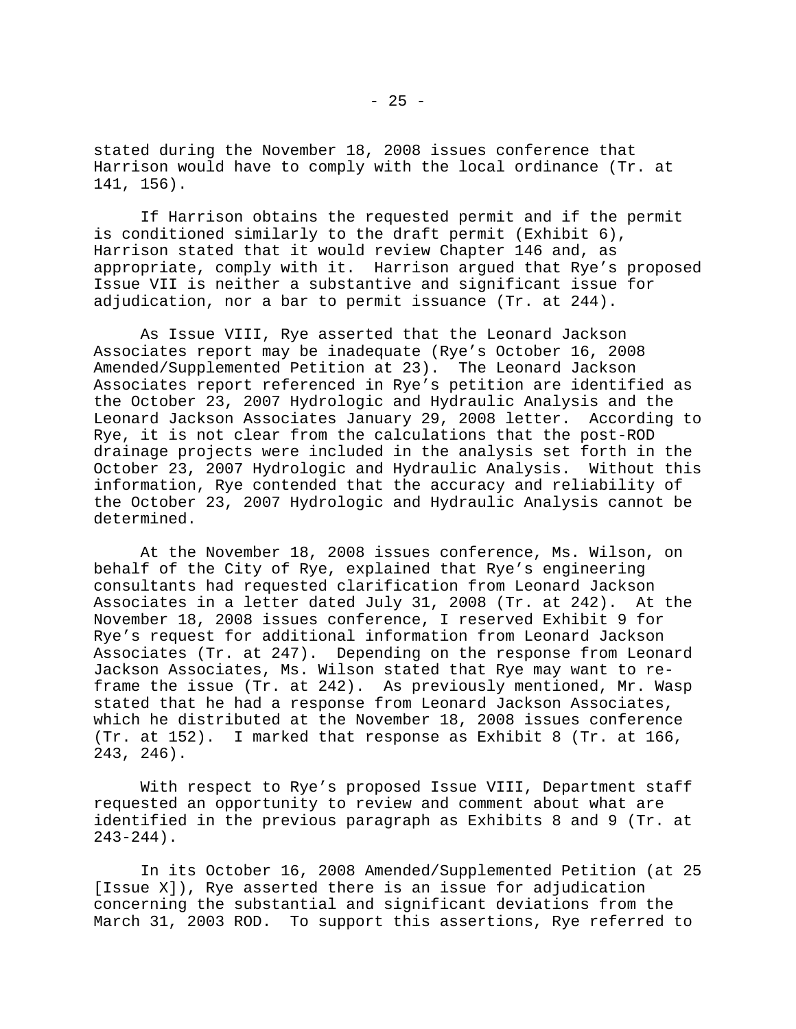stated during the November 18, 2008 issues conference that Harrison would have to comply with the local ordinance (Tr. at 141, 156).

If Harrison obtains the requested permit and if the permit is conditioned similarly to the draft permit (Exhibit 6), Harrison stated that it would review Chapter 146 and, as appropriate, comply with it. Harrison argued that Rye's proposed Issue VII is neither a substantive and significant issue for adjudication, nor a bar to permit issuance (Tr. at 244).

As Issue VIII, Rye asserted that the Leonard Jackson Associates report may be inadequate (Rye's October 16, 2008 Amended/Supplemented Petition at 23). The Leonard Jackson Associates report referenced in Rye's petition are identified as the October 23, 2007 Hydrologic and Hydraulic Analysis and the Leonard Jackson Associates January 29, 2008 letter. According to Rye, it is not clear from the calculations that the post-ROD drainage projects were included in the analysis set forth in the October 23, 2007 Hydrologic and Hydraulic Analysis. Without this information, Rye contended that the accuracy and reliability of the October 23, 2007 Hydrologic and Hydraulic Analysis cannot be determined.

At the November 18, 2008 issues conference, Ms. Wilson, on behalf of the City of Rye, explained that Rye's engineering consultants had requested clarification from Leonard Jackson Associates in a letter dated July 31, 2008 (Tr. at 242). At the November 18, 2008 issues conference, I reserved Exhibit 9 for Rye's request for additional information from Leonard Jackson Associates (Tr. at 247). Depending on the response from Leonard Jackson Associates, Ms. Wilson stated that Rye may want to re-frame the issue (Tr. at 242). As previously mentioned, Mr. Wasp stated that he had a response from Leonard Jackson Associates, which he distributed at the November 18, 2008 issues conference (Tr. at 152). I marked that response as Exhibit 8 (Tr. at 166, 243, 246).

With respect to Rye's proposed Issue VIII, Department staff requested an opportunity to review and comment about what are identified in the previous paragraph as Exhibits 8 and 9 (Tr. at 243-244).

In its October 16, 2008 Amended/Supplemented Petition (at 25 [Issue X]), Rye asserted there is an issue for adjudication concerning the substantial and significant deviations from the March 31, 2003 ROD. To support this assertions, Rye referred to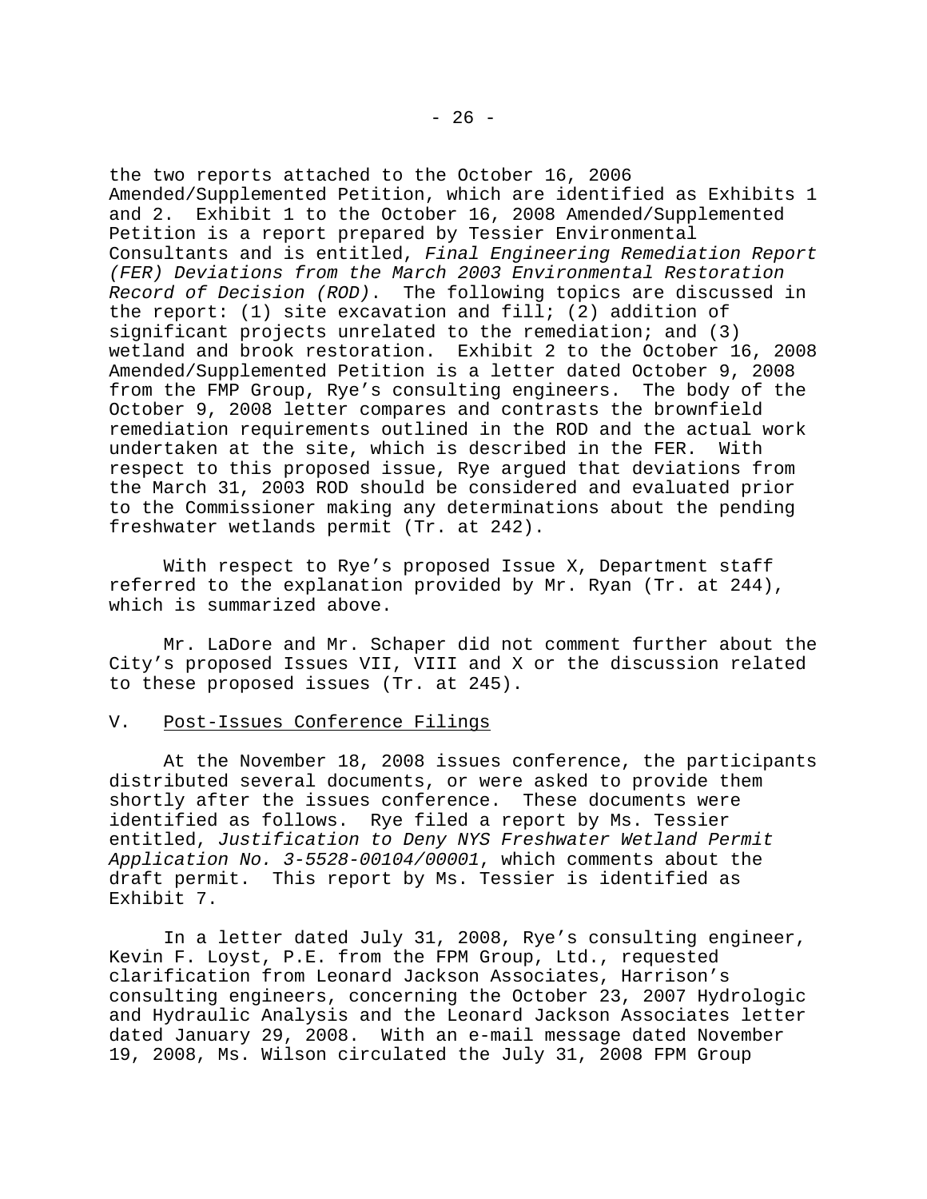the two reports attached to the October 16, 2006 Amended/Supplemented Petition, which are identified as Exhibits 1 and 2. Exhibit 1 to the October 16, 2008 Amended/Supplemented Petition is a report prepared by Tessier Environmental Consultants and is entitled, *Final Engineering Remediation Report (FER) Deviations from the March 2003 Environmental Restoration Record of Decision (ROD)*. The following topics are discussed in the report: (1) site excavation and fill; (2) addition of significant projects unrelated to the remediation; and (3) wetland and brook restoration. Exhibit 2 to the October 16, 2008 Amended/Supplemented Petition is a letter dated October 9, 2008 from the FMP Group, Rye's consulting engineers. The body of the October 9, 2008 letter compares and contrasts the brownfield remediation requirements outlined in the ROD and the actual work undertaken at the site, which is described in the FER. With respect to this proposed issue, Rye argued that deviations from the March 31, 2003 ROD should be considered and evaluated prior to the Commissioner making any determinations about the pending freshwater wetlands permit (Tr. at 242).

With respect to Rye's proposed Issue X, Department staff referred to the explanation provided by Mr. Ryan (Tr. at 244), which is summarized above.

Mr. LaDore and Mr. Schaper did not comment further about the City's proposed Issues VII, VIII and X or the discussion related to these proposed issues (Tr. at 245).

## V. Post-Issues Conference Filings

At the November 18, 2008 issues conference, the participants distributed several documents, or were asked to provide them shortly after the issues conference. These documents were identified as follows. Rye filed a report by Ms. Tessier entitled, *Justification to Deny NYS Freshwater Wetland Permit Application No. 3-5528-00104/00001*, which comments about the draft permit. This report by Ms. Tessier is identified as Exhibit 7.

In a letter dated July 31, 2008, Rye's consulting engineer, Kevin F. Loyst, P.E. from the FPM Group, Ltd., requested clarification from Leonard Jackson Associates, Harrison's consulting engineers, concerning the October 23, 2007 Hydrologic and Hydraulic Analysis and the Leonard Jackson Associates letter dated January 29, 2008. With an e-mail message dated November 19, 2008, Ms. Wilson circulated the July 31, 2008 FPM Group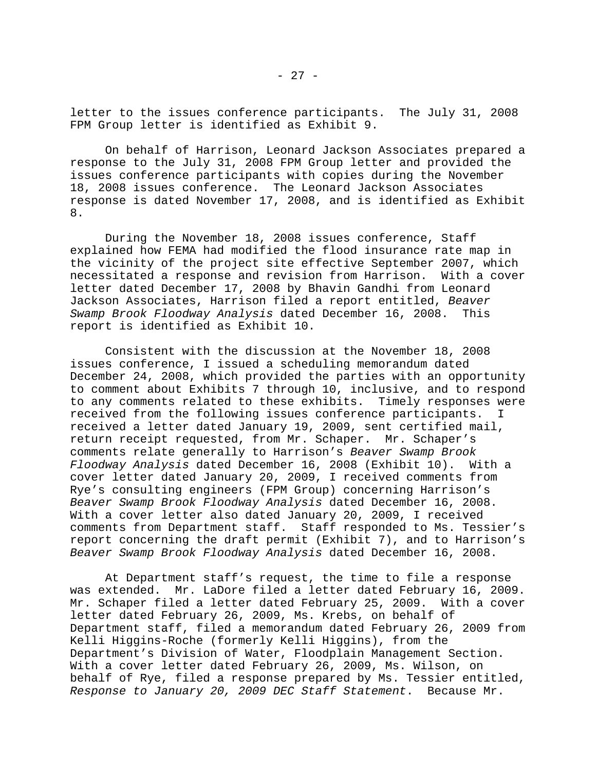letter to the issues conference participants. The July 31, 2008 FPM Group letter is identified as Exhibit 9.

On behalf of Harrison, Leonard Jackson Associates prepared a response to the July 31, 2008 FPM Group letter and provided the issues conference participants with copies during the November 18, 2008 issues conference. The Leonard Jackson Associates response is dated November 17, 2008, and is identified as Exhibit 8.

During the November 18, 2008 issues conference, Staff explained how FEMA had modified the flood insurance rate map in the vicinity of the project site effective September 2007, which necessitated a response and revision from Harrison. With a cover letter dated December 17, 2008 by Bhavin Gandhi from Leonard Jackson Associates, Harrison filed a report entitled, *Beaver Swamp Brook Floodway Analysis* dated December 16, 2008. This report is identified as Exhibit 10.

Consistent with the discussion at the November 18, 2008 issues conference, I issued a scheduling memorandum dated December 24, 2008, which provided the parties with an opportunity to comment about Exhibits 7 through 10, inclusive, and to respond to any comments related to these exhibits. Timely responses were received from the following issues conference participants. I received a letter dated January 19, 2009, sent certified mail, return receipt requested, from Mr. Schaper. Mr. Schaper's comments relate generally to Harrison's *Beaver Swamp Brook Floodway Analysis* dated December 16, 2008 (Exhibit 10). With a cover letter dated January 20, 2009, I received comments from Rye's consulting engineers (FPM Group) concerning Harrison's *Beaver Swamp Brook Floodway Analysis* dated December 16, 2008. With a cover letter also dated January 20, 2009, I received comments from Department staff. Staff responded to Ms. Tessier's report concerning the draft permit (Exhibit 7), and to Harrison's *Beaver Swamp Brook Floodway Analysis* dated December 16, 2008.

At Department staff's request, the time to file a response was extended. Mr. LaDore filed a letter dated February 16, 2009. Mr. Schaper filed a letter dated February 25, 2009. With a cover letter dated February 26, 2009, Ms. Krebs, on behalf of Department staff, filed a memorandum dated February 26, 2009 from Kelli Higgins-Roche (formerly Kelli Higgins), from the Department's Division of Water, Floodplain Management Section. With a cover letter dated February 26, 2009, Ms. Wilson, on behalf of Rye, filed a response prepared by Ms. Tessier entitled, *Response to January 20, 2009 DEC Staff Statement*. Because Mr.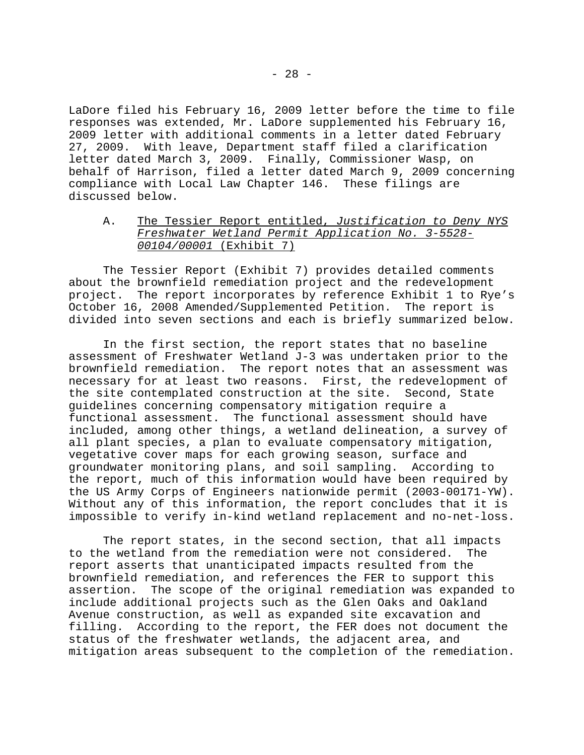LaDore filed his February 16, 2009 letter before the time to file responses was extended, Mr. LaDore supplemented his February 16, 2009 letter with additional comments in a letter dated February 27, 2009. With leave, Department staff filed a clarification letter dated March 3, 2009. Finally, Commissioner Wasp, on behalf of Harrison, filed a letter dated March 9, 2009 concerning compliance with Local Law Chapter 146. These filings are discussed below.

### A. The Tessier Report entitled, *Justification to Deny NYS Freshwater Wetland Permit Application No. 3-5528-00104/00001* (Exhibit 7)

The Tessier Report (Exhibit 7) provides detailed comments about the brownfield remediation project and the redevelopment project. The report incorporates by reference Exhibit 1 to Rye's October 16, 2008 Amended/Supplemented Petition. The report is divided into seven sections and each is briefly summarized below.

In the first section, the report states that no baseline assessment of Freshwater Wetland J-3 was undertaken prior to the brownfield remediation. The report notes that an assessment was necessary for at least two reasons. First, the redevelopment of the site contemplated construction at the site. Second, State guidelines concerning compensatory mitigation require a functional assessment. The functional assessment should have included, among other things, a wetland delineation, a survey of all plant species, a plan to evaluate compensatory mitigation, vegetative cover maps for each growing season, surface and groundwater monitoring plans, and soil sampling. According to the report, much of this information would have been required by the US Army Corps of Engineers nationwide permit (2003-00171-YW). Without any of this information, the report concludes that it is impossible to verify in-kind wetland replacement and no-net-loss.

The report states, in the second section, that all impacts to the wetland from the remediation were not considered. The report asserts that unanticipated impacts resulted from the brownfield remediation, and references the FER to support this assertion. The scope of the original remediation was expanded to include additional projects such as the Glen Oaks and Oakland Avenue construction, as well as expanded site excavation and filling. According to the report, the FER does not document the status of the freshwater wetlands, the adjacent area, and mitigation areas subsequent to the completion of the remediation.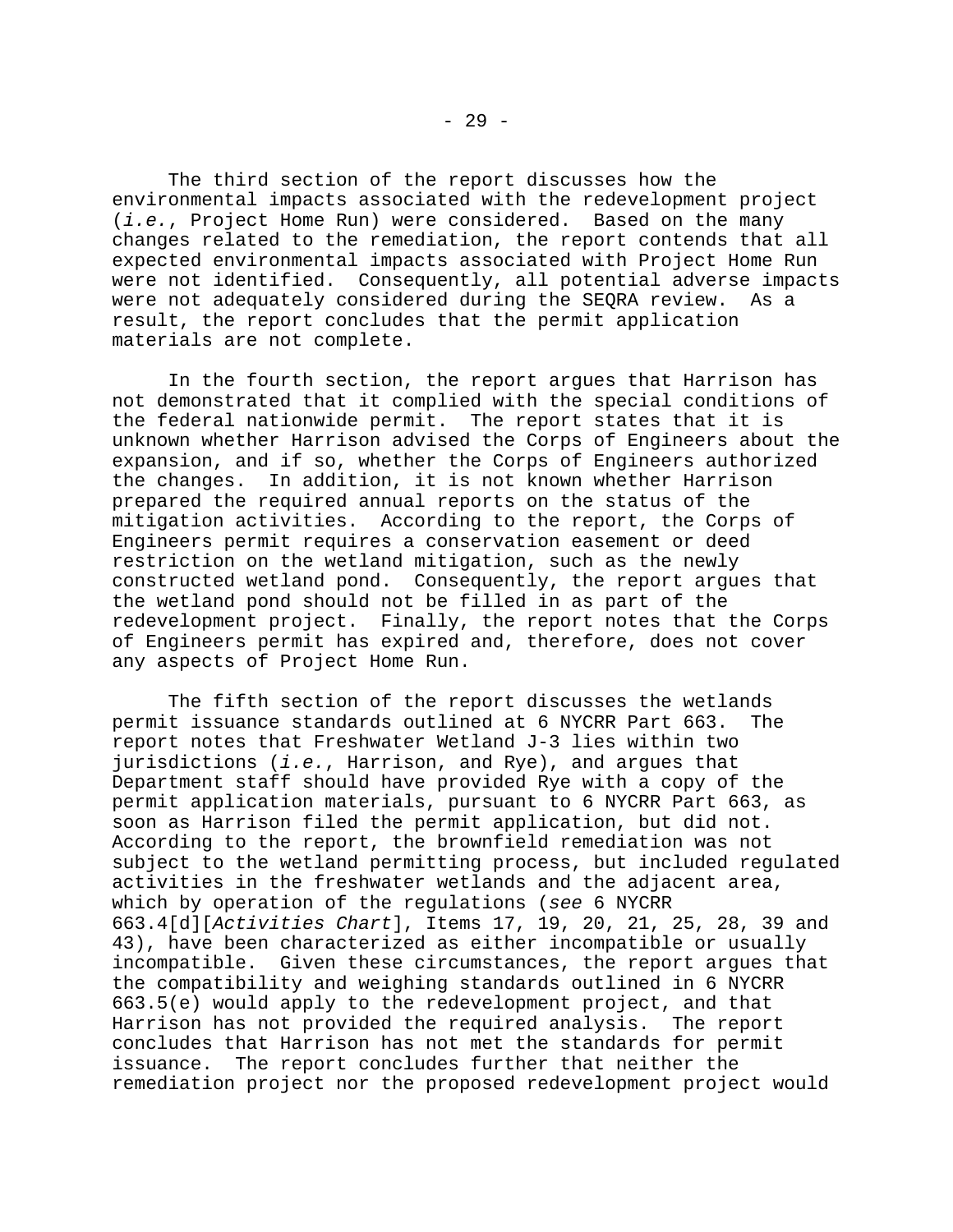The third section of the report discusses how the environmental impacts associated with the redevelopment project (*i.e.*, Project Home Run) were considered. Based on the many changes related to the remediation, the report contends that all expected environmental impacts associated with Project Home Run were not identified. Consequently, all potential adverse impacts were not adequately considered during the SEQRA review. As a result, the report concludes that the permit application materials are not complete.

In the fourth section, the report argues that Harrison has not demonstrated that it complied with the special conditions of the federal nationwide permit. The report states that it is unknown whether Harrison advised the Corps of Engineers about the expansion, and if so, whether the Corps of Engineers authorized the changes. In addition, it is not known whether Harrison prepared the required annual reports on the status of the mitigation activities. According to the report, the Corps of Engineers permit requires a conservation easement or deed restriction on the wetland mitigation, such as the newly constructed wetland pond. Consequently, the report argues that the wetland pond should not be filled in as part of the redevelopment project. Finally, the report notes that the Corps of Engineers permit has expired and, therefore, does not cover any aspects of Project Home Run.

The fifth section of the report discusses the wetlands permit issuance standards outlined at 6 NYCRR Part 663. The report notes that Freshwater Wetland J-3 lies within two jurisdictions (*i.e.*, Harrison, and Rye), and argues that Department staff should have provided Rye with a copy of the permit application materials, pursuant to 6 NYCRR Part 663, as soon as Harrison filed the permit application, but did not. According to the report, the brownfield remediation was not subject to the wetland permitting process, but included regulated activities in the freshwater wetlands and the adjacent area, which by operation of the regulations (*see* 6 NYCRR 663.4[d][*Activities Chart*], Items 17, 19, 20, 21, 25, 28, 39 and 43), have been characterized as either incompatible or usually incompatible. Given these circumstances, the report argues that the compatibility and weighing standards outlined in 6 NYCRR 663.5(e) would apply to the redevelopment project, and that Harrison has not provided the required analysis. The report concludes that Harrison has not met the standards for permit issuance. The report concludes further that neither the remediation project nor the proposed redevelopment project would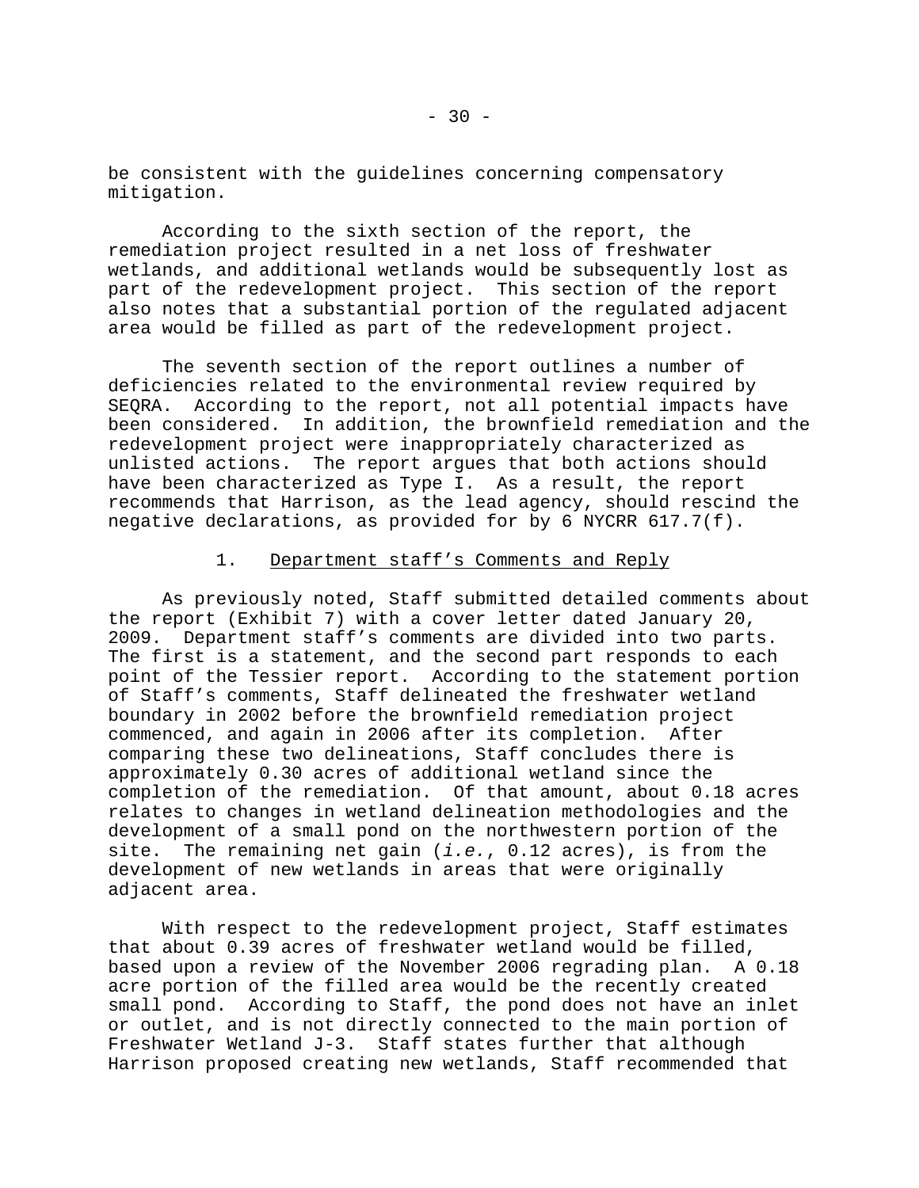be consistent with the guidelines concerning compensatory mitigation.

According to the sixth section of the report, the remediation project resulted in a net loss of freshwater wetlands, and additional wetlands would be subsequently lost as part of the redevelopment project. This section of the report also notes that a substantial portion of the regulated adjacent area would be filled as part of the redevelopment project.

The seventh section of the report outlines a number of deficiencies related to the environmental review required by SEQRA. According to the report, not all potential impacts have been considered. In addition, the brownfield remediation and the redevelopment project were inappropriately characterized as unlisted actions. The report argues that both actions should have been characterized as Type I. As a result, the report recommends that Harrison, as the lead agency, should rescind the negative declarations, as provided for by 6 NYCRR 617.7(f).

### 1. Department staff's Comments and Reply

As previously noted, Staff submitted detailed comments about the report (Exhibit 7) with a cover letter dated January 20, 2009. Department staff's comments are divided into two parts. The first is a statement, and the second part responds to each point of the Tessier report. According to the statement portion of Staff's comments, Staff delineated the freshwater wetland boundary in 2002 before the brownfield remediation project commenced, and again in 2006 after its completion. After comparing these two delineations, Staff concludes there is approximately 0.30 acres of additional wetland since the completion of the remediation. Of that amount, about 0.18 acres relates to changes in wetland delineation methodologies and the development of a small pond on the northwestern portion of the site. The remaining net gain (*i.e.*, 0.12 acres), is from the development of new wetlands in areas that were originally adjacent area.

With respect to the redevelopment project, Staff estimates that about 0.39 acres of freshwater wetland would be filled, based upon a review of the November 2006 regrading plan. A 0.18 acre portion of the filled area would be the recently created small pond. According to Staff, the pond does not have an inlet or outlet, and is not directly connected to the main portion of Freshwater Wetland J-3. Staff states further that although Harrison proposed creating new wetlands, Staff recommended that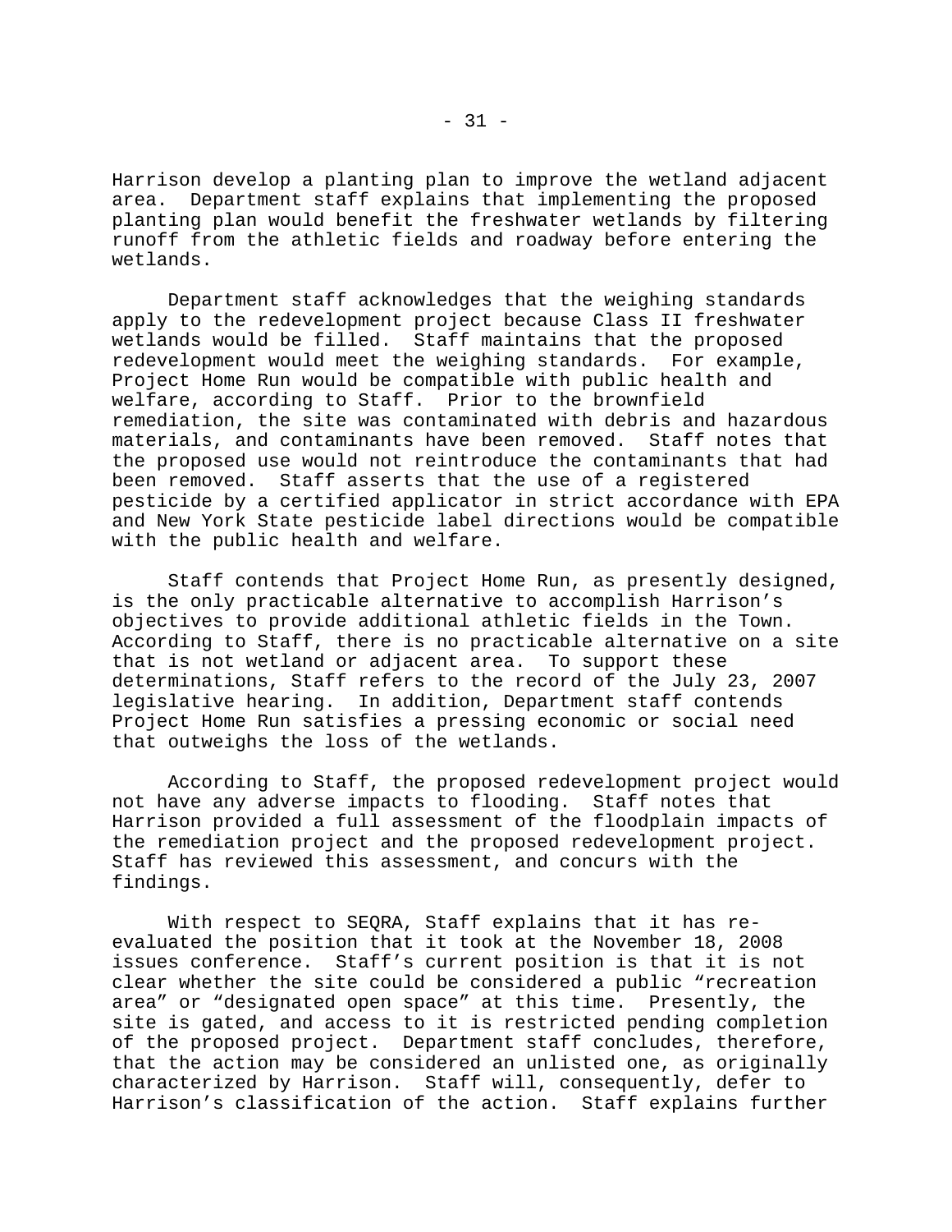Harrison develop a planting plan to improve the wetland adjacent area. Department staff explains that implementing the proposed planting plan would benefit the freshwater wetlands by filtering runoff from the athletic fields and roadway before entering the wetlands.

Department staff acknowledges that the weighing standards apply to the redevelopment project because Class II freshwater wetlands would be filled. Staff maintains that the proposed redevelopment would meet the weighing standards. For example, Project Home Run would be compatible with public health and welfare, according to Staff. Prior to the brownfield remediation, the site was contaminated with debris and hazardous materials, and contaminants have been removed. Staff notes that the proposed use would not reintroduce the contaminants that had been removed. Staff asserts that the use of a registered pesticide by a certified applicator in strict accordance with EPA and New York State pesticide label directions would be compatible with the public health and welfare.

Staff contends that Project Home Run, as presently designed, is the only practicable alternative to accomplish Harrison's objectives to provide additional athletic fields in the Town. According to Staff, there is no practicable alternative on a site that is not wetland or adjacent area. To support these determinations, Staff refers to the record of the July 23, 2007 legislative hearing. In addition, Department staff contends Project Home Run satisfies a pressing economic or social need that outweighs the loss of the wetlands.

According to Staff, the proposed redevelopment project would not have any adverse impacts to flooding. Staff notes that Harrison provided a full assessment of the floodplain impacts of the remediation project and the proposed redevelopment project. Staff has reviewed this assessment, and concurs with the findings.

With respect to SEQRA, Staff explains that it has re-evaluated the position that it took at the November 18, 2008 issues conference. Staff's current position is that it is not clear whether the site could be considered a public "recreation area" or "designated open space" at this time. Presently, the site is gated, and access to it is restricted pending completion of the proposed project. Department staff concludes, therefore, that the action may be considered an unlisted one, as originally characterized by Harrison. Staff will, consequently, defer to Harrison's classification of the action. Staff explains further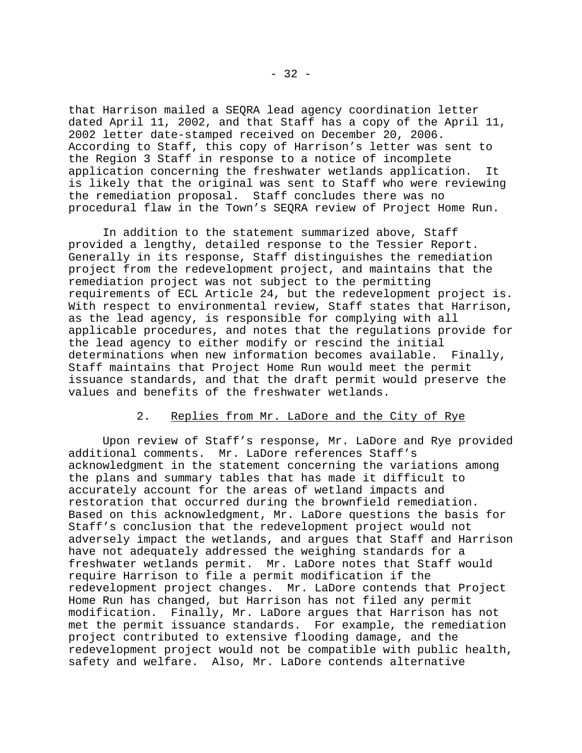that Harrison mailed a SEQRA lead agency coordination letter dated April 11, 2002, and that Staff has a copy of the April 11, 2002 letter date-stamped received on December 20, 2006. According to Staff, this copy of Harrison's letter was sent to the Region 3 Staff in response to a notice of incomplete application concerning the freshwater wetlands application. It is likely that the original was sent to Staff who were reviewing the remediation proposal. Staff concludes there was no procedural flaw in the Town's SEQRA review of Project Home Run.

In addition to the statement summarized above, Staff provided a lengthy, detailed response to the Tessier Report. Generally in its response, Staff distinguishes the remediation project from the redevelopment project, and maintains that the remediation project was not subject to the permitting requirements of ECL Article 24, but the redevelopment project is. With respect to environmental review, Staff states that Harrison, as the lead agency, is responsible for complying with all applicable procedures, and notes that the regulations provide for the lead agency to either modify or rescind the initial determinations when new information becomes available. Finally, Staff maintains that Project Home Run would meet the permit issuance standards, and that the draft permit would preserve the values and benefits of the freshwater wetlands.

### 2. Replies from Mr. LaDore and the City of Rye

Upon review of Staff's response, Mr. LaDore and Rye provided additional comments. Mr. LaDore references Staff's acknowledgment in the statement concerning the variations among the plans and summary tables that has made it difficult to accurately account for the areas of wetland impacts and restoration that occurred during the brownfield remediation. Based on this acknowledgment, Mr. LaDore questions the basis for Staff's conclusion that the redevelopment project would not adversely impact the wetlands, and argues that Staff and Harrison have not adequately addressed the weighing standards for a freshwater wetlands permit. Mr. LaDore notes that Staff would require Harrison to file a permit modification if the redevelopment project changes. Mr. LaDore contends that Project Home Run has changed, but Harrison has not filed any permit modification. Finally, Mr. LaDore argues that Harrison has not met the permit issuance standards. For example, the remediation project contributed to extensive flooding damage, and the redevelopment project would not be compatible with public health, safety and welfare. Also, Mr. LaDore contends alternative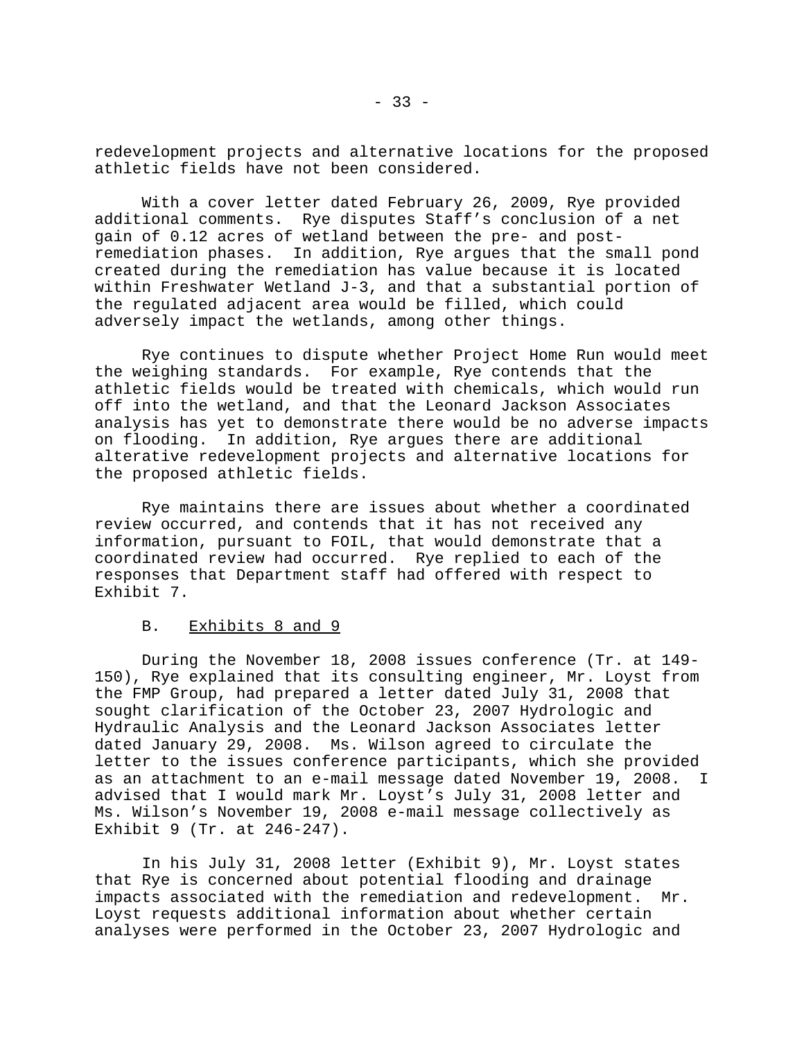redevelopment projects and alternative locations for the proposed athletic fields have not been considered.

With a cover letter dated February 26, 2009, Rye provided additional comments. Rye disputes Staff's conclusion of a net gain of 0.12 acres of wetland between the pre- and post-remediation phases. In addition, Rye argues that the small pond created during the remediation has value because it is located within Freshwater Wetland J-3, and that a substantial portion of the regulated adjacent area would be filled, which could adversely impact the wetlands, among other things.

Rye continues to dispute whether Project Home Run would meet the weighing standards. For example, Rye contends that the athletic fields would be treated with chemicals, which would run off into the wetland, and that the Leonard Jackson Associates analysis has yet to demonstrate there would be no adverse impacts on flooding. In addition, Rye argues there are additional alterative redevelopment projects and alternative locations for the proposed athletic fields.

Rye maintains there are issues about whether a coordinated review occurred, and contends that it has not received any information, pursuant to FOIL, that would demonstrate that a coordinated review had occurred. Rye replied to each of the responses that Department staff had offered with respect to Exhibit 7.

B. <u>Exhibits 8 and 9</u>

During the November 18, 2008 issues conference (Tr. at 149-150), Rye explained that its consulting engineer, Mr. Loyst from the FMP Group, had prepared a letter dated July 31, 2008 that sought clarification of the October 23, 2007 Hydrologic and Hydraulic Analysis and the Leonard Jackson Associates letter dated January 29, 2008. Ms. Wilson agreed to circulate the letter to the issues conference participants, which she provided as an attachment to an e-mail message dated November 19, 2008. I advised that I would mark Mr. Loyst's July 31, 2008 letter and Ms. Wilson's November 19, 2008 e-mail message collectively as Exhibit 9 (Tr. at 246-247).

In his July 31, 2008 letter (Exhibit 9), Mr. Loyst states that Rye is concerned about potential flooding and drainage impacts associated with the remediation and redevelopment. Mr. Loyst requests additional information about whether certain analyses were performed in the October 23, 2007 Hydrologic and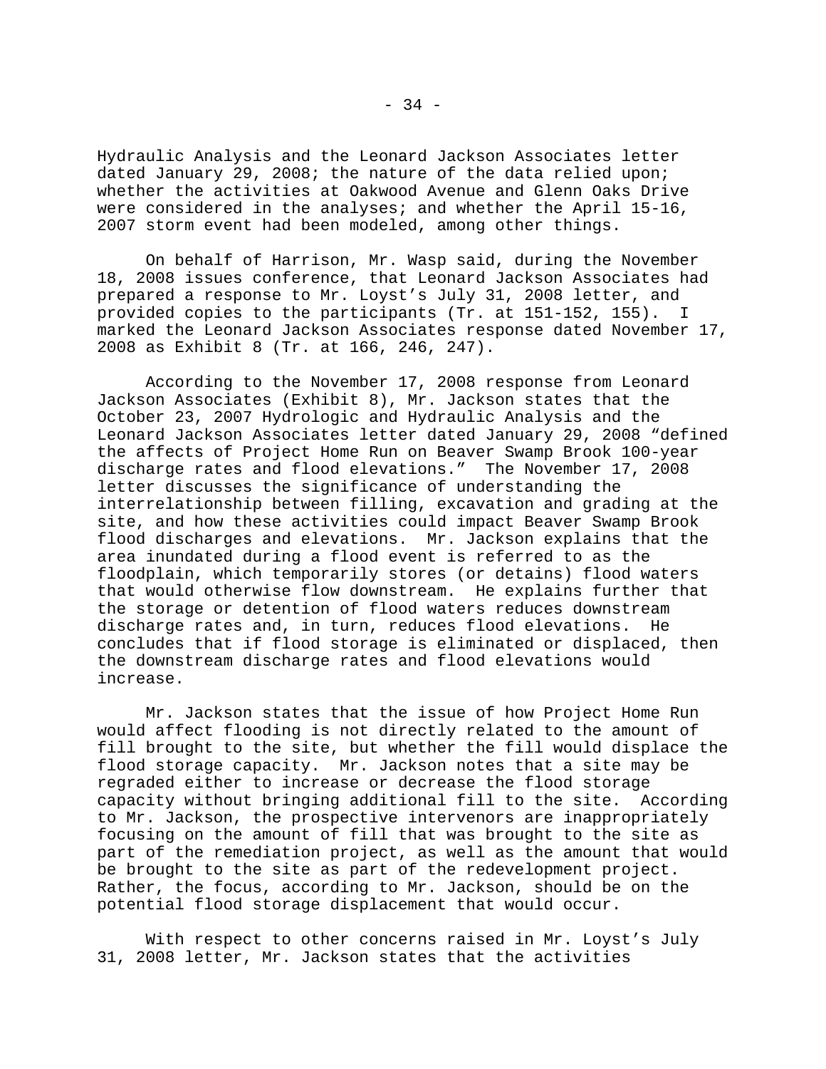Hydraulic Analysis and the Leonard Jackson Associates letter dated January 29, 2008; the nature of the data relied upon; whether the activities at Oakwood Avenue and Glenn Oaks Drive were considered in the analyses; and whether the April 15-16, 2007 storm event had been modeled, among other things.

On behalf of Harrison, Mr. Wasp said, during the November 18, 2008 issues conference, that Leonard Jackson Associates had prepared a response to Mr. Loyst's July 31, 2008 letter, and provided copies to the participants (Tr. at 151-152, 155). I marked the Leonard Jackson Associates response dated November 17, 2008 as Exhibit 8 (Tr. at 166, 246, 247).

According to the November 17, 2008 response from Leonard Jackson Associates (Exhibit 8), Mr. Jackson states that the October 23, 2007 Hydrologic and Hydraulic Analysis and the Leonard Jackson Associates letter dated January 29, 2008 "defined the affects of Project Home Run on Beaver Swamp Brook 100-year discharge rates and flood elevations." The November 17, 2008 letter discusses the significance of understanding the interrelationship between filling, excavation and grading at the site, and how these activities could impact Beaver Swamp Brook flood discharges and elevations. Mr. Jackson explains that the area inundated during a flood event is referred to as the floodplain, which temporarily stores (or detains) flood waters that would otherwise flow downstream. He explains further that the storage or detention of flood waters reduces downstream discharge rates and, in turn, reduces flood elevations. He concludes that if flood storage is eliminated or displaced, then the downstream discharge rates and flood elevations would increase.

Mr. Jackson states that the issue of how Project Home Run would affect flooding is not directly related to the amount of fill brought to the site, but whether the fill would displace the flood storage capacity. Mr. Jackson notes that a site may be regraded either to increase or decrease the flood storage capacity without bringing additional fill to the site. According to Mr. Jackson, the prospective intervenors are inappropriately focusing on the amount of fill that was brought to the site as part of the remediation project, as well as the amount that would be brought to the site as part of the redevelopment project. Rather, the focus, according to Mr. Jackson, should be on the potential flood storage displacement that would occur.

With respect to other concerns raised in Mr. Loyst's July 31, 2008 letter, Mr. Jackson states that the activities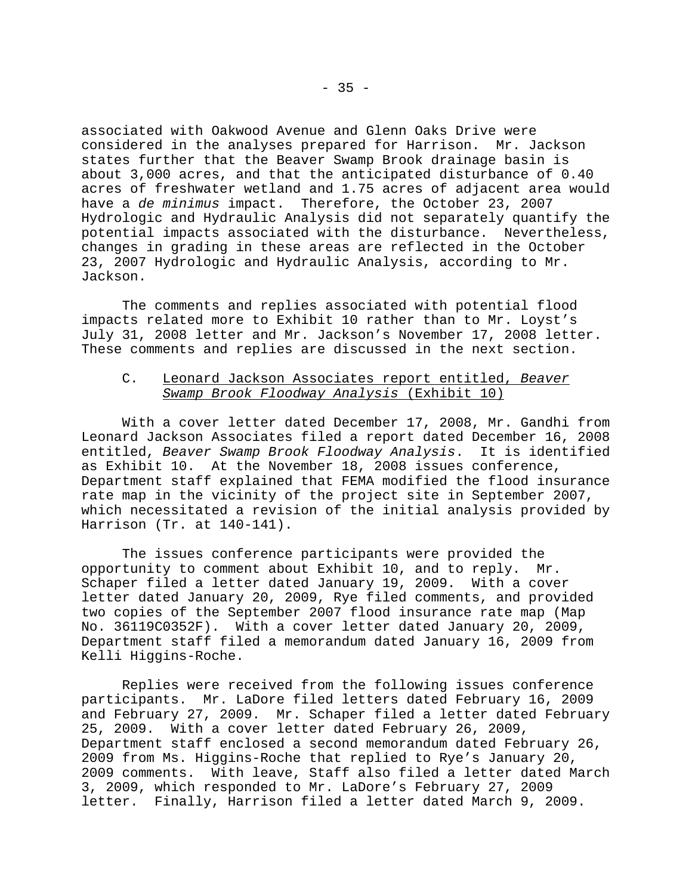associated with Oakwood Avenue and Glenn Oaks Drive were considered in the analyses prepared for Harrison. Mr. Jackson states further that the Beaver Swamp Brook drainage basin is about 3,000 acres, and that the anticipated disturbance of 0.40 acres of freshwater wetland and 1.75 acres of adjacent area would have a *de minimus* impact. Therefore, the October 23, 2007 Hydrologic and Hydraulic Analysis did not separately quantify the potential impacts associated with the disturbance. Nevertheless, changes in grading in these areas are reflected in the October 23, 2007 Hydrologic and Hydraulic Analysis, according to Mr. Jackson.

The comments and replies associated with potential flood impacts related more to Exhibit 10 rather than to Mr. Loyst's July 31, 2008 letter and Mr. Jackson's November 17, 2008 letter. These comments and replies are discussed in the next section.

### C. Leonard Jackson Associates report entitled, *Beaver Swamp Brook Floodway Analysis* (Exhibit 10)

With a cover letter dated December 17, 2008, Mr. Gandhi from Leonard Jackson Associates filed a report dated December 16, 2008 entitled, *Beaver Swamp Brook Floodway Analysis*. It is identified as Exhibit 10. At the November 18, 2008 issues conference, Department staff explained that FEMA modified the flood insurance rate map in the vicinity of the project site in September 2007, which necessitated a revision of the initial analysis provided by Harrison (Tr. at 140-141).

The issues conference participants were provided the opportunity to comment about Exhibit 10, and to reply. Mr. Schaper filed a letter dated January 19, 2009. With a cover letter dated January 20, 2009, Rye filed comments, and provided two copies of the September 2007 flood insurance rate map (Map No. 36119C0352F). With a cover letter dated January 20, 2009, Department staff filed a memorandum dated January 16, 2009 from Kelli Higgins-Roche.

Replies were received from the following issues conference participants. Mr. LaDore filed letters dated February 16, 2009 and February 27, 2009. Mr. Schaper filed a letter dated February 25, 2009. With a cover letter dated February 26, 2009, Department staff enclosed a second memorandum dated February 26, 2009 from Ms. Higgins-Roche that replied to Rye's January 20, 2009 comments. With leave, Staff also filed a letter dated March 3, 2009, which responded to Mr. LaDore's February 27, 2009 letter. Finally, Harrison filed a letter dated March 9, 2009.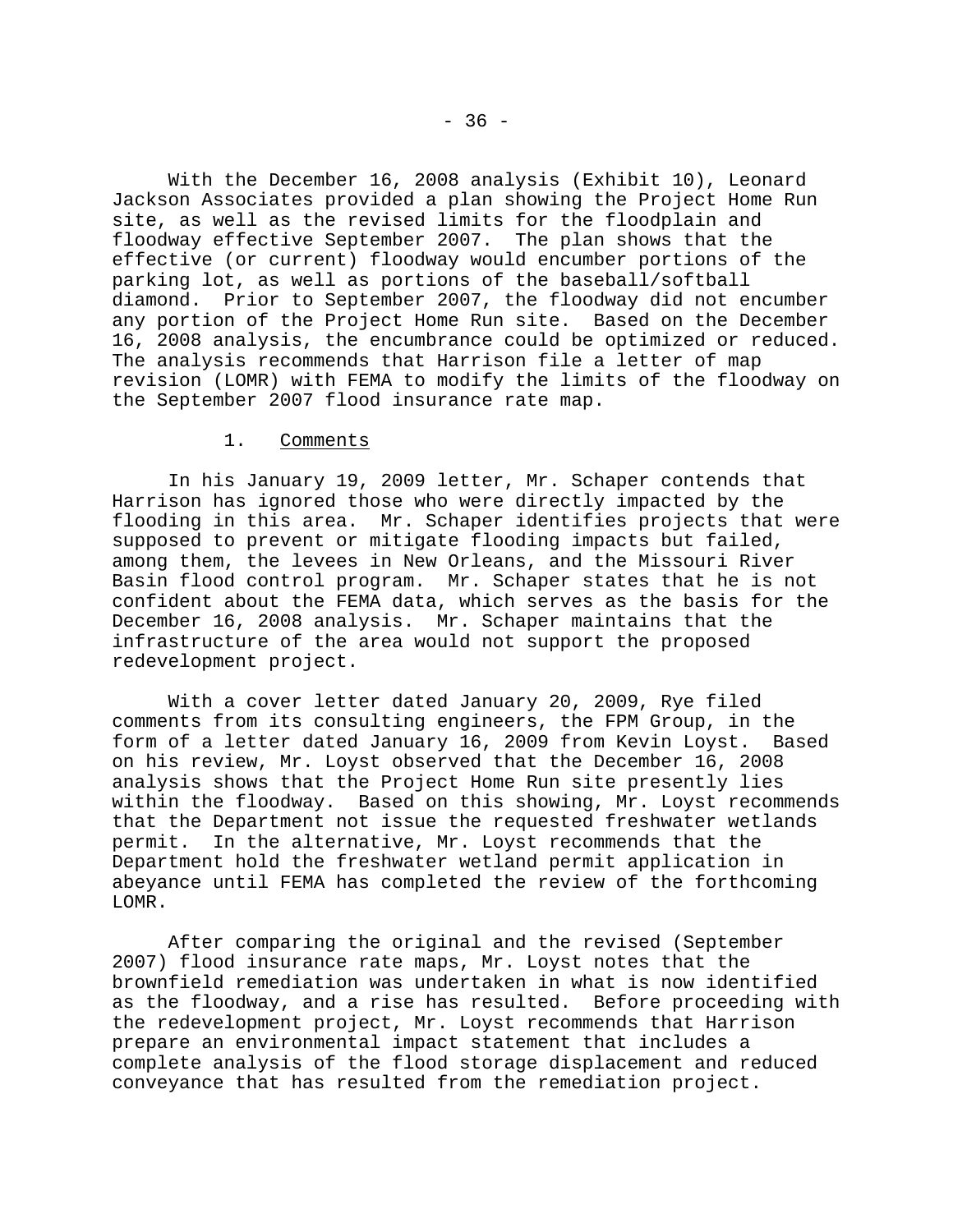With the December 16, 2008 analysis (Exhibit 10), Leonard Jackson Associates provided a plan showing the Project Home Run site, as well as the revised limits for the floodplain and floodway effective September 2007. The plan shows that the effective (or current) floodway would encumber portions of the parking lot, as well as portions of the baseball/softball diamond. Prior to September 2007, the floodway did not encumber any portion of the Project Home Run site. Based on the December 16, 2008 analysis, the encumbrance could be optimized or reduced. The analysis recommends that Harrison file a letter of map revision (LOMR) with FEMA to modify the limits of the floodway on the September 2007 flood insurance rate map.

1. Comments

In his January 19, 2009 letter, Mr. Schaper contends that Harrison has ignored those who were directly impacted by the flooding in this area. Mr. Schaper identifies projects that were supposed to prevent or mitigate flooding impacts but failed, among them, the levees in New Orleans, and the Missouri River Basin flood control program. Mr. Schaper states that he is not confident about the FEMA data, which serves as the basis for the December 16, 2008 analysis. Mr. Schaper maintains that the infrastructure of the area would not support the proposed redevelopment project.

With a cover letter dated January 20, 2009, Rye filed comments from its consulting engineers, the FPM Group, in the form of a letter dated January 16, 2009 from Kevin Loyst. Based on his review, Mr. Loyst observed that the December 16, 2008 analysis shows that the Project Home Run site presently lies within the floodway. Based on this showing, Mr. Loyst recommends that the Department not issue the requested freshwater wetlands permit. In the alternative, Mr. Loyst recommends that the Department hold the freshwater wetland permit application in abeyance until FEMA has completed the review of the forthcoming LOMR.

After comparing the original and the revised (September 2007) flood insurance rate maps, Mr. Loyst notes that the brownfield remediation was undertaken in what is now identified as the floodway, and a rise has resulted. Before proceeding with the redevelopment project, Mr. Loyst recommends that Harrison prepare an environmental impact statement that includes a complete analysis of the flood storage displacement and reduced conveyance that has resulted from the remediation project.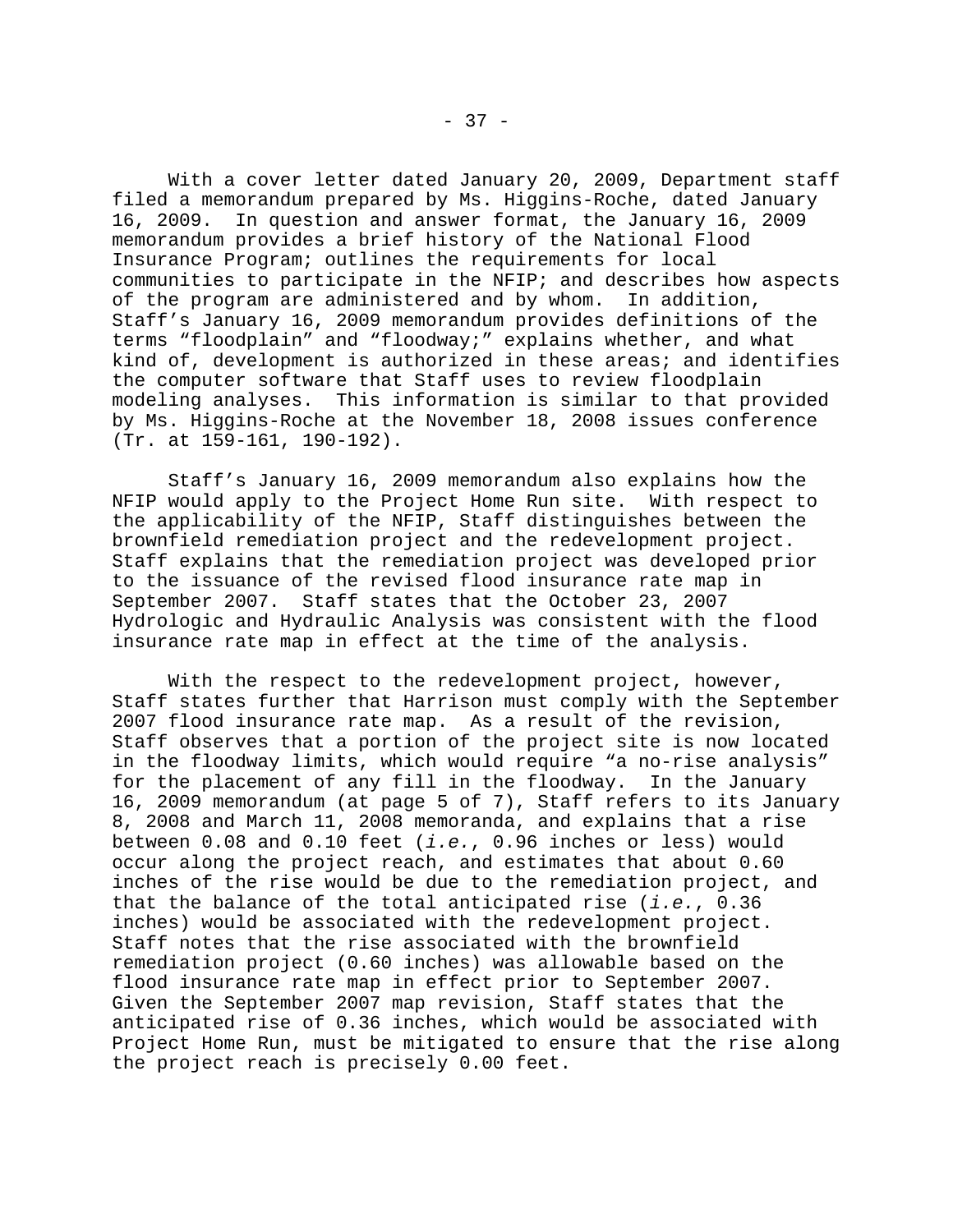With a cover letter dated January 20, 2009, Department staff filed a memorandum prepared by Ms. Higgins-Roche, dated January 16, 2009. In question and answer format, the January 16, 2009 memorandum provides a brief history of the National Flood Insurance Program; outlines the requirements for local communities to participate in the NFIP; and describes how aspects of the program are administered and by whom. In addition, Staff's January 16, 2009 memorandum provides definitions of the terms "floodplain" and "floodway;" explains whether, and what kind of, development is authorized in these areas; and identifies the computer software that Staff uses to review floodplain modeling analyses. This information is similar to that provided by Ms. Higgins-Roche at the November 18, 2008 issues conference (Tr. at 159-161, 190-192).

Staff's January 16, 2009 memorandum also explains how the NFIP would apply to the Project Home Run site. With respect to the applicability of the NFIP, Staff distinguishes between the brownfield remediation project and the redevelopment project. Staff explains that the remediation project was developed prior to the issuance of the revised flood insurance rate map in September 2007. Staff states that the October 23, 2007 Hydrologic and Hydraulic Analysis was consistent with the flood insurance rate map in effect at the time of the analysis.

With the respect to the redevelopment project, however, Staff states further that Harrison must comply with the September 2007 flood insurance rate map. As a result of the revision, Staff observes that a portion of the project site is now located in the floodway limits, which would require "a no-rise analysis" for the placement of any fill in the floodway. In the January 16, 2009 memorandum (at page 5 of 7), Staff refers to its January 8, 2008 and March 11, 2008 memoranda, and explains that a rise between 0.08 and 0.10 feet (*i.e.*, 0.96 inches or less) would occur along the project reach, and estimates that about 0.60 inches of the rise would be due to the remediation project, and that the balance of the total anticipated rise (*i.e.*, 0.36 inches) would be associated with the redevelopment project. Staff notes that the rise associated with the brownfield remediation project (0.60 inches) was allowable based on the flood insurance rate map in effect prior to September 2007. Given the September 2007 map revision, Staff states that the anticipated rise of 0.36 inches, which would be associated with Project Home Run, must be mitigated to ensure that the rise along the project reach is precisely 0.00 feet.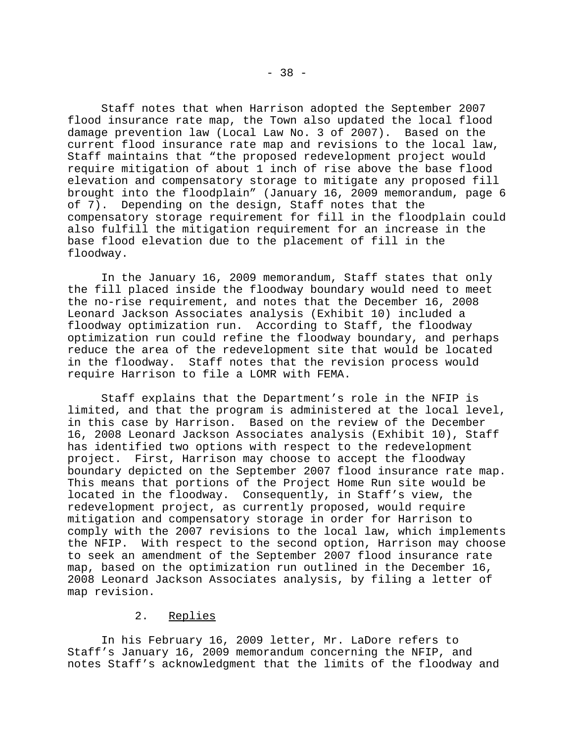Staff notes that when Harrison adopted the September 2007 flood insurance rate map, the Town also updated the local flood damage prevention law (Local Law No. 3 of 2007). Based on the current flood insurance rate map and revisions to the local law, Staff maintains that "the proposed redevelopment project would require mitigation of about 1 inch of rise above the base flood elevation and compensatory storage to mitigate any proposed fill brought into the floodplain" (January 16, 2009 memorandum, page 6 of 7). Depending on the design, Staff notes that the compensatory storage requirement for fill in the floodplain could also fulfill the mitigation requirement for an increase in the base flood elevation due to the placement of fill in the floodway.

In the January 16, 2009 memorandum, Staff states that only the fill placed inside the floodway boundary would need to meet the no-rise requirement, and notes that the December 16, 2008 Leonard Jackson Associates analysis (Exhibit 10) included a floodway optimization run. According to Staff, the floodway optimization run could refine the floodway boundary, and perhaps reduce the area of the redevelopment site that would be located in the floodway. Staff notes that the revision process would require Harrison to file a LOMR with FEMA.

Staff explains that the Department's role in the NFIP is limited, and that the program is administered at the local level, in this case by Harrison. Based on the review of the December 16, 2008 Leonard Jackson Associates analysis (Exhibit 10), Staff has identified two options with respect to the redevelopment project. First, Harrison may choose to accept the floodway boundary depicted on the September 2007 flood insurance rate map. This means that portions of the Project Home Run site would be located in the floodway. Consequently, in Staff's view, the redevelopment project, as currently proposed, would require mitigation and compensatory storage in order for Harrison to comply with the 2007 revisions to the local law, which implements the NFIP. With respect to the second option, Harrison may choose to seek an amendment of the September 2007 flood insurance rate map, based on the optimization run outlined in the December 16, 2008 Leonard Jackson Associates analysis, by filing a letter of map revision.

### 2. Replies

In his February 16, 2009 letter, Mr. LaDore refers to Staff's January 16, 2009 memorandum concerning the NFIP, and notes Staff's acknowledgment that the limits of the floodway and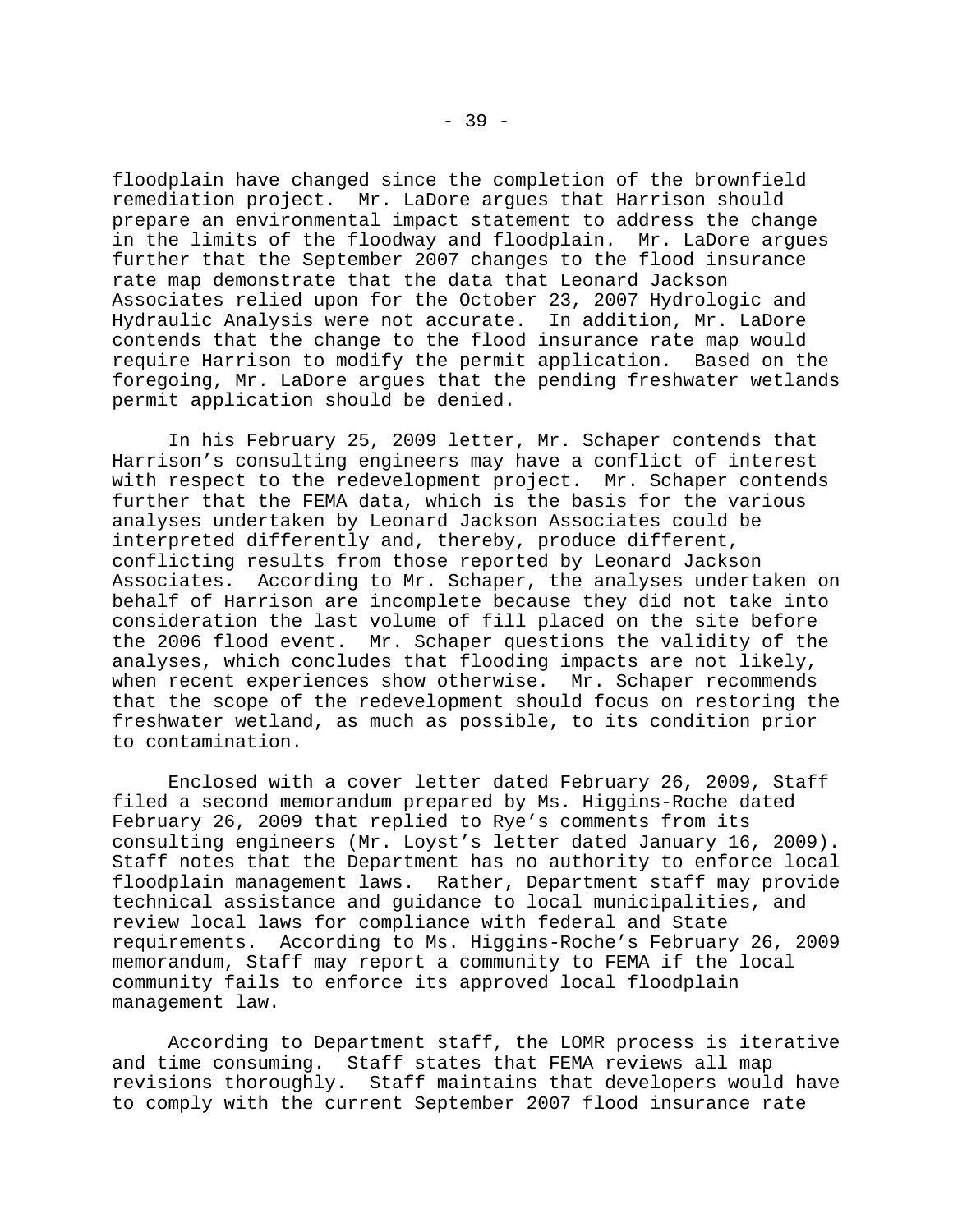floodplain have changed since the completion of the brownfield remediation project. Mr. LaDore argues that Harrison should prepare an environmental impact statement to address the change in the limits of the floodway and floodplain. Mr. LaDore argues further that the September 2007 changes to the flood insurance rate map demonstrate that the data that Leonard Jackson Associates relied upon for the October 23, 2007 Hydrologic and Hydraulic Analysis were not accurate. In addition, Mr. LaDore contends that the change to the flood insurance rate map would require Harrison to modify the permit application. Based on the foregoing, Mr. LaDore argues that the pending freshwater wetlands permit application should be denied.

In his February 25, 2009 letter, Mr. Schaper contends that Harrison's consulting engineers may have a conflict of interest with respect to the redevelopment project. Mr. Schaper contends further that the FEMA data, which is the basis for the various analyses undertaken by Leonard Jackson Associates could be interpreted differently and, thereby, produce different, conflicting results from those reported by Leonard Jackson Associates. According to Mr. Schaper, the analyses undertaken on behalf of Harrison are incomplete because they did not take into consideration the last volume of fill placed on the site before the 2006 flood event. Mr. Schaper questions the validity of the analyses, which concludes that flooding impacts are not likely, when recent experiences show otherwise. Mr. Schaper recommends that the scope of the redevelopment should focus on restoring the freshwater wetland, as much as possible, to its condition prior to contamination.

Enclosed with a cover letter dated February 26, 2009, Staff filed a second memorandum prepared by Ms. Higgins-Roche dated February 26, 2009 that replied to Rye's comments from its consulting engineers (Mr. Loyst's letter dated January 16, 2009). Staff notes that the Department has no authority to enforce local floodplain management laws. Rather, Department staff may provide technical assistance and guidance to local municipalities, and review local laws for compliance with federal and State requirements. According to Ms. Higgins-Roche's February 26, 2009 memorandum, Staff may report a community to FEMA if the local community fails to enforce its approved local floodplain management law.

According to Department staff, the LOMR process is iterative and time consuming. Staff states that FEMA reviews all map revisions thoroughly. Staff maintains that developers would have to comply with the current September 2007 flood insurance rate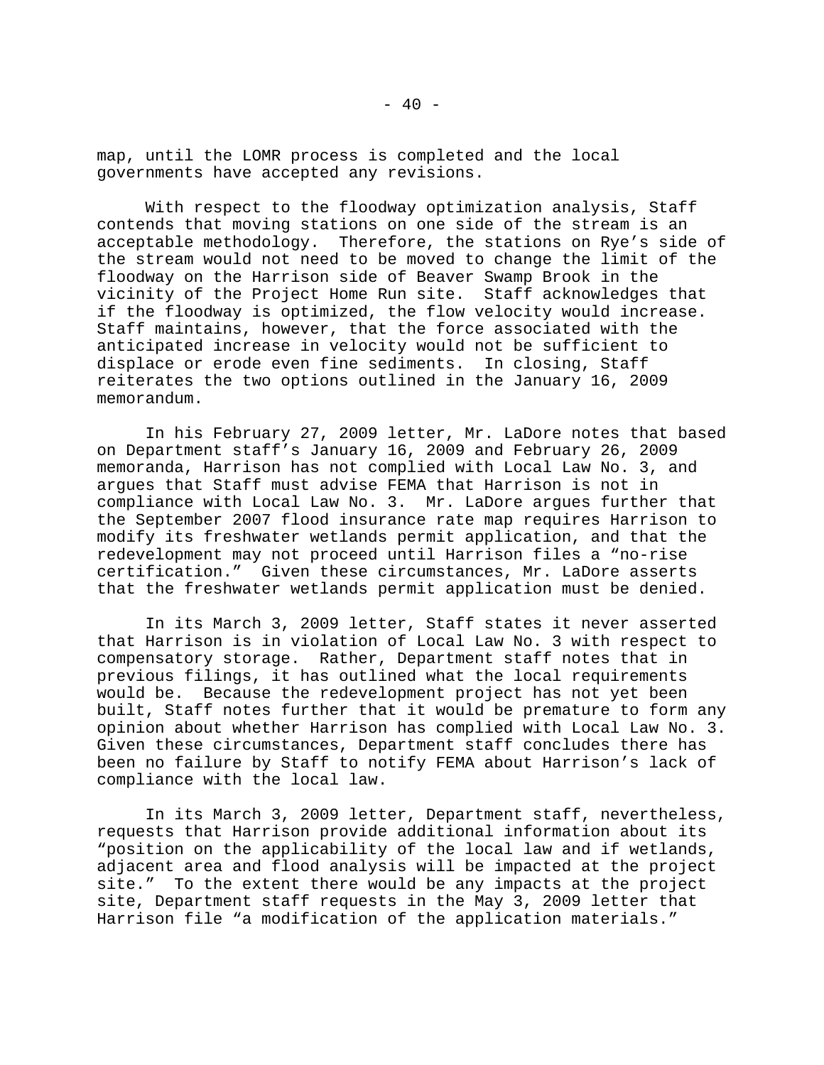map, until the LOMR process is completed and the local governments have accepted any revisions.

With respect to the floodway optimization analysis, Staff contends that moving stations on one side of the stream is an acceptable methodology. Therefore, the stations on Rye's side of the stream would not need to be moved to change the limit of the floodway on the Harrison side of Beaver Swamp Brook in the vicinity of the Project Home Run site. Staff acknowledges that if the floodway is optimized, the flow velocity would increase. Staff maintains, however, that the force associated with the anticipated increase in velocity would not be sufficient to displace or erode even fine sediments. In closing, Staff reiterates the two options outlined in the January 16, 2009 memorandum.

In his February 27, 2009 letter, Mr. LaDore notes that based on Department staff's January 16, 2009 and February 26, 2009 memoranda, Harrison has not complied with Local Law No. 3, and argues that Staff must advise FEMA that Harrison is not in compliance with Local Law No. 3. Mr. LaDore argues further that the September 2007 flood insurance rate map requires Harrison to modify its freshwater wetlands permit application, and that the redevelopment may not proceed until Harrison files a "no-rise certification." Given these circumstances, Mr. LaDore asserts that the freshwater wetlands permit application must be denied.

In its March 3, 2009 letter, Staff states it never asserted that Harrison is in violation of Local Law No. 3 with respect to compensatory storage. Rather, Department staff notes that in previous filings, it has outlined what the local requirements would be. Because the redevelopment project has not yet been built, Staff notes further that it would be premature to form any opinion about whether Harrison has complied with Local Law No. 3. Given these circumstances, Department staff concludes there has been no failure by Staff to notify FEMA about Harrison's lack of compliance with the local law.

In its March 3, 2009 letter, Department staff, nevertheless, requests that Harrison provide additional information about its "position on the applicability of the local law and if wetlands, adjacent area and flood analysis will be impacted at the project site." To the extent there would be any impacts at the project site, Department staff requests in the May 3, 2009 letter that Harrison file "a modification of the application materials."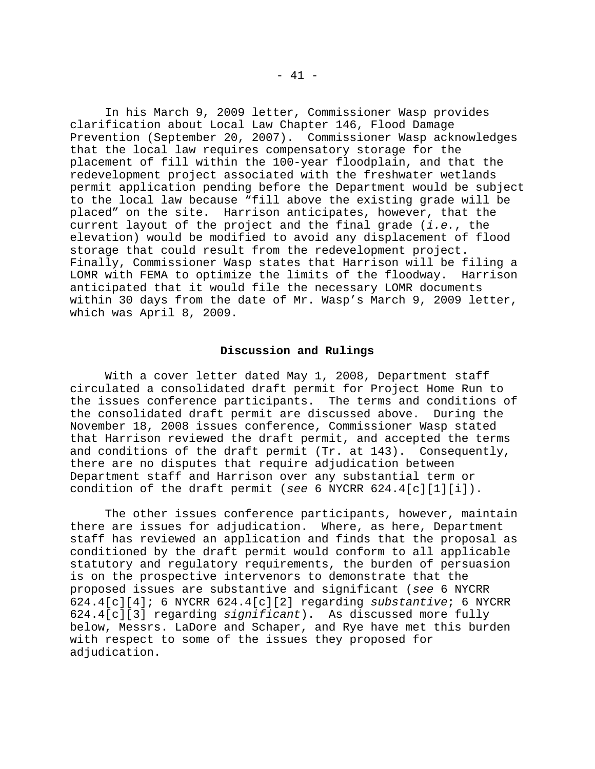In his March 9, 2009 letter, Commissioner Wasp provides clarification about Local Law Chapter 146, Flood Damage Prevention (September 20, 2007). Commissioner Wasp acknowledges that the local law requires compensatory storage for the placement of fill within the 100-year floodplain, and that the redevelopment project associated with the freshwater wetlands permit application pending before the Department would be subject to the local law because "fill above the existing grade will be placed" on the site. Harrison anticipates, however, that the current layout of the project and the final grade (*i.e.*, the elevation) would be modified to avoid any displacement of flood storage that could result from the redevelopment project. Finally, Commissioner Wasp states that Harrison will be filing a LOMR with FEMA to optimize the limits of the floodway. Harrison anticipated that it would file the necessary LOMR documents within 30 days from the date of Mr. Wasp's March 9, 2009 letter, which was April 8, 2009.

## Discussion and Rulings

With a cover letter dated May 1, 2008, Department staff circulated a consolidated draft permit for Project Home Run to the issues conference participants. The terms and conditions of the consolidated draft permit are discussed above. During the November 18, 2008 issues conference, Commissioner Wasp stated that Harrison reviewed the draft permit, and accepted the terms and conditions of the draft permit (Tr. at 143). Consequently, there are no disputes that require adjudication between Department staff and Harrison over any substantial term or condition of the draft permit (*see* 6 NYCRR 624.4[c][1][i]).

The other issues conference participants, however, maintain there are issues for adjudication. Where, as here, Department staff has reviewed an application and finds that the proposal as conditioned by the draft permit would conform to all applicable statutory and regulatory requirements, the burden of persuasion is on the prospective intervenors to demonstrate that the proposed issues are substantive and significant (*see* 6 NYCRR 624.4[c][4]; 6 NYCRR 624.4[c][2] regarding *substantive*; 6 NYCRR 624.4[c][3] regarding *significant*). As discussed more fully below, Messrs. LaDore and Schaper, and Rye have met this burden with respect to some of the issues they proposed for adjudication.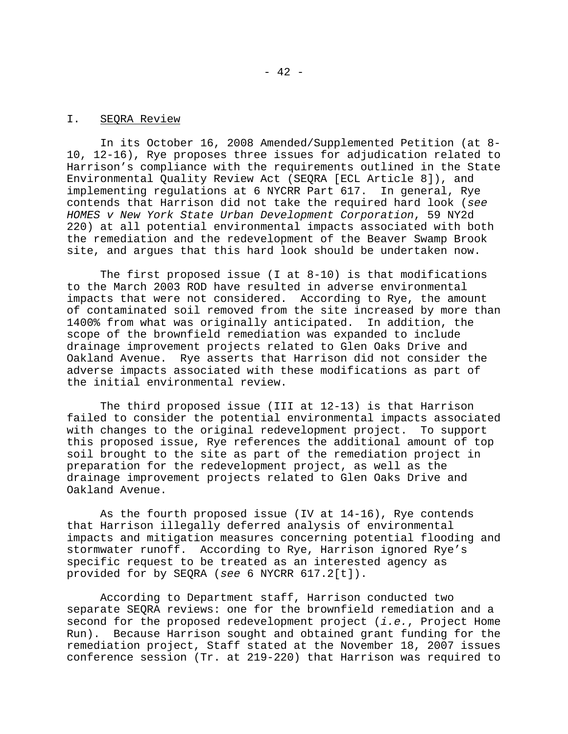## I. SEQRA Review

In its October 16, 2008 Amended/Supplemented Petition (at 8-10, 12-16), Rye proposes three issues for adjudication related to Harrison's compliance with the requirements outlined in the State Environmental Quality Review Act (SEQRA [ECL Article 8]), and implementing regulations at 6 NYCRR Part 617. In general, Rye contends that Harrison did not take the required hard look (*see HOMES v New York State Urban Development Corporation*, 59 NY2d 220) at all potential environmental impacts associated with both the remediation and the redevelopment of the Beaver Swamp Brook site, and argues that this hard look should be undertaken now.

The first proposed issue (I at 8-10) is that modifications to the March 2003 ROD have resulted in adverse environmental impacts that were not considered. According to Rye, the amount of contaminated soil removed from the site increased by more than 1400% from what was originally anticipated. In addition, the scope of the brownfield remediation was expanded to include drainage improvement projects related to Glen Oaks Drive and Oakland Avenue. Rye asserts that Harrison did not consider the adverse impacts associated with these modifications as part of the initial environmental review.

The third proposed issue (III at 12-13) is that Harrison failed to consider the potential environmental impacts associated with changes to the original redevelopment project. To support this proposed issue, Rye references the additional amount of top soil brought to the site as part of the remediation project in preparation for the redevelopment project, as well as the drainage improvement projects related to Glen Oaks Drive and Oakland Avenue.

As the fourth proposed issue (IV at 14-16), Rye contends that Harrison illegally deferred analysis of environmental impacts and mitigation measures concerning potential flooding and stormwater runoff. According to Rye, Harrison ignored Rye's specific request to be treated as an interested agency as provided for by SEQRA (*see* 6 NYCRR 617.2[t]).

According to Department staff, Harrison conducted two separate SEQRA reviews: one for the brownfield remediation and a second for the proposed redevelopment project (*i.e.*, Project Home Run). Because Harrison sought and obtained grant funding for the remediation project, Staff stated at the November 18, 2007 issues conference session (Tr. at 219-220) that Harrison was required to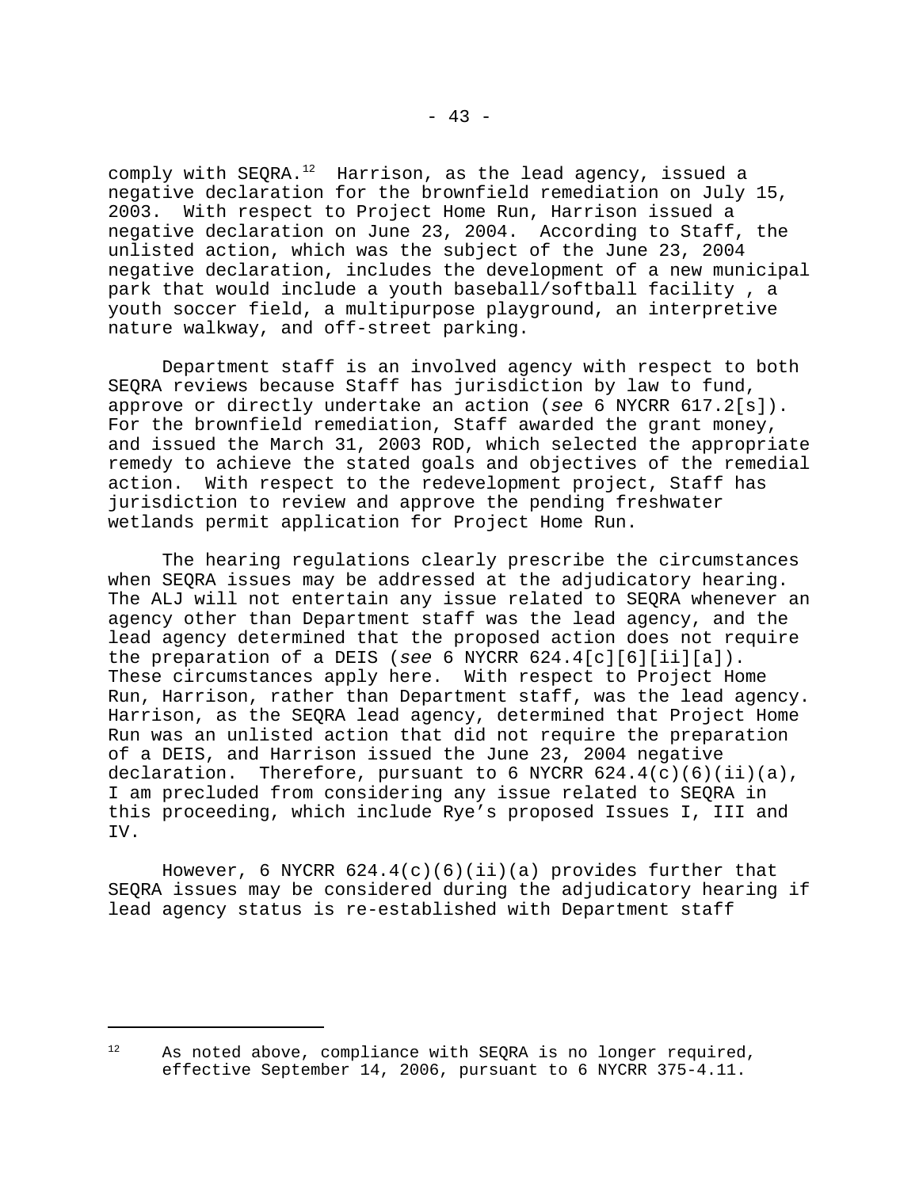comply with SEQRA.[12] Harrison, as the lead agency, issued a negative declaration for the brownfield remediation on July 15, 2003. With respect to Project Home Run, Harrison issued a negative declaration on June 23, 2004. According to Staff, the unlisted action, which was the subject of the June 23, 2004 negative declaration, includes the development of a new municipal park that would include a youth baseball/softball facility , a youth soccer field, a multipurpose playground, an interpretive nature walkway, and off-street parking.

Department staff is an involved agency with respect to both SEQRA reviews because Staff has jurisdiction by law to fund, approve or directly undertake an action (*see* 6 NYCRR 617.2[s]). For the brownfield remediation, Staff awarded the grant money, and issued the March 31, 2003 ROD, which selected the appropriate remedy to achieve the stated goals and objectives of the remedial action. With respect to the redevelopment project, Staff has jurisdiction to review and approve the pending freshwater wetlands permit application for Project Home Run.

The hearing regulations clearly prescribe the circumstances when SEQRA issues may be addressed at the adjudicatory hearing. The ALJ will not entertain any issue related to SEQRA whenever an agency other than Department staff was the lead agency, and the lead agency determined that the proposed action does not require the preparation of a DEIS (*see* 6 NYCRR 624.4[c][6][ii][a]). These circumstances apply here. With respect to Project Home Run, Harrison, rather than Department staff, was the lead agency. Harrison, as the SEQRA lead agency, determined that Project Home Run was an unlisted action that did not require the preparation of a DEIS, and Harrison issued the June 23, 2004 negative declaration. Therefore, pursuant to 6 NYCRR 624.4(c)(6)(ii)(a), I am precluded from considering any issue related to SEQRA in this proceeding, which include Rye's proposed Issues I, III and IV.

However, 6 NYCRR 624.4(c)(6)(ii)(a) provides further that SEQRA issues may be considered during the adjudicatory hearing if lead agency status is re-established with Department staff

---

[12] As noted above, compliance with SEQRA is no longer required, effective September 14, 2006, pursuant to 6 NYCRR 375-4.11.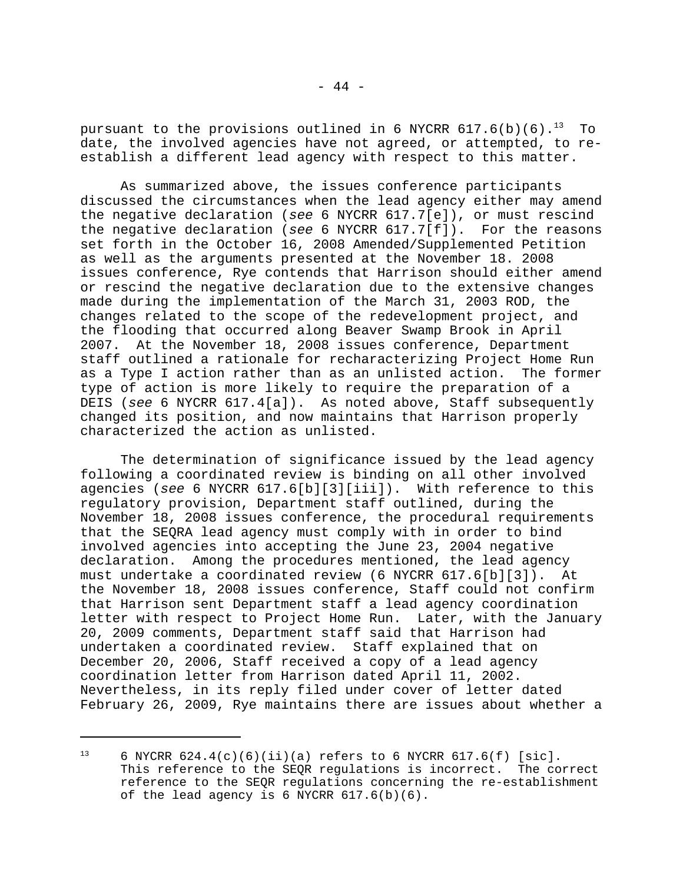pursuant to the provisions outlined in 6 NYCRR 617.6(b)(6).[13] To date, the involved agencies have not agreed, or attempted, to re-establish a different lead agency with respect to this matter.

As summarized above, the issues conference participants discussed the circumstances when the lead agency either may amend the negative declaration (*see* 6 NYCRR 617.7[e]), or must rescind the negative declaration (*see* 6 NYCRR 617.7[f]). For the reasons set forth in the October 16, 2008 Amended/Supplemented Petition as well as the arguments presented at the November 18. 2008 issues conference, Rye contends that Harrison should either amend or rescind the negative declaration due to the extensive changes made during the implementation of the March 31, 2003 ROD, the changes related to the scope of the redevelopment project, and the flooding that occurred along Beaver Swamp Brook in April 2007. At the November 18, 2008 issues conference, Department staff outlined a rationale for recharacterizing Project Home Run as a Type I action rather than as an unlisted action. The former type of action is more likely to require the preparation of a DEIS (*see* 6 NYCRR 617.4[a]). As noted above, Staff subsequently changed its position, and now maintains that Harrison properly characterized the action as unlisted.

The determination of significance issued by the lead agency following a coordinated review is binding on all other involved agencies (*see* 6 NYCRR 617.6[b][3][iii]). With reference to this regulatory provision, Department staff outlined, during the November 18, 2008 issues conference, the procedural requirements that the SEQRA lead agency must comply with in order to bind involved agencies into accepting the June 23, 2004 negative declaration. Among the procedures mentioned, the lead agency must undertake a coordinated review (6 NYCRR 617.6[b][3]). At the November 18, 2008 issues conference, Staff could not confirm that Harrison sent Department staff a lead agency coordination letter with respect to Project Home Run. Later, with the January 20, 2009 comments, Department staff said that Harrison had undertaken a coordinated review. Staff explained that on December 20, 2006, Staff received a copy of a lead agency coordination letter from Harrison dated April 11, 2002. Nevertheless, in its reply filed under cover of letter dated February 26, 2009, Rye maintains there are issues about whether a

---

[13] 6 NYCRR 624.4(c)(6)(ii)(a) refers to 6 NYCRR 617.6(f) [sic]. This reference to the SEQR regulations is incorrect. The correct reference to the SEQR regulations concerning the re-establishment of the lead agency is 6 NYCRR 617.6(b)(6).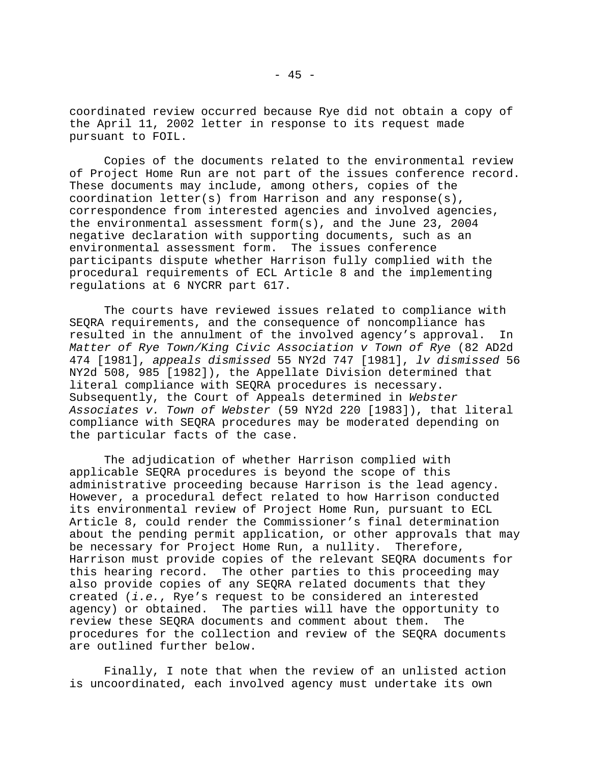coordinated review occurred because Rye did not obtain a copy of the April 11, 2002 letter in response to its request made pursuant to FOIL.

Copies of the documents related to the environmental review of Project Home Run are not part of the issues conference record. These documents may include, among others, copies of the coordination letter(s) from Harrison and any response(s), correspondence from interested agencies and involved agencies, the environmental assessment form(s), and the June 23, 2004 negative declaration with supporting documents, such as an environmental assessment form. The issues conference participants dispute whether Harrison fully complied with the procedural requirements of ECL Article 8 and the implementing regulations at 6 NYCRR part 617.

The courts have reviewed issues related to compliance with SEQRA requirements, and the consequence of noncompliance has resulted in the annulment of the involved agency's approval. In *Matter of Rye Town/King Civic Association v Town of Rye* (82 AD2d 474 [1981], *appeals dismissed* 55 NY2d 747 [1981], *lv dismissed* 56 NY2d 508, 985 [1982]), the Appellate Division determined that literal compliance with SEQRA procedures is necessary. Subsequently, the Court of Appeals determined in *Webster Associates v. Town of Webster* (59 NY2d 220 [1983]), that literal compliance with SEQRA procedures may be moderated depending on the particular facts of the case.

The adjudication of whether Harrison complied with applicable SEQRA procedures is beyond the scope of this administrative proceeding because Harrison is the lead agency. However, a procedural defect related to how Harrison conducted its environmental review of Project Home Run, pursuant to ECL Article 8, could render the Commissioner's final determination about the pending permit application, or other approvals that may be necessary for Project Home Run, a nullity. Therefore, Harrison must provide copies of the relevant SEQRA documents for this hearing record. The other parties to this proceeding may also provide copies of any SEQRA related documents that they created (*i.e.*, Rye's request to be considered an interested agency) or obtained. The parties will have the opportunity to review these SEQRA documents and comment about them. The procedures for the collection and review of the SEQRA documents are outlined further below.

Finally, I note that when the review of an unlisted action is uncoordinated, each involved agency must undertake its own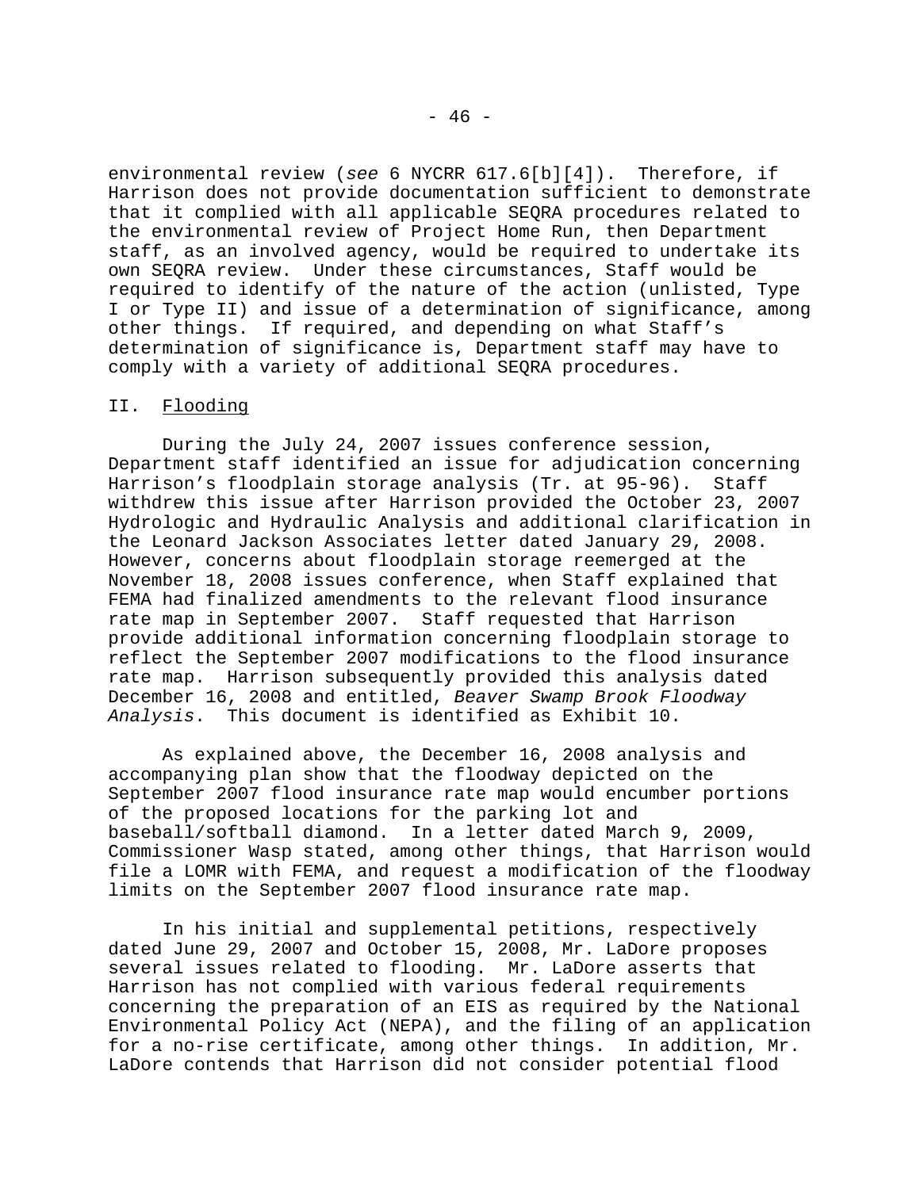environmental review (*see* 6 NYCRR 617.6[b][4]). Therefore, if Harrison does not provide documentation sufficient to demonstrate that it complied with all applicable SEQRA procedures related to the environmental review of Project Home Run, then Department staff, as an involved agency, would be required to undertake its own SEQRA review. Under these circumstances, Staff would be required to identify of the nature of the action (unlisted, Type I or Type II) and issue of a determination of significance, among other things. If required, and depending on what Staff's determination of significance is, Department staff may have to comply with a variety of additional SEQRA procedures.

## II. Flooding

During the July 24, 2007 issues conference session, Department staff identified an issue for adjudication concerning Harrison's floodplain storage analysis (Tr. at 95-96). Staff withdrew this issue after Harrison provided the October 23, 2007 Hydrologic and Hydraulic Analysis and additional clarification in the Leonard Jackson Associates letter dated January 29, 2008. However, concerns about floodplain storage reemerged at the November 18, 2008 issues conference, when Staff explained that FEMA had finalized amendments to the relevant flood insurance rate map in September 2007. Staff requested that Harrison provide additional information concerning floodplain storage to reflect the September 2007 modifications to the flood insurance rate map. Harrison subsequently provided this analysis dated December 16, 2008 and entitled, *Beaver Swamp Brook Floodway Analysis*. This document is identified as Exhibit 10.

As explained above, the December 16, 2008 analysis and accompanying plan show that the floodway depicted on the September 2007 flood insurance rate map would encumber portions of the proposed locations for the parking lot and baseball/softball diamond. In a letter dated March 9, 2009, Commissioner Wasp stated, among other things, that Harrison would file a LOMR with FEMA, and request a modification of the floodway limits on the September 2007 flood insurance rate map.

In his initial and supplemental petitions, respectively dated June 29, 2007 and October 15, 2008, Mr. LaDore proposes several issues related to flooding. Mr. LaDore asserts that Harrison has not complied with various federal requirements concerning the preparation of an EIS as required by the National Environmental Policy Act (NEPA), and the filing of an application for a no-rise certificate, among other things. In addition, Mr. LaDore contends that Harrison did not consider potential flood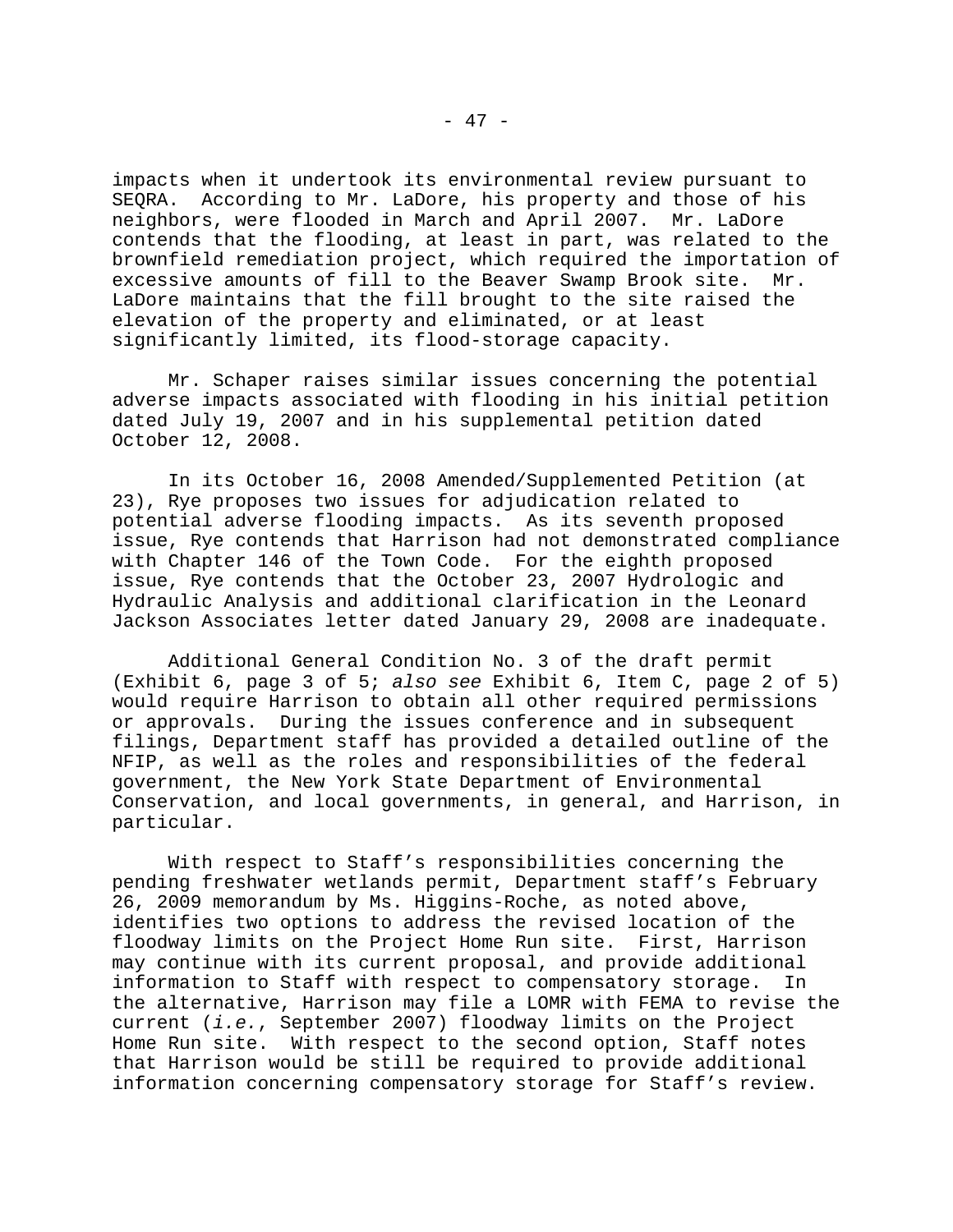impacts when it undertook its environmental review pursuant to SEQRA. According to Mr. LaDore, his property and those of his neighbors, were flooded in March and April 2007. Mr. LaDore contends that the flooding, at least in part, was related to the brownfield remediation project, which required the importation of excessive amounts of fill to the Beaver Swamp Brook site. Mr. LaDore maintains that the fill brought to the site raised the elevation of the property and eliminated, or at least significantly limited, its flood-storage capacity.

Mr. Schaper raises similar issues concerning the potential adverse impacts associated with flooding in his initial petition dated July 19, 2007 and in his supplemental petition dated October 12, 2008.

In its October 16, 2008 Amended/Supplemented Petition (at 23), Rye proposes two issues for adjudication related to potential adverse flooding impacts. As its seventh proposed issue, Rye contends that Harrison had not demonstrated compliance with Chapter 146 of the Town Code. For the eighth proposed issue, Rye contends that the October 23, 2007 Hydrologic and Hydraulic Analysis and additional clarification in the Leonard Jackson Associates letter dated January 29, 2008 are inadequate.

Additional General Condition No. 3 of the draft permit (Exhibit 6, page 3 of 5; *also see* Exhibit 6, Item C, page 2 of 5) would require Harrison to obtain all other required permissions or approvals. During the issues conference and in subsequent filings, Department staff has provided a detailed outline of the NFIP, as well as the roles and responsibilities of the federal government, the New York State Department of Environmental Conservation, and local governments, in general, and Harrison, in particular.

With respect to Staff's responsibilities concerning the pending freshwater wetlands permit, Department staff's February 26, 2009 memorandum by Ms. Higgins-Roche, as noted above, identifies two options to address the revised location of the floodway limits on the Project Home Run site. First, Harrison may continue with its current proposal, and provide additional information to Staff with respect to compensatory storage. In the alternative, Harrison may file a LOMR with FEMA to revise the current (*i.e.*, September 2007) floodway limits on the Project Home Run site. With respect to the second option, Staff notes that Harrison would be still be required to provide additional information concerning compensatory storage for Staff's review.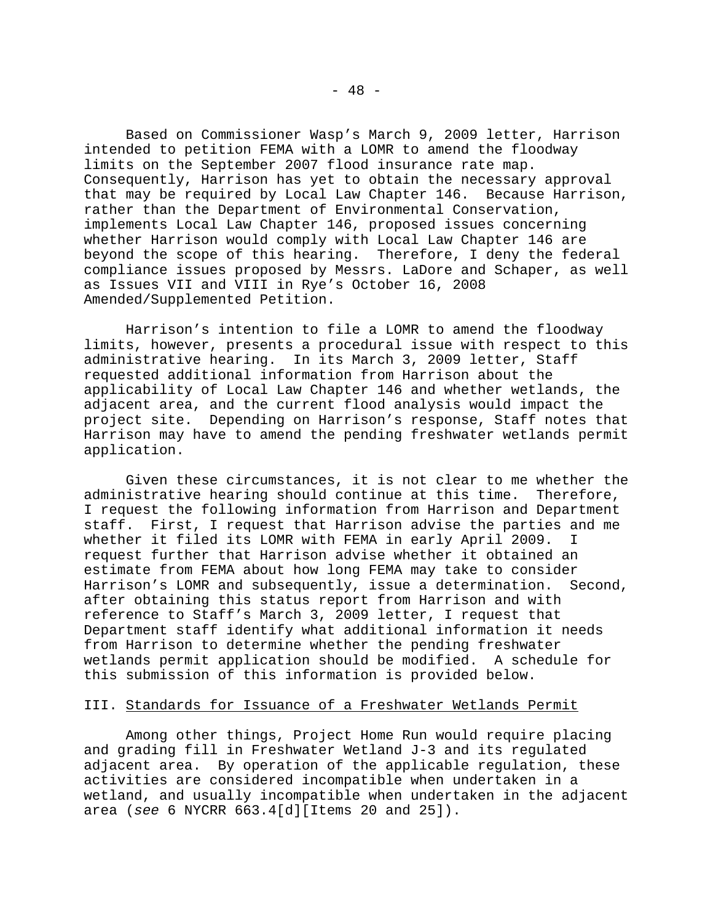Based on Commissioner Wasp's March 9, 2009 letter, Harrison intended to petition FEMA with a LOMR to amend the floodway limits on the September 2007 flood insurance rate map. Consequently, Harrison has yet to obtain the necessary approval that may be required by Local Law Chapter 146. Because Harrison, rather than the Department of Environmental Conservation, implements Local Law Chapter 146, proposed issues concerning whether Harrison would comply with Local Law Chapter 146 are beyond the scope of this hearing. Therefore, I deny the federal compliance issues proposed by Messrs. LaDore and Schaper, as well as Issues VII and VIII in Rye's October 16, 2008 Amended/Supplemented Petition.

Harrison's intention to file a LOMR to amend the floodway limits, however, presents a procedural issue with respect to this administrative hearing. In its March 3, 2009 letter, Staff requested additional information from Harrison about the applicability of Local Law Chapter 146 and whether wetlands, the adjacent area, and the current flood analysis would impact the project site. Depending on Harrison's response, Staff notes that Harrison may have to amend the pending freshwater wetlands permit application.

Given these circumstances, it is not clear to me whether the administrative hearing should continue at this time. Therefore, I request the following information from Harrison and Department staff. First, I request that Harrison advise the parties and me whether it filed its LOMR with FEMA in early April 2009. I request further that Harrison advise whether it obtained an estimate from FEMA about how long FEMA may take to consider Harrison's LOMR and subsequently, issue a determination. Second, after obtaining this status report from Harrison and with reference to Staff's March 3, 2009 letter, I request that Department staff identify what additional information it needs from Harrison to determine whether the pending freshwater wetlands permit application should be modified. A schedule for this submission of this information is provided below.

## III. Standards for Issuance of a Freshwater Wetlands Permit

Among other things, Project Home Run would require placing and grading fill in Freshwater Wetland J-3 and its regulated adjacent area. By operation of the applicable regulation, these activities are considered incompatible when undertaken in a wetland, and usually incompatible when undertaken in the adjacent area (*see* 6 NYCRR 663.4[d][Items 20 and 25]).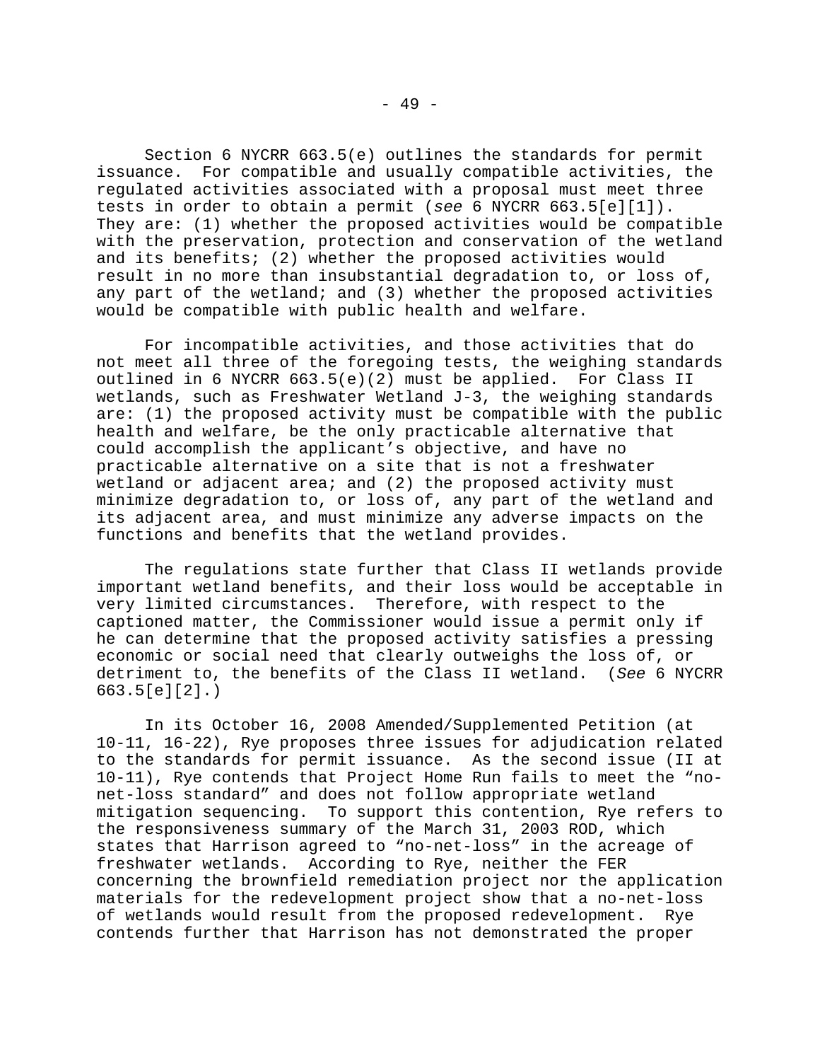Section 6 NYCRR 663.5(e) outlines the standards for permit issuance. For compatible and usually compatible activities, the regulated activities associated with a proposal must meet three tests in order to obtain a permit (*see* 6 NYCRR 663.5[e][1]). They are: (1) whether the proposed activities would be compatible with the preservation, protection and conservation of the wetland and its benefits; (2) whether the proposed activities would result in no more than insubstantial degradation to, or loss of, any part of the wetland; and (3) whether the proposed activities would be compatible with public health and welfare.

For incompatible activities, and those activities that do not meet all three of the foregoing tests, the weighing standards outlined in 6 NYCRR 663.5(e)(2) must be applied. For Class II wetlands, such as Freshwater Wetland J-3, the weighing standards are: (1) the proposed activity must be compatible with the public health and welfare, be the only practicable alternative that could accomplish the applicant's objective, and have no practicable alternative on a site that is not a freshwater wetland or adjacent area; and (2) the proposed activity must minimize degradation to, or loss of, any part of the wetland and its adjacent area, and must minimize any adverse impacts on the functions and benefits that the wetland provides.

The regulations state further that Class II wetlands provide important wetland benefits, and their loss would be acceptable in very limited circumstances. Therefore, with respect to the captioned matter, the Commissioner would issue a permit only if he can determine that the proposed activity satisfies a pressing economic or social need that clearly outweighs the loss of, or detriment to, the benefits of the Class II wetland. (*See* 6 NYCRR 663.5[e][2].)

In its October 16, 2008 Amended/Supplemented Petition (at 10-11, 16-22), Rye proposes three issues for adjudication related to the standards for permit issuance. As the second issue (II at 10-11), Rye contends that Project Home Run fails to meet the "no-net-loss standard" and does not follow appropriate wetland mitigation sequencing. To support this contention, Rye refers to the responsiveness summary of the March 31, 2003 ROD, which states that Harrison agreed to "no-net-loss" in the acreage of freshwater wetlands. According to Rye, neither the FER concerning the brownfield remediation project nor the application materials for the redevelopment project show that a no-net-loss of wetlands would result from the proposed redevelopment. Rye contends further that Harrison has not demonstrated the proper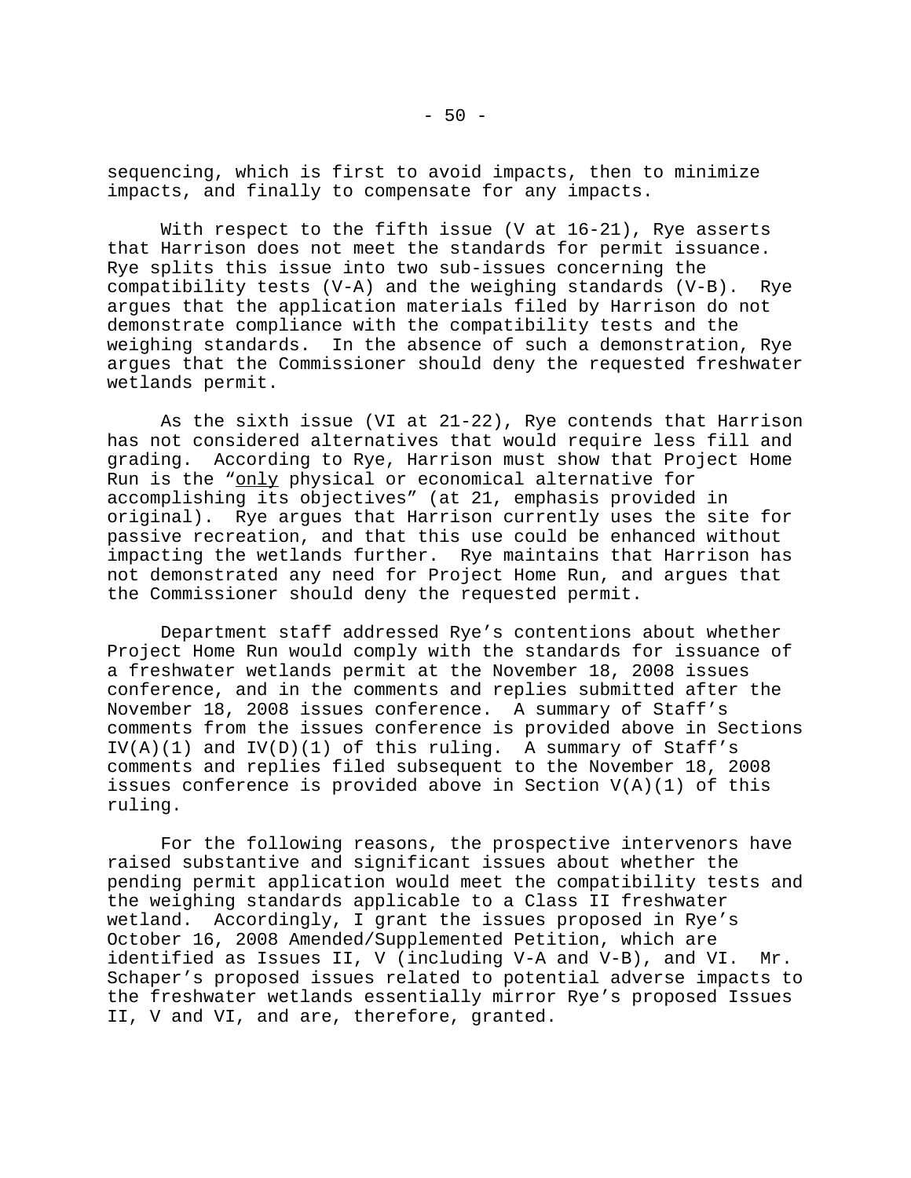sequencing, which is first to avoid impacts, then to minimize impacts, and finally to compensate for any impacts.

With respect to the fifth issue (V at 16-21), Rye asserts that Harrison does not meet the standards for permit issuance. Rye splits this issue into two sub-issues concerning the compatibility tests (V-A) and the weighing standards (V-B). Rye argues that the application materials filed by Harrison do not demonstrate compliance with the compatibility tests and the weighing standards. In the absence of such a demonstration, Rye argues that the Commissioner should deny the requested freshwater wetlands permit.

As the sixth issue (VI at 21-22), Rye contends that Harrison has not considered alternatives that would require less fill and grading. According to Rye, Harrison must show that Project Home Run is the "only physical or economical alternative for accomplishing its objectives" (at 21, emphasis provided in original). Rye argues that Harrison currently uses the site for passive recreation, and that this use could be enhanced without impacting the wetlands further. Rye maintains that Harrison has not demonstrated any need for Project Home Run, and argues that the Commissioner should deny the requested permit.

Department staff addressed Rye's contentions about whether Project Home Run would comply with the standards for issuance of a freshwater wetlands permit at the November 18, 2008 issues conference, and in the comments and replies submitted after the November 18, 2008 issues conference. A summary of Staff's comments from the issues conference is provided above in Sections IV(A)(1) and IV(D)(1) of this ruling. A summary of Staff's comments and replies filed subsequent to the November 18, 2008 issues conference is provided above in Section V(A)(1) of this ruling.

For the following reasons, the prospective intervenors have raised substantive and significant issues about whether the pending permit application would meet the compatibility tests and the weighing standards applicable to a Class II freshwater wetland. Accordingly, I grant the issues proposed in Rye's October 16, 2008 Amended/Supplemented Petition, which are identified as Issues II, V (including V-A and V-B), and VI. Mr. Schaper's proposed issues related to potential adverse impacts to the freshwater wetlands essentially mirror Rye's proposed Issues II, V and VI, and are, therefore, granted.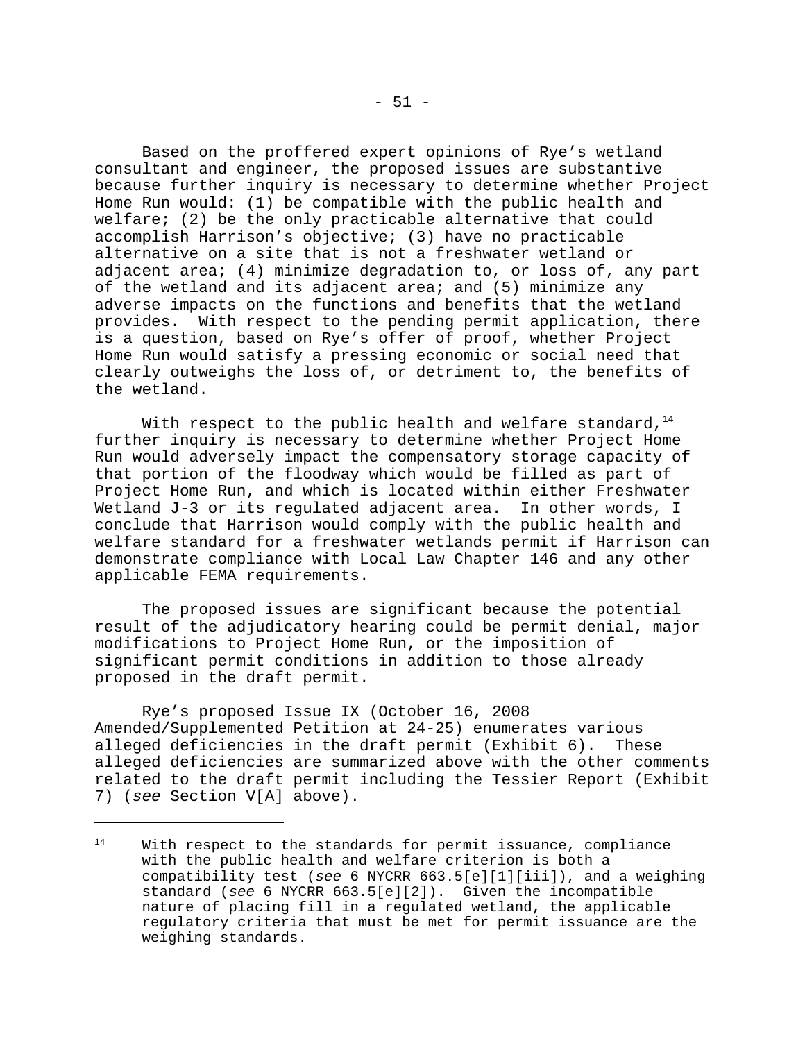Based on the proffered expert opinions of Rye's wetland consultant and engineer, the proposed issues are substantive because further inquiry is necessary to determine whether Project Home Run would: (1) be compatible with the public health and welfare; (2) be the only practicable alternative that could accomplish Harrison's objective; (3) have no practicable alternative on a site that is not a freshwater wetland or adjacent area; (4) minimize degradation to, or loss of, any part of the wetland and its adjacent area; and (5) minimize any adverse impacts on the functions and benefits that the wetland provides. With respect to the pending permit application, there is a question, based on Rye's offer of proof, whether Project Home Run would satisfy a pressing economic or social need that clearly outweighs the loss of, or detriment to, the benefits of the wetland.

With respect to the public health and welfare standard,[14] further inquiry is necessary to determine whether Project Home Run would adversely impact the compensatory storage capacity of that portion of the floodway which would be filled as part of Project Home Run, and which is located within either Freshwater Wetland J-3 or its regulated adjacent area. In other words, I conclude that Harrison would comply with the public health and welfare standard for a freshwater wetlands permit if Harrison can demonstrate compliance with Local Law Chapter 146 and any other applicable FEMA requirements.

The proposed issues are significant because the potential result of the adjudicatory hearing could be permit denial, major modifications to Project Home Run, or the imposition of significant permit conditions in addition to those already proposed in the draft permit.

Rye's proposed Issue IX (October 16, 2008 Amended/Supplemented Petition at 24-25) enumerates various alleged deficiencies in the draft permit (Exhibit 6). These alleged deficiencies are summarized above with the other comments related to the draft permit including the Tessier Report (Exhibit 7) (*see* Section V[A] above).

---

[14] With respect to the standards for permit issuance, compliance with the public health and welfare criterion is both a compatibility test (*see* 6 NYCRR 663.5[e][1][iii]), and a weighing standard (*see* 6 NYCRR 663.5[e][2]). Given the incompatible nature of placing fill in a regulated wetland, the applicable regulatory criteria that must be met for permit issuance are the weighing standards.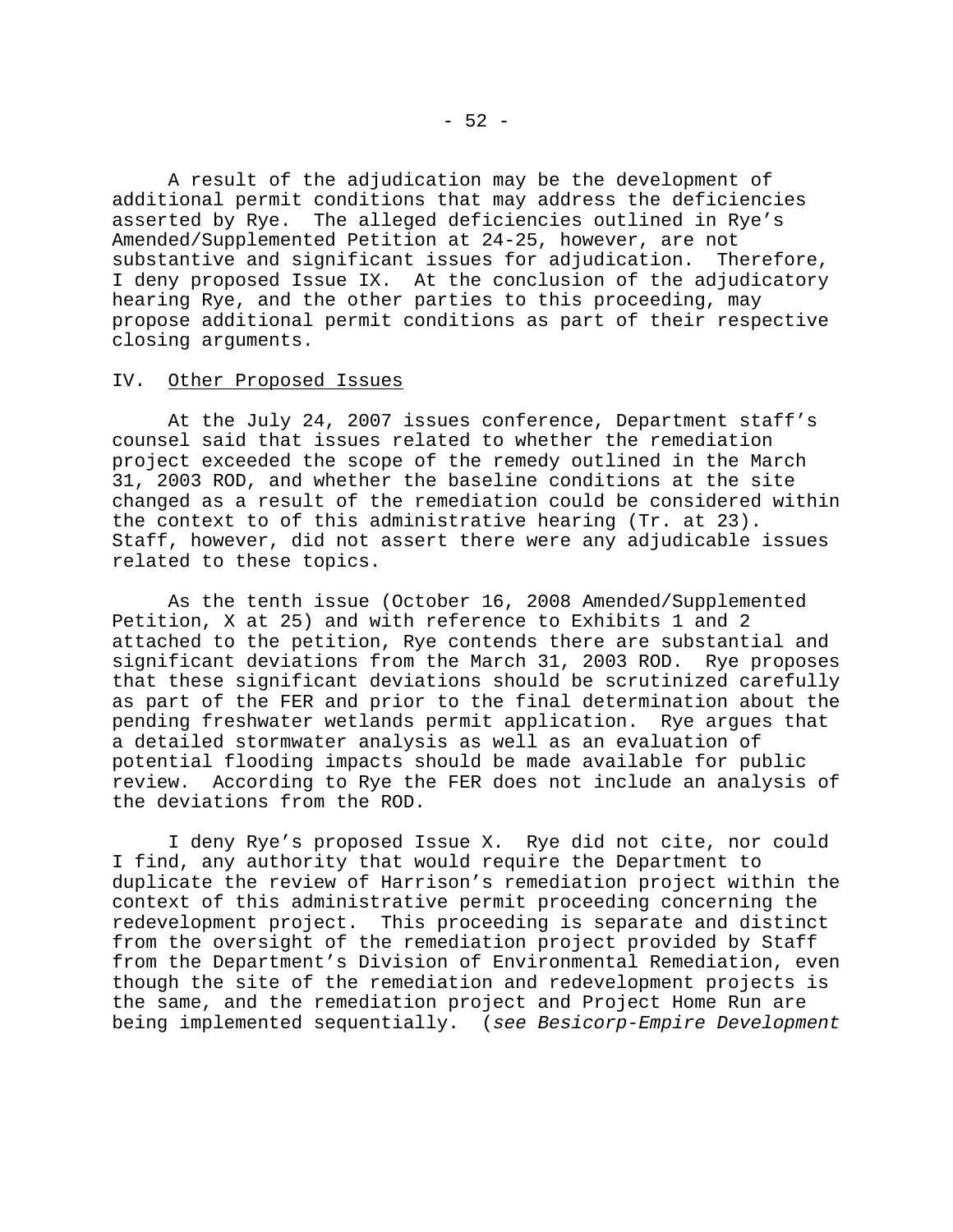A result of the adjudication may be the development of additional permit conditions that may address the deficiencies asserted by Rye. The alleged deficiencies outlined in Rye's Amended/Supplemented Petition at 24-25, however, are not substantive and significant issues for adjudication. Therefore, I deny proposed Issue IX. At the conclusion of the adjudicatory hearing Rye, and the other parties to this proceeding, may propose additional permit conditions as part of their respective closing arguments.

## IV. Other Proposed Issues

At the July 24, 2007 issues conference, Department staff's counsel said that issues related to whether the remediation project exceeded the scope of the remedy outlined in the March 31, 2003 ROD, and whether the baseline conditions at the site changed as a result of the remediation could be considered within the context to of this administrative hearing (Tr. at 23). Staff, however, did not assert there were any adjudicable issues related to these topics.

As the tenth issue (October 16, 2008 Amended/Supplemented Petition, X at 25) and with reference to Exhibits 1 and 2 attached to the petition, Rye contends there are substantial and significant deviations from the March 31, 2003 ROD. Rye proposes that these significant deviations should be scrutinized carefully as part of the FER and prior to the final determination about the pending freshwater wetlands permit application. Rye argues that a detailed stormwater analysis as well as an evaluation of potential flooding impacts should be made available for public review. According to Rye the FER does not include an analysis of the deviations from the ROD.

I deny Rye's proposed Issue X. Rye did not cite, nor could I find, any authority that would require the Department to duplicate the review of Harrison's remediation project within the context of this administrative permit proceeding concerning the redevelopment project. This proceeding is separate and distinct from the oversight of the remediation project provided by Staff from the Department's Division of Environmental Remediation, even though the site of the remediation and redevelopment projects is the same, and the remediation project and Project Home Run are being implemented sequentially. (*see Besicorp-Empire Development*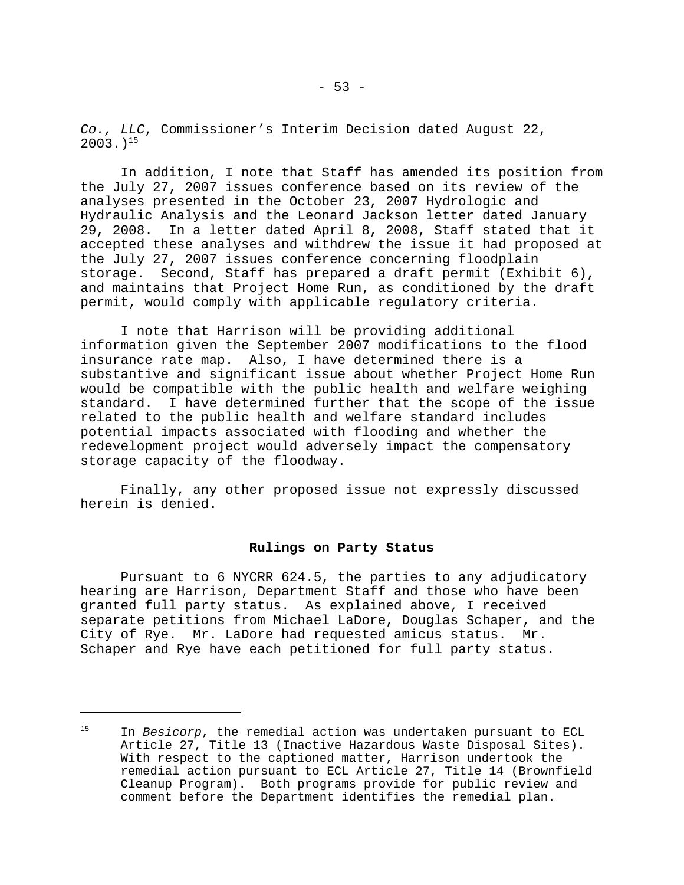*Co., LLC*, Commissioner's Interim Decision dated August 22, 2003.)[15]

In addition, I note that Staff has amended its position from the July 27, 2007 issues conference based on its review of the analyses presented in the October 23, 2007 Hydrologic and Hydraulic Analysis and the Leonard Jackson letter dated January 29, 2008. In a letter dated April 8, 2008, Staff stated that it accepted these analyses and withdrew the issue it had proposed at the July 27, 2007 issues conference concerning floodplain storage. Second, Staff has prepared a draft permit (Exhibit 6), and maintains that Project Home Run, as conditioned by the draft permit, would comply with applicable regulatory criteria.

I note that Harrison will be providing additional information given the September 2007 modifications to the flood insurance rate map. Also, I have determined there is a substantive and significant issue about whether Project Home Run would be compatible with the public health and welfare weighing standard. I have determined further that the scope of the issue related to the public health and welfare standard includes potential impacts associated with flooding and whether the redevelopment project would adversely impact the compensatory storage capacity of the floodway.

Finally, any other proposed issue not expressly discussed herein is denied.

## Rulings on Party Status

Pursuant to 6 NYCRR 624.5, the parties to any adjudicatory hearing are Harrison, Department Staff and those who have been granted full party status. As explained above, I received separate petitions from Michael LaDore, Douglas Schaper, and the City of Rye. Mr. LaDore had requested amicus status. Mr. Schaper and Rye have each petitioned for full party status.

---

[15] In *Besicorp*, the remedial action was undertaken pursuant to ECL Article 27, Title 13 (Inactive Hazardous Waste Disposal Sites). With respect to the captioned matter, Harrison undertook the remedial action pursuant to ECL Article 27, Title 14 (Brownfield Cleanup Program). Both programs provide for public review and comment before the Department identifies the remedial plan.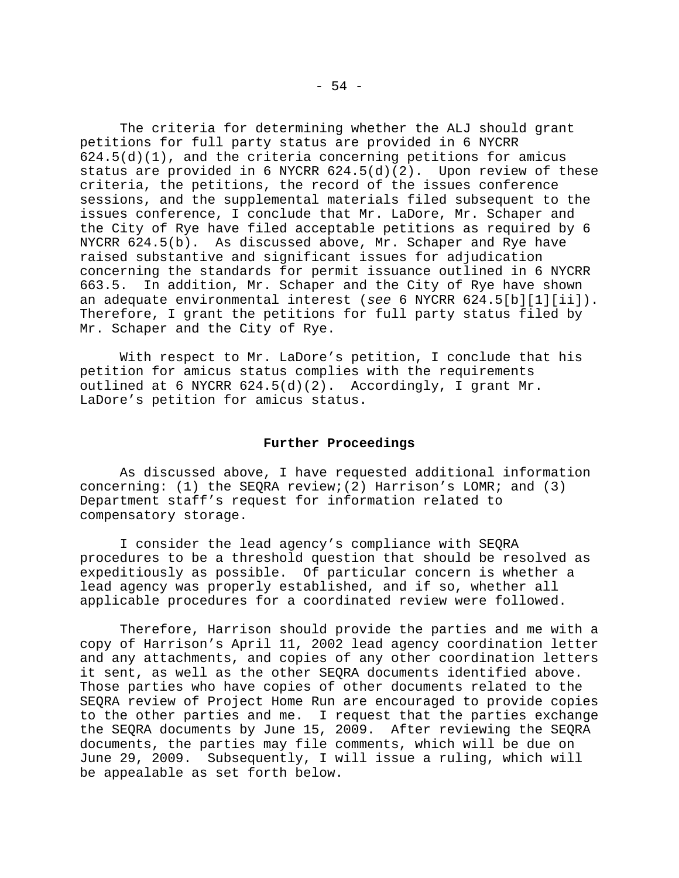The criteria for determining whether the ALJ should grant petitions for full party status are provided in 6 NYCRR 624.5(d)(1), and the criteria concerning petitions for amicus status are provided in 6 NYCRR 624.5(d)(2). Upon review of these criteria, the petitions, the record of the issues conference sessions, and the supplemental materials filed subsequent to the issues conference, I conclude that Mr. LaDore, Mr. Schaper and the City of Rye have filed acceptable petitions as required by 6 NYCRR 624.5(b). As discussed above, Mr. Schaper and Rye have raised substantive and significant issues for adjudication concerning the standards for permit issuance outlined in 6 NYCRR 663.5. In addition, Mr. Schaper and the City of Rye have shown an adequate environmental interest (*see* 6 NYCRR 624.5[b][1][ii]). Therefore, I grant the petitions for full party status filed by Mr. Schaper and the City of Rye.

With respect to Mr. LaDore's petition, I conclude that his petition for amicus status complies with the requirements outlined at 6 NYCRR 624.5(d)(2). Accordingly, I grant Mr. LaDore's petition for amicus status.

**Further Proceedings**

As discussed above, I have requested additional information concerning: (1) the SEQRA review;(2) Harrison's LOMR; and (3) Department staff's request for information related to compensatory storage.

I consider the lead agency's compliance with SEQRA procedures to be a threshold question that should be resolved as expeditiously as possible. Of particular concern is whether a lead agency was properly established, and if so, whether all applicable procedures for a coordinated review were followed.

Therefore, Harrison should provide the parties and me with a copy of Harrison's April 11, 2002 lead agency coordination letter and any attachments, and copies of any other coordination letters it sent, as well as the other SEQRA documents identified above. Those parties who have copies of other documents related to the SEQRA review of Project Home Run are encouraged to provide copies to the other parties and me. I request that the parties exchange the SEQRA documents by June 15, 2009. After reviewing the SEQRA documents, the parties may file comments, which will be due on June 29, 2009. Subsequently, I will issue a ruling, which will be appealable as set forth below.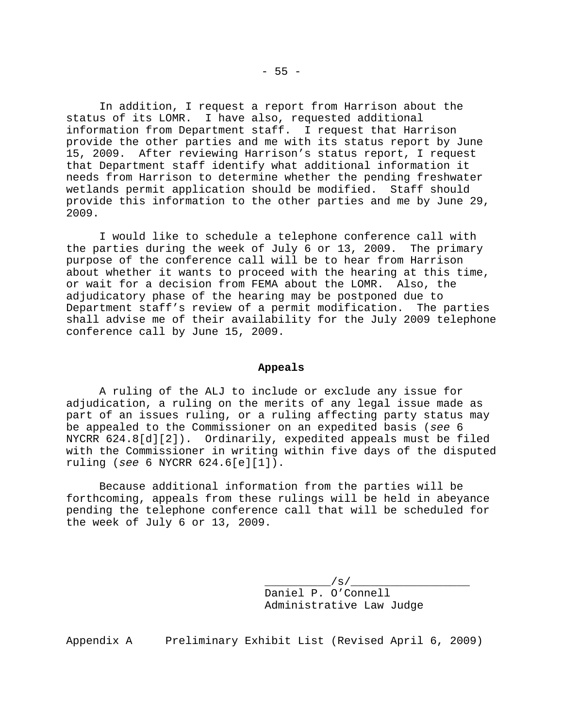In addition, I request a report from Harrison about the status of its LOMR. I have also, requested additional information from Department staff. I request that Harrison provide the other parties and me with its status report by June 15, 2009. After reviewing Harrison's status report, I request that Department staff identify what additional information it needs from Harrison to determine whether the pending freshwater wetlands permit application should be modified. Staff should provide this information to the other parties and me by June 29, 2009.

I would like to schedule a telephone conference call with the parties during the week of July 6 or 13, 2009. The primary purpose of the conference call will be to hear from Harrison about whether it wants to proceed with the hearing at this time, or wait for a decision from FEMA about the LOMR. Also, the adjudicatory phase of the hearing may be postponed due to Department staff's review of a permit modification. The parties shall advise me of their availability for the July 2009 telephone conference call by June 15, 2009.

## Appeals

A ruling of the ALJ to include or exclude any issue for adjudication, a ruling on the merits of any legal issue made as part of an issues ruling, or a ruling affecting party status may be appealed to the Commissioner on an expedited basis (*see* 6 NYCRR 624.8[d][2]). Ordinarily, expedited appeals must be filed with the Commissioner in writing within five days of the disputed ruling (*see* 6 NYCRR 624.6[e][1]).

Because additional information from the parties will be forthcoming, appeals from these rulings will be held in abeyance pending the telephone conference call that will be scheduled for the week of July 6 or 13, 2009.

__________/s/__________________
Daniel P. O'Connell
Administrative Law Judge

Appendix A     Preliminary Exhibit List (Revised April 6, 2009)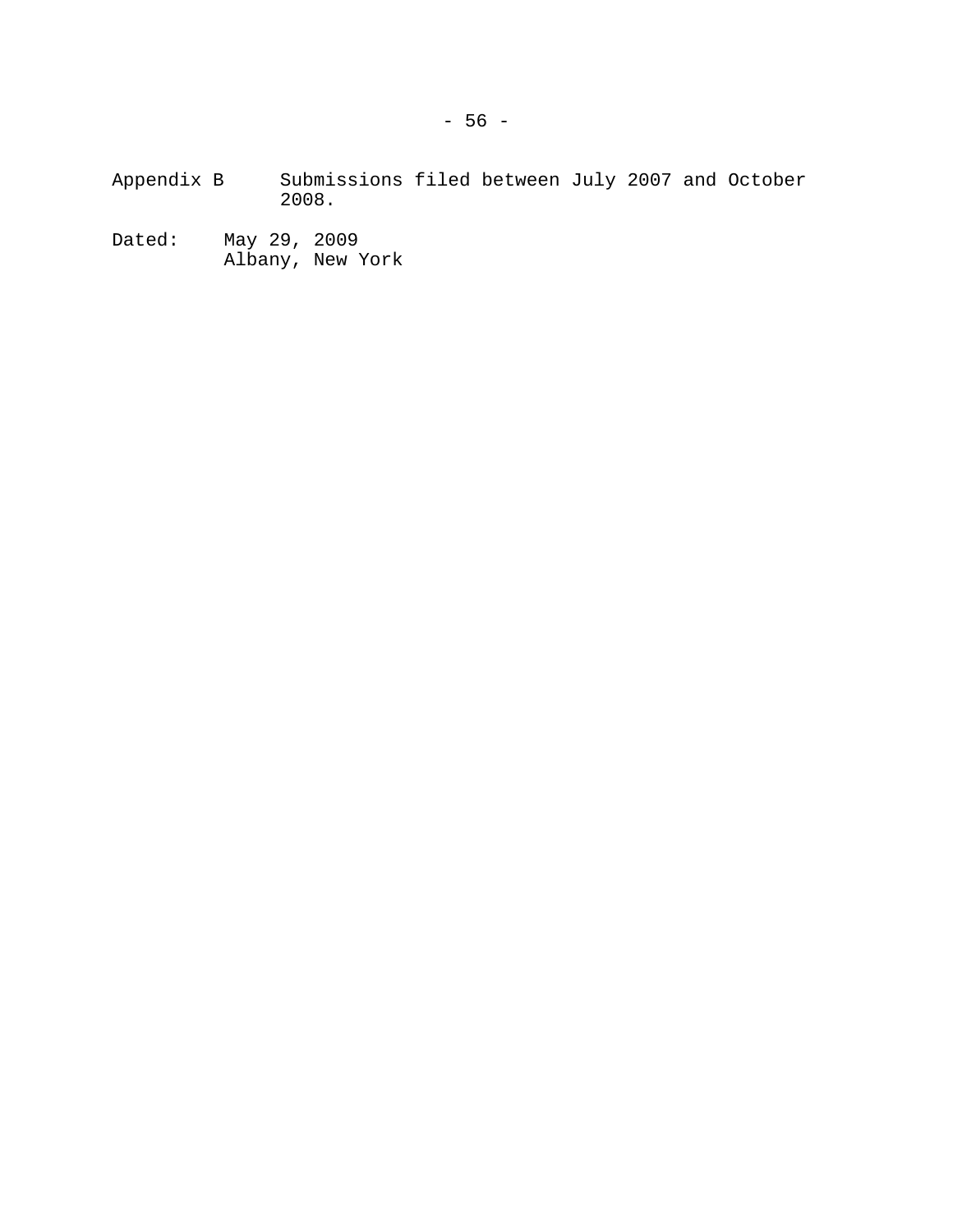Appendix B Submissions filed between July 2007 and October 2008.

Dated: May 29, 2009
Albany, New York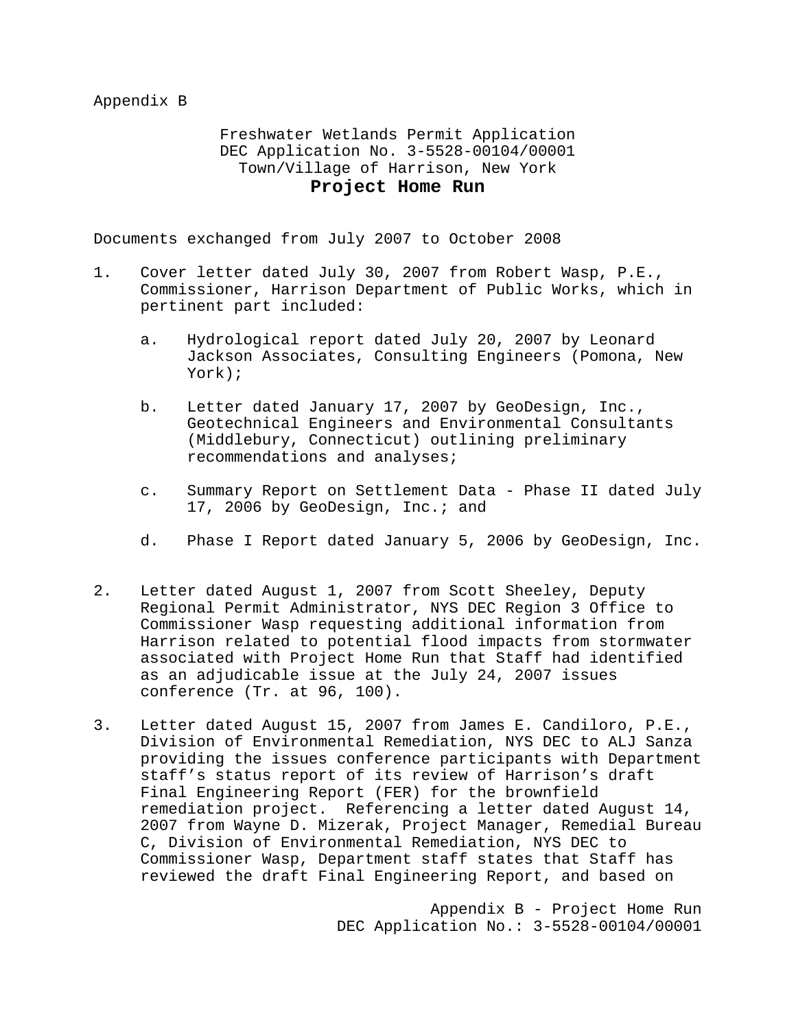Appendix B

Freshwater Wetlands Permit Application
DEC Application No. 3-5528-00104/00001
Town/Village of Harrison, New York
**Project Home Run**

Documents exchanged from July 2007 to October 2008

1. Cover letter dated July 30, 2007 from Robert Wasp, P.E., Commissioner, Harrison Department of Public Works, which in pertinent part included:

    a. Hydrological report dated July 20, 2007 by Leonard Jackson Associates, Consulting Engineers (Pomona, New York);

    b. Letter dated January 17, 2007 by GeoDesign, Inc., Geotechnical Engineers and Environmental Consultants (Middlebury, Connecticut) outlining preliminary recommendations and analyses;

    c. Summary Report on Settlement Data - Phase II dated July 17, 2006 by GeoDesign, Inc.; and

    d. Phase I Report dated January 5, 2006 by GeoDesign, Inc.

2. Letter dated August 1, 2007 from Scott Sheeley, Deputy Regional Permit Administrator, NYS DEC Region 3 Office to Commissioner Wasp requesting additional information from Harrison related to potential flood impacts from stormwater associated with Project Home Run that Staff had identified as an adjudicable issue at the July 24, 2007 issues conference (Tr. at 96, 100).

3. Letter dated August 15, 2007 from James E. Candiloro, P.E., Division of Environmental Remediation, NYS DEC to ALJ Sanza providing the issues conference participants with Department staff's status report of its review of Harrison's draft Final Engineering Report (FER) for the brownfield remediation project. Referencing a letter dated August 14, 2007 from Wayne D. Mizerak, Project Manager, Remedial Bureau C, Division of Environmental Remediation, NYS DEC to Commissioner Wasp, Department staff states that Staff has reviewed the draft Final Engineering Report, and based on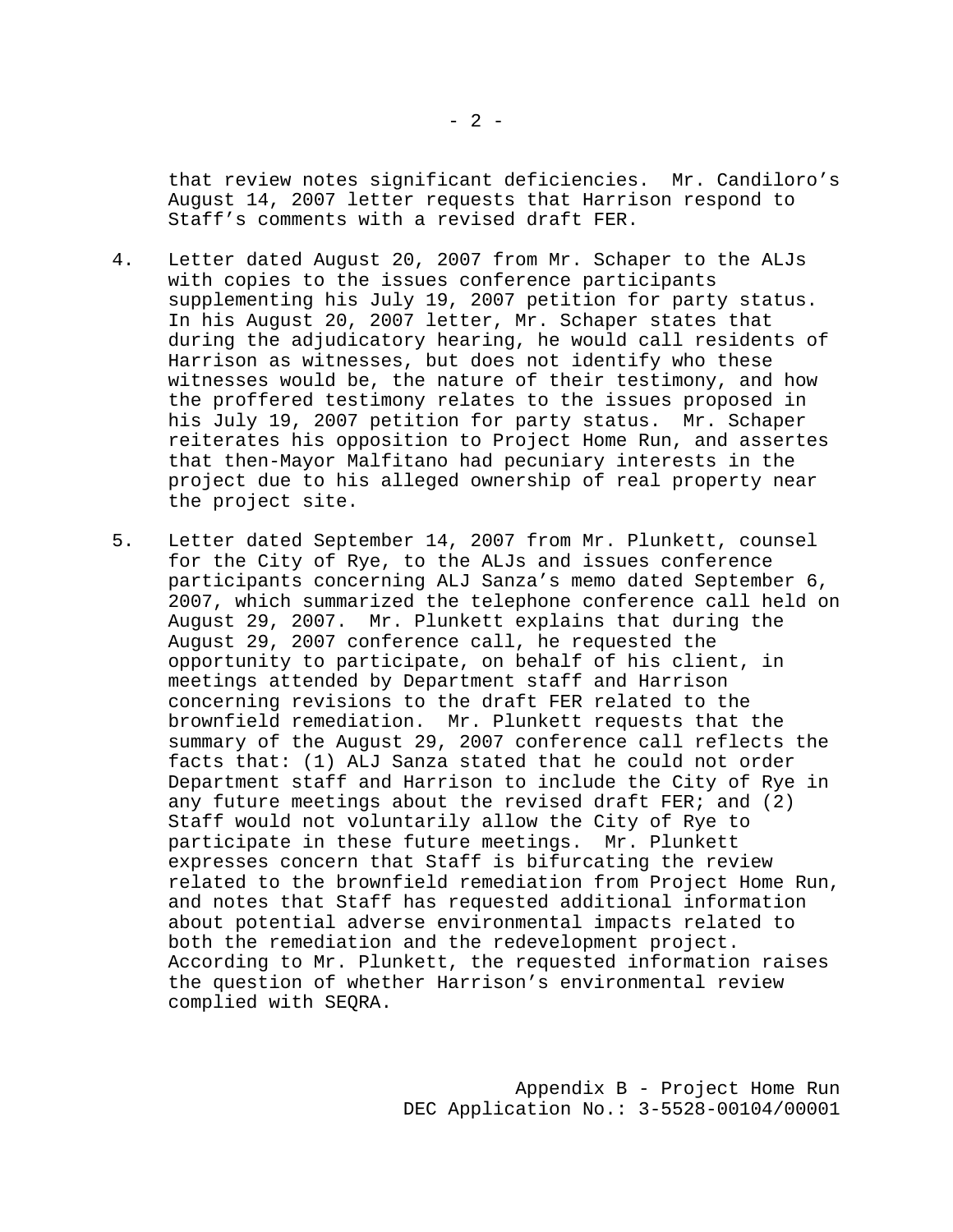that review notes significant deficiencies. Mr. Candiloro's August 14, 2007 letter requests that Harrison respond to Staff's comments with a revised draft FER.

4. Letter dated August 20, 2007 from Mr. Schaper to the ALJs with copies to the issues conference participants supplementing his July 19, 2007 petition for party status. In his August 20, 2007 letter, Mr. Schaper states that during the adjudicatory hearing, he would call residents of Harrison as witnesses, but does not identify who these witnesses would be, the nature of their testimony, and how the proffered testimony relates to the issues proposed in his July 19, 2007 petition for party status. Mr. Schaper reiterates his opposition to Project Home Run, and assertes that then-Mayor Malfitano had pecuniary interests in the project due to his alleged ownership of real property near the project site.

5. Letter dated September 14, 2007 from Mr. Plunkett, counsel for the City of Rye, to the ALJs and issues conference participants concerning ALJ Sanza's memo dated September 6, 2007, which summarized the telephone conference call held on August 29, 2007. Mr. Plunkett explains that during the August 29, 2007 conference call, he requested the opportunity to participate, on behalf of his client, in meetings attended by Department staff and Harrison concerning revisions to the draft FER related to the brownfield remediation. Mr. Plunkett requests that the summary of the August 29, 2007 conference call reflects the facts that: (1) ALJ Sanza stated that he could not order Department staff and Harrison to include the City of Rye in any future meetings about the revised draft FER; and (2) Staff would not voluntarily allow the City of Rye to participate in these future meetings. Mr. Plunkett expresses concern that Staff is bifurcating the review related to the brownfield remediation from Project Home Run, and notes that Staff has requested additional information about potential adverse environmental impacts related to both the remediation and the redevelopment project. According to Mr. Plunkett, the requested information raises the question of whether Harrison's environmental review complied with SEQRA.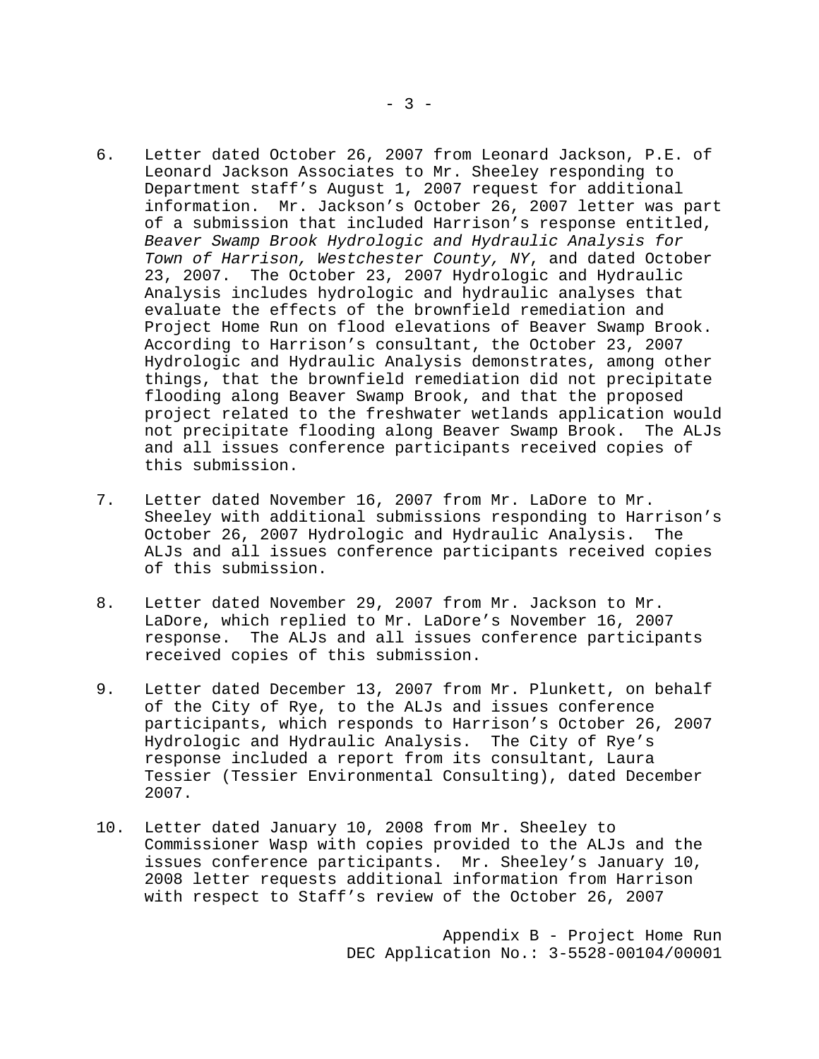6. Letter dated October 26, 2007 from Leonard Jackson, P.E. of Leonard Jackson Associates to Mr. Sheeley responding to Department staff's August 1, 2007 request for additional information. Mr. Jackson's October 26, 2007 letter was part of a submission that included Harrison's response entitled, *Beaver Swamp Brook Hydrologic and Hydraulic Analysis for Town of Harrison, Westchester County, NY*, and dated October 23, 2007. The October 23, 2007 Hydrologic and Hydraulic Analysis includes hydrologic and hydraulic analyses that evaluate the effects of the brownfield remediation and Project Home Run on flood elevations of Beaver Swamp Brook. According to Harrison's consultant, the October 23, 2007 Hydrologic and Hydraulic Analysis demonstrates, among other things, that the brownfield remediation did not precipitate flooding along Beaver Swamp Brook, and that the proposed project related to the freshwater wetlands application would not precipitate flooding along Beaver Swamp Brook. The ALJs and all issues conference participants received copies of this submission.

7. Letter dated November 16, 2007 from Mr. LaDore to Mr. Sheeley with additional submissions responding to Harrison's October 26, 2007 Hydrologic and Hydraulic Analysis. The ALJs and all issues conference participants received copies of this submission.

8. Letter dated November 29, 2007 from Mr. Jackson to Mr. LaDore, which replied to Mr. LaDore's November 16, 2007 response. The ALJs and all issues conference participants received copies of this submission.

9. Letter dated December 13, 2007 from Mr. Plunkett, on behalf of the City of Rye, to the ALJs and issues conference participants, which responds to Harrison's October 26, 2007 Hydrologic and Hydraulic Analysis. The City of Rye's response included a report from its consultant, Laura Tessier (Tessier Environmental Consulting), dated December 2007.

10. Letter dated January 10, 2008 from Mr. Sheeley to Commissioner Wasp with copies provided to the ALJs and the issues conference participants. Mr. Sheeley's January 10, 2008 letter requests additional information from Harrison with respect to Staff's review of the October 26, 2007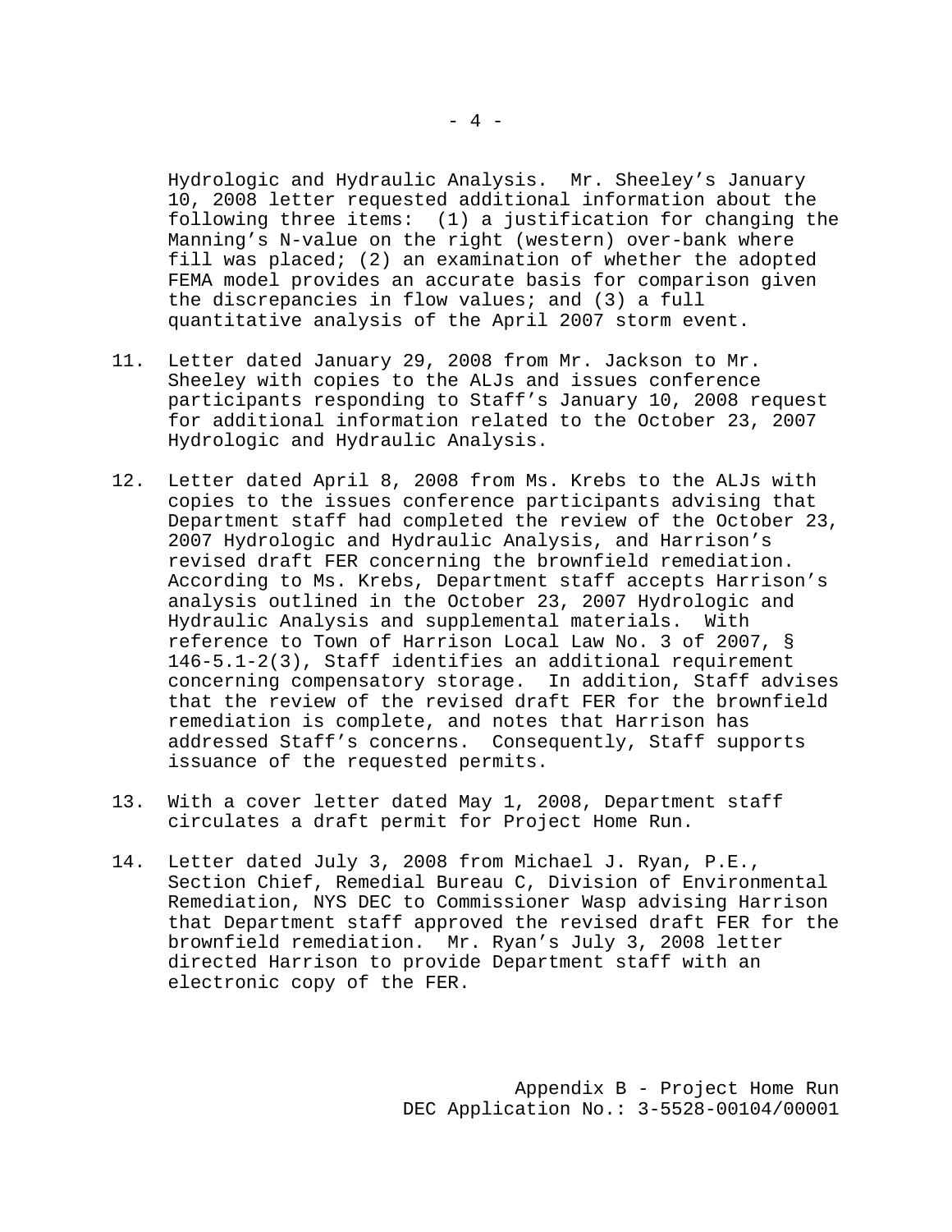Hydrologic and Hydraulic Analysis. Mr. Sheeley's January 10, 2008 letter requested additional information about the following three items: (1) a justification for changing the Manning's N-value on the right (western) over-bank where fill was placed; (2) an examination of whether the adopted FEMA model provides an accurate basis for comparison given the discrepancies in flow values; and (3) a full quantitative analysis of the April 2007 storm event.

11. Letter dated January 29, 2008 from Mr. Jackson to Mr. Sheeley with copies to the ALJs and issues conference participants responding to Staff's January 10, 2008 request for additional information related to the October 23, 2007 Hydrologic and Hydraulic Analysis.

12. Letter dated April 8, 2008 from Ms. Krebs to the ALJs with copies to the issues conference participants advising that Department staff had completed the review of the October 23, 2007 Hydrologic and Hydraulic Analysis, and Harrison's revised draft FER concerning the brownfield remediation. According to Ms. Krebs, Department staff accepts Harrison's analysis outlined in the October 23, 2007 Hydrologic and Hydraulic Analysis and supplemental materials. With reference to Town of Harrison Local Law No. 3 of 2007, § 146-5.1-2(3), Staff identifies an additional requirement concerning compensatory storage. In addition, Staff advises that the review of the revised draft FER for the brownfield remediation is complete, and notes that Harrison has addressed Staff's concerns. Consequently, Staff supports issuance of the requested permits.

13. With a cover letter dated May 1, 2008, Department staff circulates a draft permit for Project Home Run.

14. Letter dated July 3, 2008 from Michael J. Ryan, P.E., Section Chief, Remedial Bureau C, Division of Environmental Remediation, NYS DEC to Commissioner Wasp advising Harrison that Department staff approved the revised draft FER for the brownfield remediation. Mr. Ryan's July 3, 2008 letter directed Harrison to provide Department staff with an electronic copy of the FER.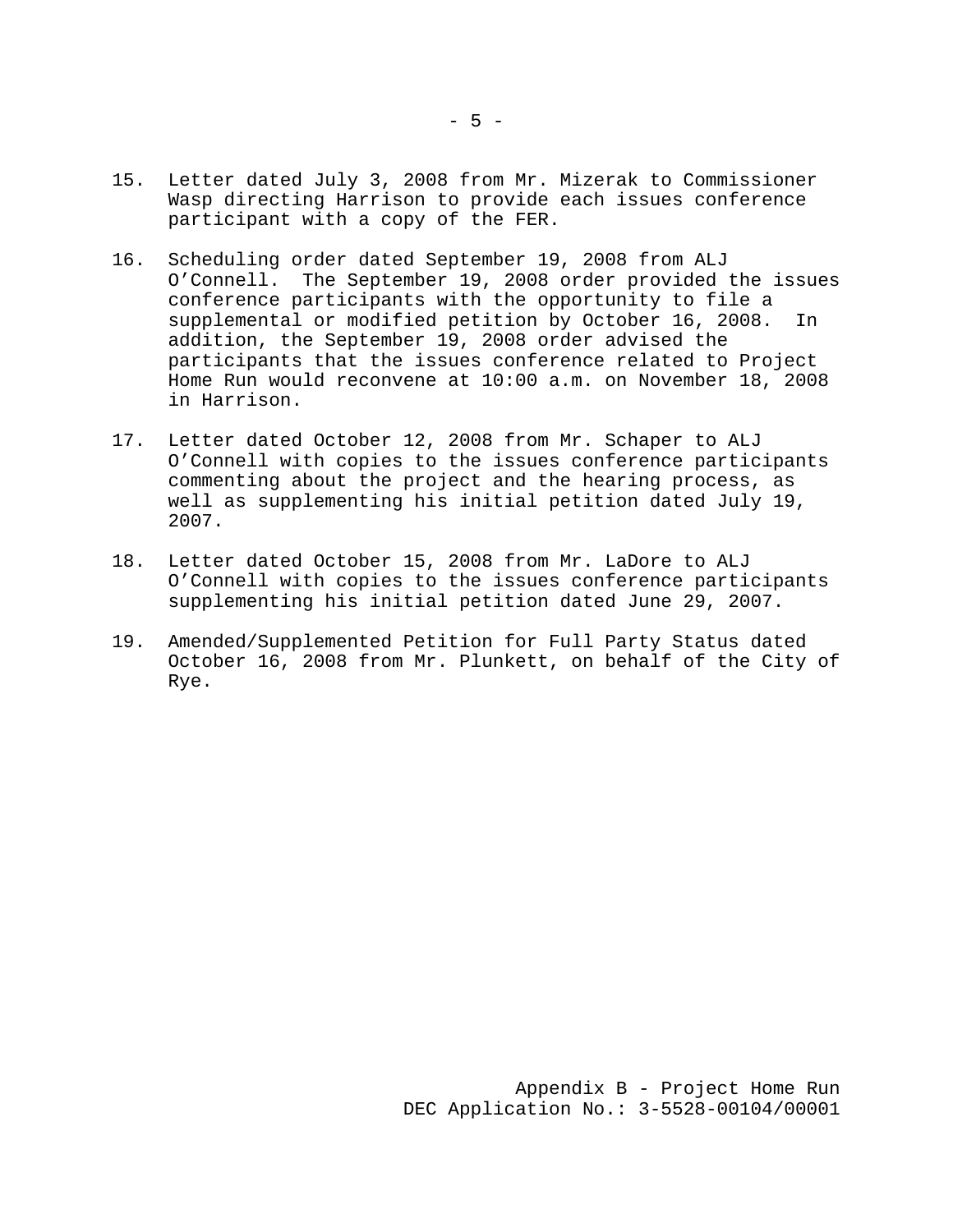15. Letter dated July 3, 2008 from Mr. Mizerak to Commissioner Wasp directing Harrison to provide each issues conference participant with a copy of the FER.

16. Scheduling order dated September 19, 2008 from ALJ O'Connell. The September 19, 2008 order provided the issues conference participants with the opportunity to file a supplemental or modified petition by October 16, 2008. In addition, the September 19, 2008 order advised the participants that the issues conference related to Project Home Run would reconvene at 10:00 a.m. on November 18, 2008 in Harrison.

17. Letter dated October 12, 2008 from Mr. Schaper to ALJ O'Connell with copies to the issues conference participants commenting about the project and the hearing process, as well as supplementing his initial petition dated July 19, 2007.

18. Letter dated October 15, 2008 from Mr. LaDore to ALJ O'Connell with copies to the issues conference participants supplementing his initial petition dated June 29, 2007.

19. Amended/Supplemented Petition for Full Party Status dated October 16, 2008 from Mr. Plunkett, on behalf of the City of Rye.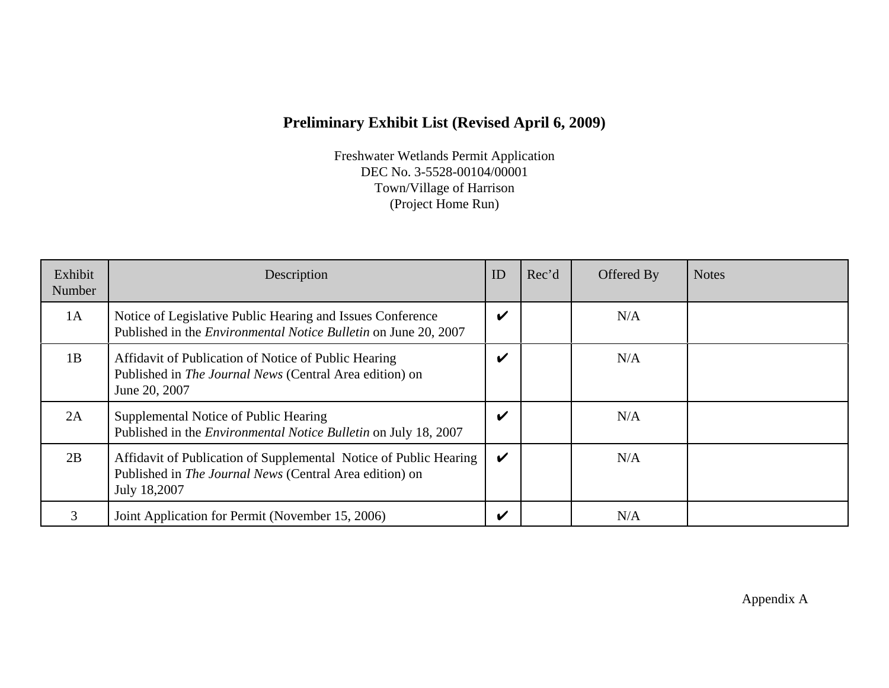# Preliminary Exhibit List (Revised April 6, 2009)

Freshwater Wetlands Permit Application
DEC No. 3-5528-00104/00001
Town/Village of Harrison
(Project Home Run)

| Exhibit Number | Description | ID | Rec'd | Offered By | Notes |
|---|---|---|---|---|---|
| 1A | Notice of Legislative Public Hearing and Issues Conference Published in the *Environmental Notice Bulletin* on June 20, 2007 | ✔ | | N/A | |
| 1B | Affidavit of Publication of Notice of Public Hearing Published in *The Journal News* (Central Area edition) on June 20, 2007 | ✔ | | N/A | |
| 2A | Supplemental Notice of Public Hearing Published in the *Environmental Notice Bulletin* on July 18, 2007 | ✔ | | N/A | |
| 2B | Affidavit of Publication of Supplemental Notice of Public Hearing Published in *The Journal News* (Central Area edition) on July 18,2007 | ✔ | | N/A | |
| 3 | Joint Application for Permit (November 15, 2006) | ✔ | | N/A | |

Appendix A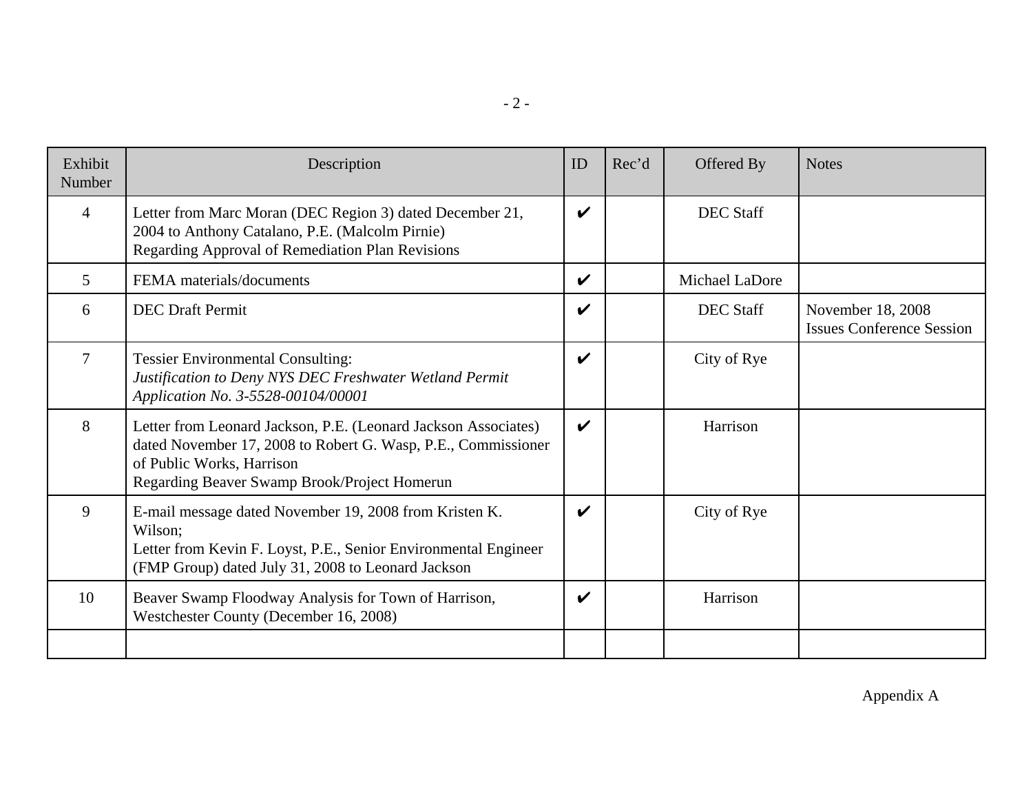| Exhibit Number | Description | ID | Rec'd | Offered By | Notes |
|---|---|---|---|---|---|
| 4 | Letter from Marc Moran (DEC Region 3) dated December 21, 2004 to Anthony Catalano, P.E. (Malcolm Pirnie) Regarding Approval of Remediation Plan Revisions | ✔ | | DEC Staff | |
| 5 | FEMA materials/documents | ✔ | | Michael LaDore | |
| 6 | DEC Draft Permit | ✔ | | DEC Staff | November 18, 2008 Issues Conference Session |
| 7 | Tessier Environmental Consulting: *Justification to Deny NYS DEC Freshwater Wetland Permit Application No. 3-5528-00104/00001* | ✔ | | City of Rye | |
| 8 | Letter from Leonard Jackson, P.E. (Leonard Jackson Associates) dated November 17, 2008 to Robert G. Wasp, P.E., Commissioner of Public Works, Harrison Regarding Beaver Swamp Brook/Project Homerun | ✔ | | Harrison | |
| 9 | E-mail message dated November 19, 2008 from Kristen K. Wilson; Letter from Kevin F. Loyst, P.E., Senior Environmental Engineer (FMP Group) dated July 31, 2008 to Leonard Jackson | ✔ | | City of Rye | |
| 10 | Beaver Swamp Floodway Analysis for Town of Harrison, Westchester County (December 16, 2008) | ✔ | | Harrison | |
| | | | | | |

Appendix A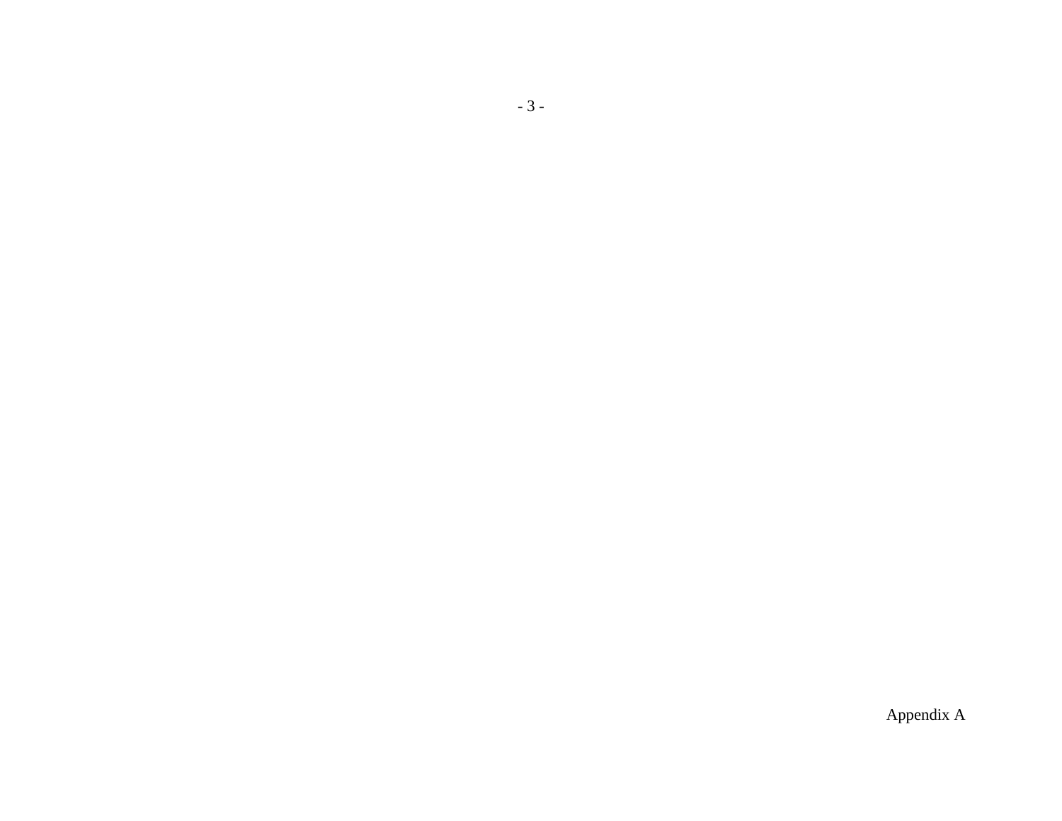Appendix A